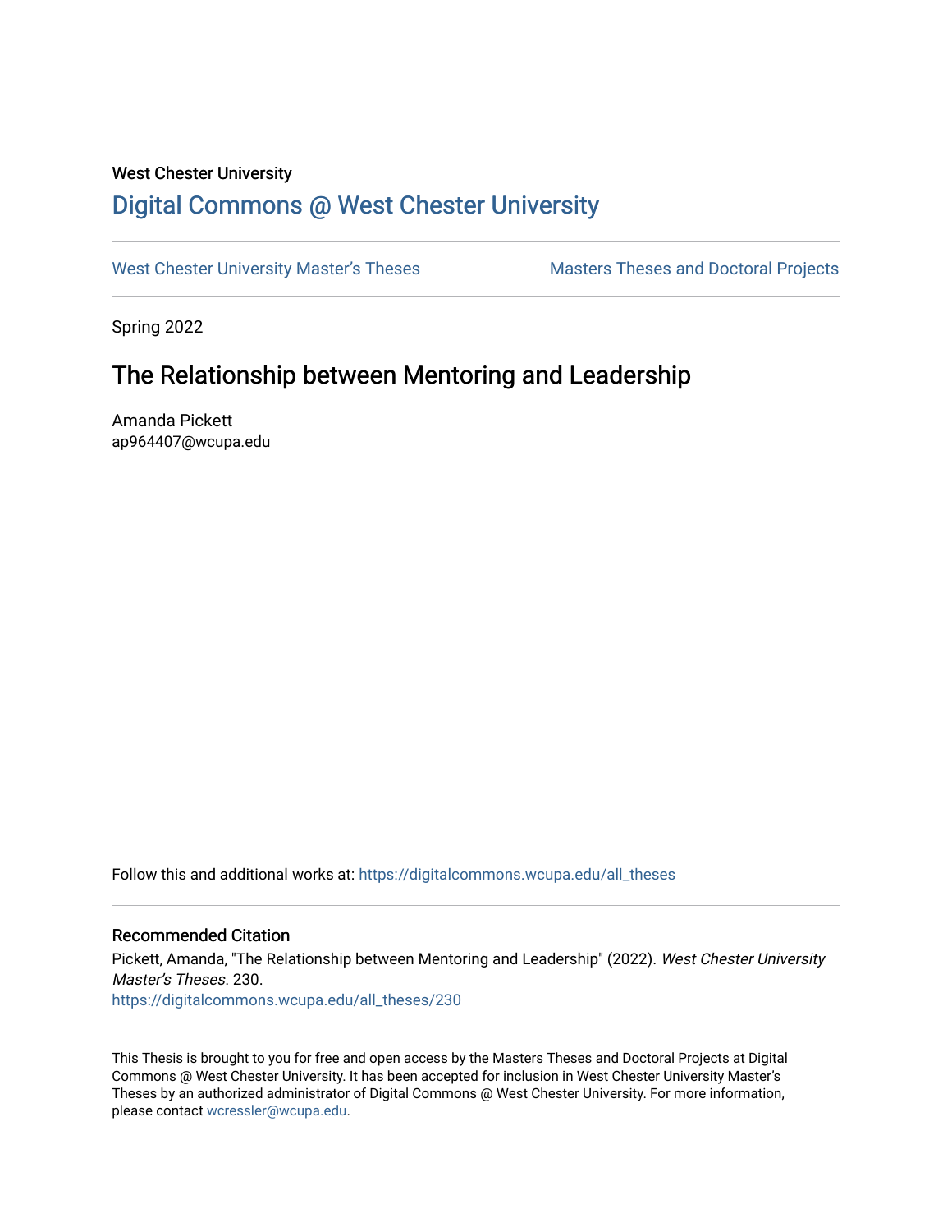West Chester University

## Digital Commons @ West Chester University

West Chester University Master's Theses | Masters Theses and Doctoral Projects

Spring 2022

# The Relationship between Mentoring and Leadership

Amanda Pickett
ap964407@wcupa.edu

Follow this and additional works at: https://digitalcommons.wcupa.edu/all_theses

### Recommended Citation

Pickett, Amanda, "The Relationship between Mentoring and Leadership" (2022). *West Chester University Master's Theses*. 230.
https://digitalcommons.wcupa.edu/all_theses/230

This Thesis is brought to you for free and open access by the Masters Theses and Doctoral Projects at Digital Commons @ West Chester University. It has been accepted for inclusion in West Chester University Master's Theses by an authorized administrator of Digital Commons @ West Chester University. For more information, please contact wcressler@wcupa.edu.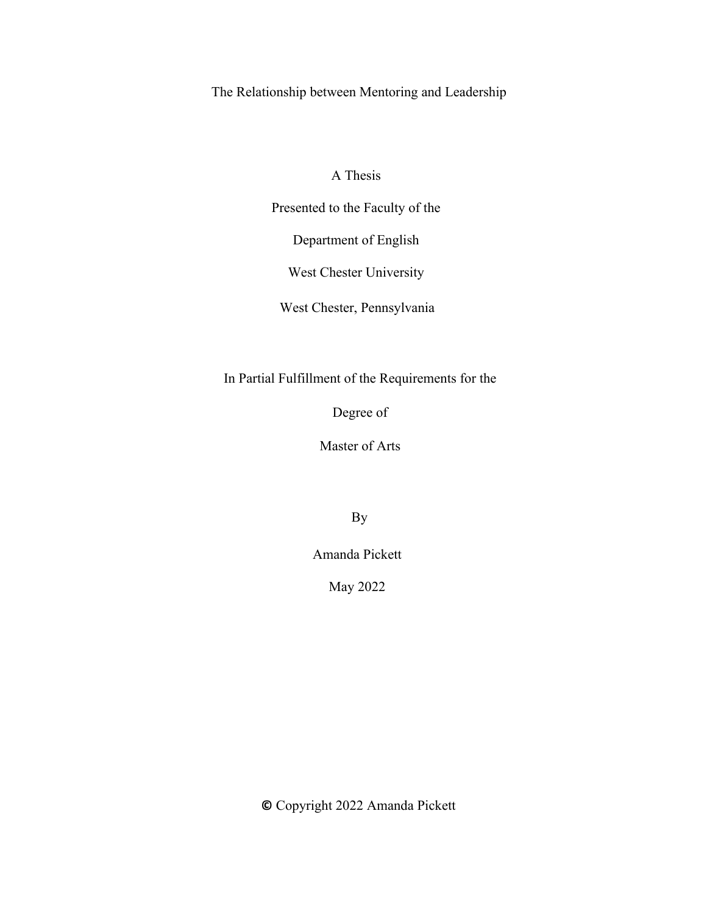# The Relationship between Mentoring and Leadership

A Thesis

Presented to the Faculty of the

Department of English

West Chester University

West Chester, Pennsylvania

In Partial Fulfillment of the Requirements for the

Degree of

Master of Arts

By

Amanda Pickett

May 2022

© Copyright 2022 Amanda Pickett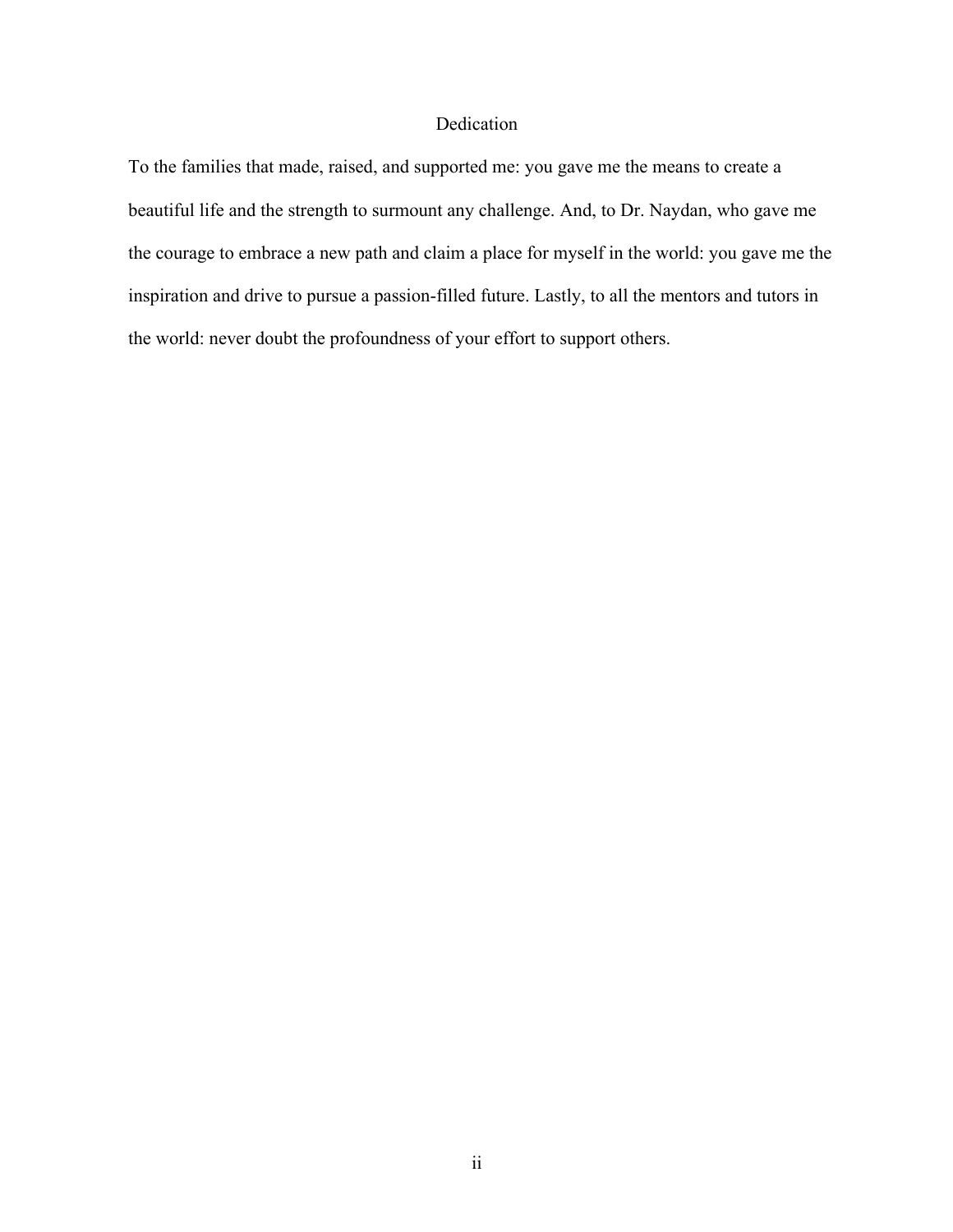# Dedication

To the families that made, raised, and supported me: you gave me the means to create a beautiful life and the strength to surmount any challenge. And, to Dr. Naydan, who gave me the courage to embrace a new path and claim a place for myself in the world: you gave me the inspiration and drive to pursue a passion-filled future. Lastly, to all the mentors and tutors in the world: never doubt the profoundness of your effort to support others.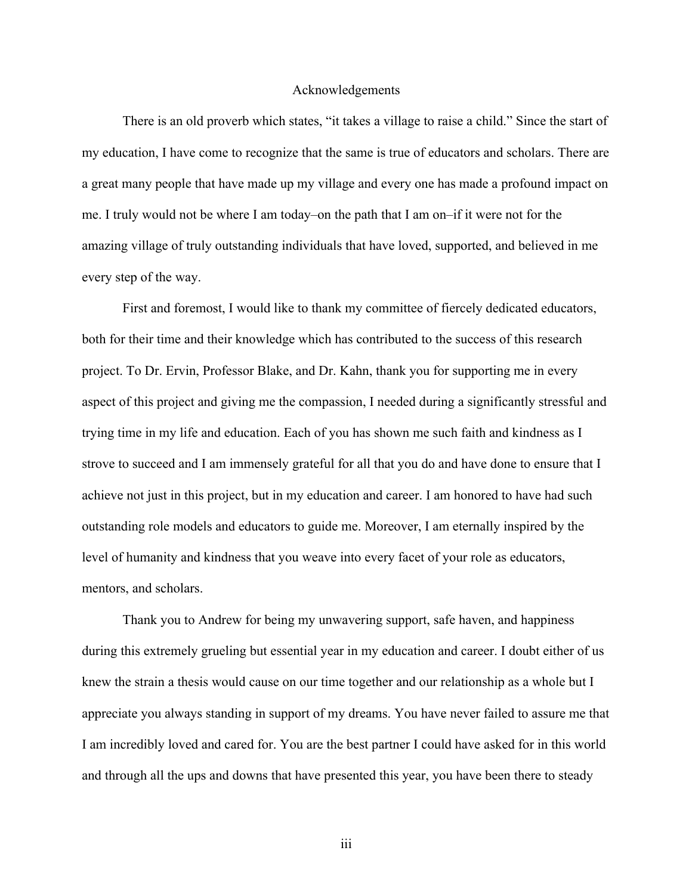# Acknowledgements

There is an old proverb which states, "it takes a village to raise a child." Since the start of my education, I have come to recognize that the same is true of educators and scholars. There are a great many people that have made up my village and every one has made a profound impact on me. I truly would not be where I am today–on the path that I am on–if it were not for the amazing village of truly outstanding individuals that have loved, supported, and believed in me every step of the way.

First and foremost, I would like to thank my committee of fiercely dedicated educators, both for their time and their knowledge which has contributed to the success of this research project. To Dr. Ervin, Professor Blake, and Dr. Kahn, thank you for supporting me in every aspect of this project and giving me the compassion, I needed during a significantly stressful and trying time in my life and education. Each of you has shown me such faith and kindness as I strove to succeed and I am immensely grateful for all that you do and have done to ensure that I achieve not just in this project, but in my education and career. I am honored to have had such outstanding role models and educators to guide me. Moreover, I am eternally inspired by the level of humanity and kindness that you weave into every facet of your role as educators, mentors, and scholars.

Thank you to Andrew for being my unwavering support, safe haven, and happiness during this extremely grueling but essential year in my education and career. I doubt either of us knew the strain a thesis would cause on our time together and our relationship as a whole but I appreciate you always standing in support of my dreams. You have never failed to assure me that I am incredibly loved and cared for. You are the best partner I could have asked for in this world and through all the ups and downs that have presented this year, you have been there to steady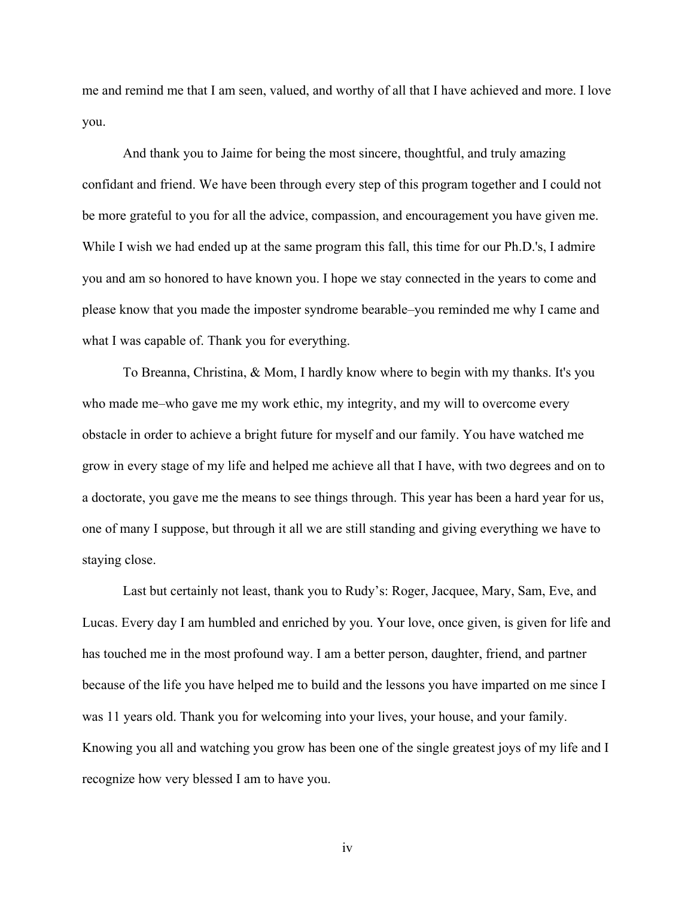me and remind me that I am seen, valued, and worthy of all that I have achieved and more. I love you.

And thank you to Jaime for being the most sincere, thoughtful, and truly amazing confidant and friend. We have been through every step of this program together and I could not be more grateful to you for all the advice, compassion, and encouragement you have given me. While I wish we had ended up at the same program this fall, this time for our Ph.D.'s, I admire you and am so honored to have known you. I hope we stay connected in the years to come and please know that you made the imposter syndrome bearable–you reminded me why I came and what I was capable of. Thank you for everything.

To Breanna, Christina, & Mom, I hardly know where to begin with my thanks. It's you who made me–who gave me my work ethic, my integrity, and my will to overcome every obstacle in order to achieve a bright future for myself and our family. You have watched me grow in every stage of my life and helped me achieve all that I have, with two degrees and on to a doctorate, you gave me the means to see things through. This year has been a hard year for us, one of many I suppose, but through it all we are still standing and giving everything we have to staying close.

Last but certainly not least, thank you to Rudy's: Roger, Jacquee, Mary, Sam, Eve, and Lucas. Every day I am humbled and enriched by you. Your love, once given, is given for life and has touched me in the most profound way. I am a better person, daughter, friend, and partner because of the life you have helped me to build and the lessons you have imparted on me since I was 11 years old. Thank you for welcoming into your lives, your house, and your family. Knowing you all and watching you grow has been one of the single greatest joys of my life and I recognize how very blessed I am to have you.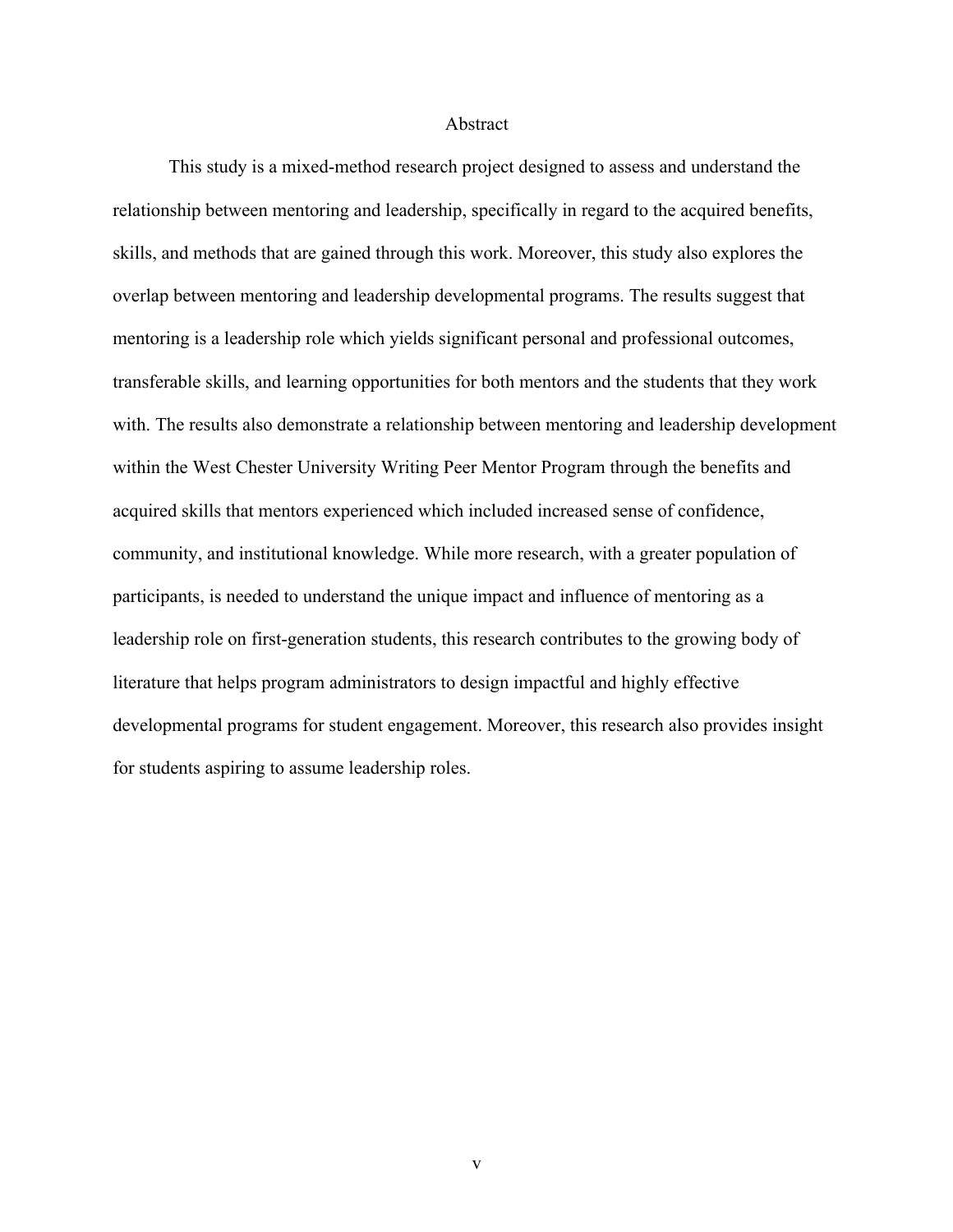# Abstract

This study is a mixed-method research project designed to assess and understand the relationship between mentoring and leadership, specifically in regard to the acquired benefits, skills, and methods that are gained through this work. Moreover, this study also explores the overlap between mentoring and leadership developmental programs. The results suggest that mentoring is a leadership role which yields significant personal and professional outcomes, transferable skills, and learning opportunities for both mentors and the students that they work with. The results also demonstrate a relationship between mentoring and leadership development within the West Chester University Writing Peer Mentor Program through the benefits and acquired skills that mentors experienced which included increased sense of confidence, community, and institutional knowledge. While more research, with a greater population of participants, is needed to understand the unique impact and influence of mentoring as a leadership role on first-generation students, this research contributes to the growing body of literature that helps program administrators to design impactful and highly effective developmental programs for student engagement. Moreover, this research also provides insight for students aspiring to assume leadership roles.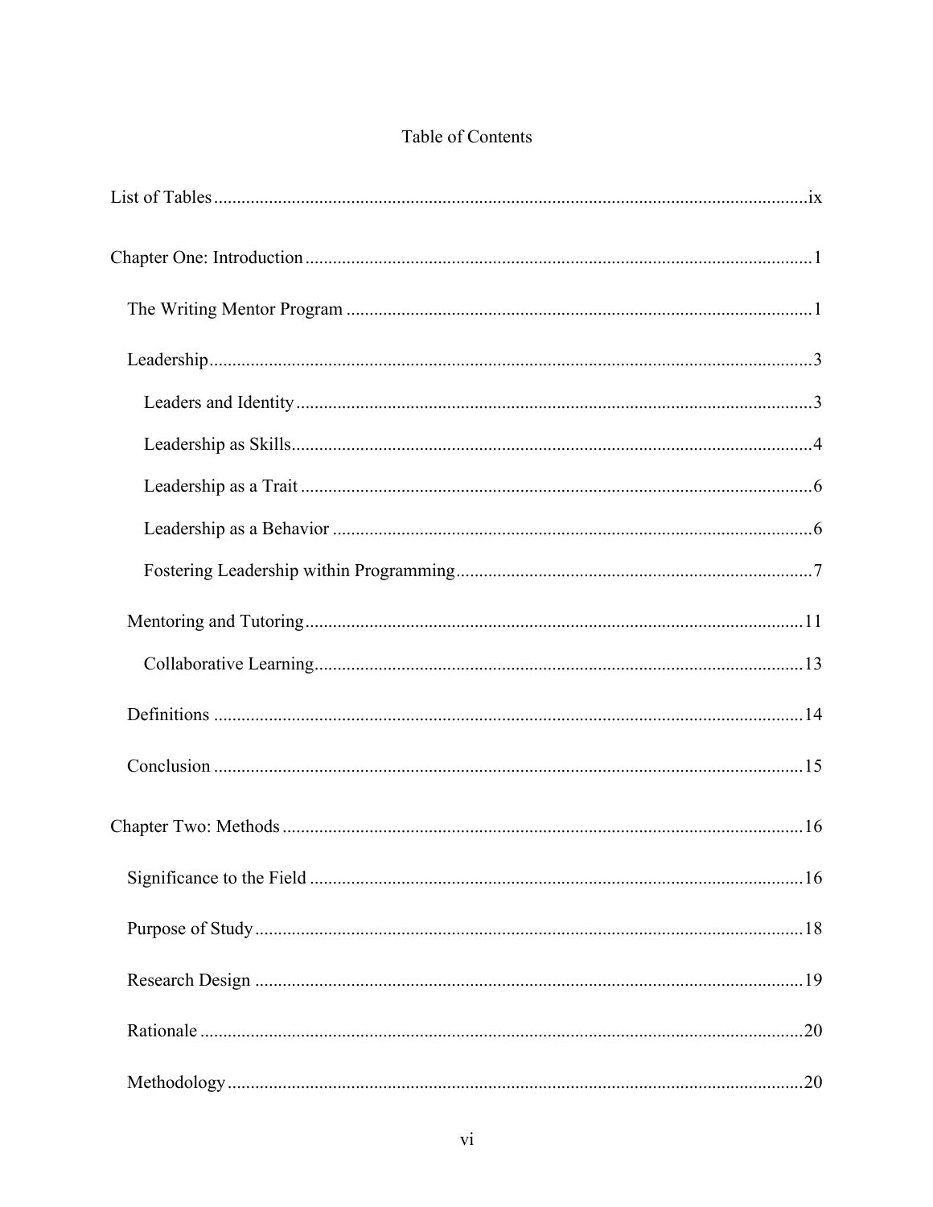# Table of Contents

List of Tables ..... ix

Chapter One: Introduction ..... 1

- The Writing Mentor Program ..... 1
- Leadership ..... 3
  - Leaders and Identity ..... 3
  - Leadership as Skills ..... 4
  - Leadership as a Trait ..... 6
  - Leadership as a Behavior ..... 6
  - Fostering Leadership within Programming ..... 7
- Mentoring and Tutoring ..... 11
  - Collaborative Learning ..... 13
- Definitions ..... 14
- Conclusion ..... 15

Chapter Two: Methods ..... 16

- Significance to the Field ..... 16
- Purpose of Study ..... 18
- Research Design ..... 19
- Rationale ..... 20
- Methodology ..... 20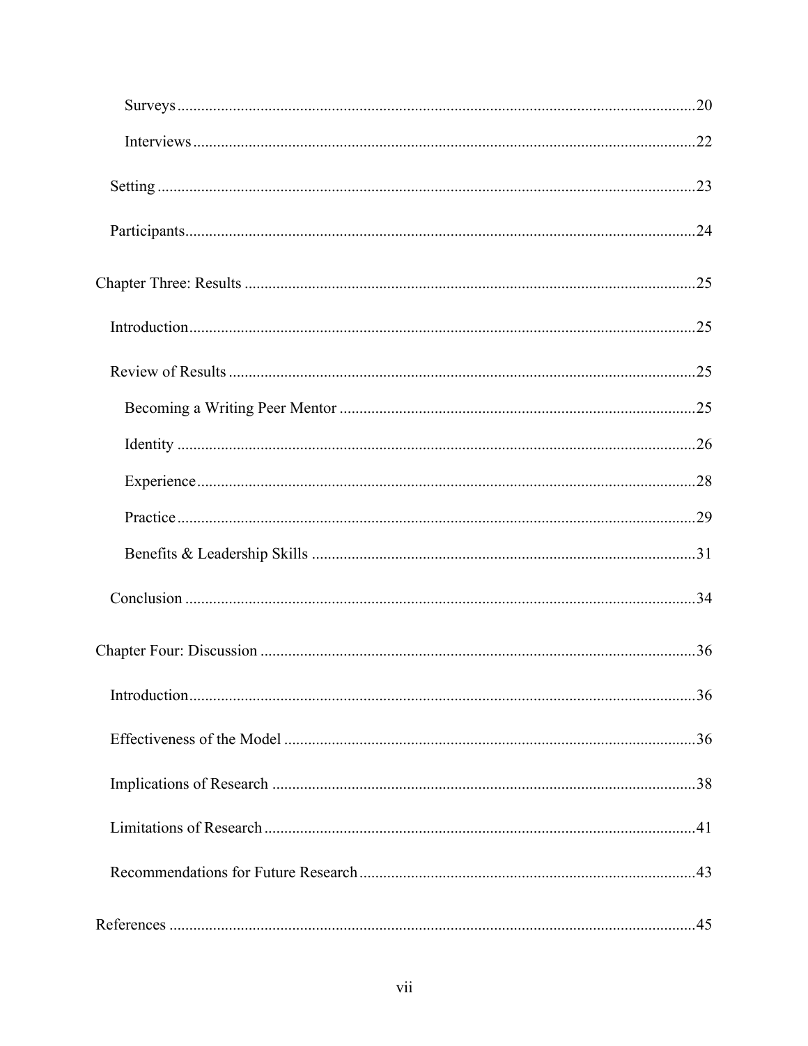Surveys ....................................................................................................................20

Interviews ................................................................................................................22

Setting ..........................................................................................................................23

Participants....................................................................................................................24

Chapter Three: Results ....................................................................................................25

Introduction...................................................................................................................25

Review of Results .........................................................................................................25

Becoming a Writing Peer Mentor ............................................................................25

Identity .....................................................................................................................26

Experience................................................................................................................28

Practice .....................................................................................................................29

Benefits & Leadership Skills ...................................................................................31

Conclusion ....................................................................................................................34

Chapter Four: Discussion .................................................................................................36

Introduction...................................................................................................................36

Effectiveness of the Model ...........................................................................................36

Implications of Research ...............................................................................................38

Limitations of Research ................................................................................................41

Recommendations for Future Research........................................................................43

References .......................................................................................................................45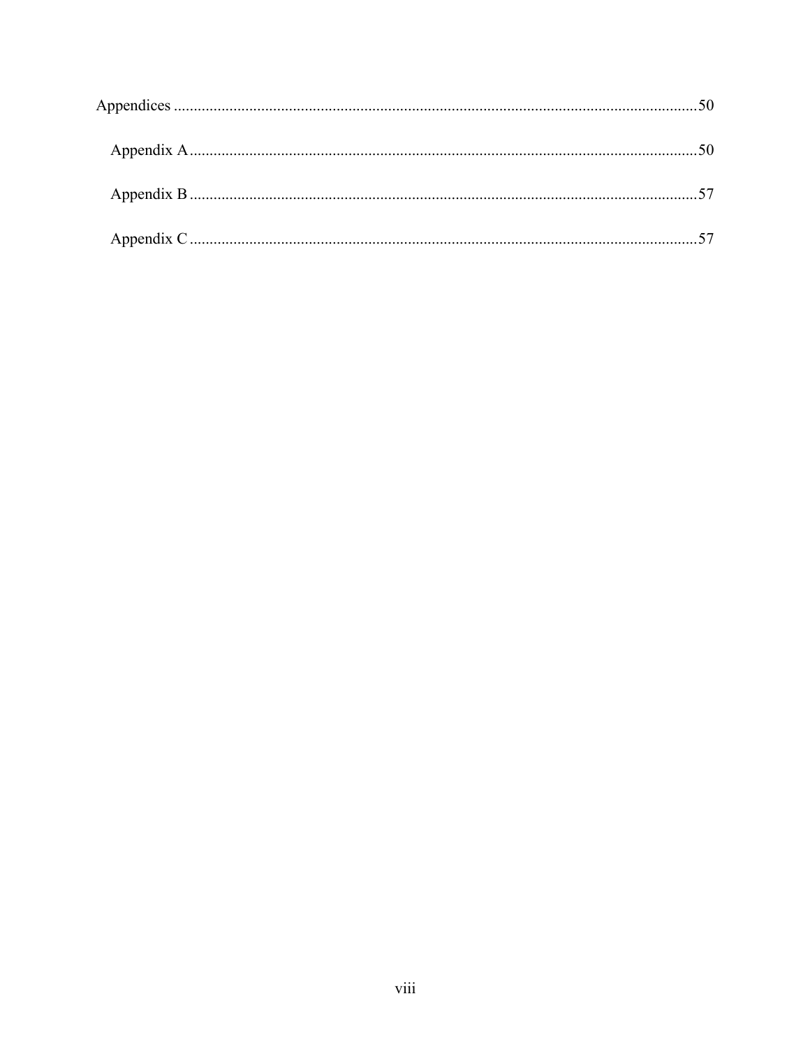Appendices ....................................................................................................................50

Appendix A ..............................................................................................................50

Appendix B ..............................................................................................................57

Appendix C ..............................................................................................................57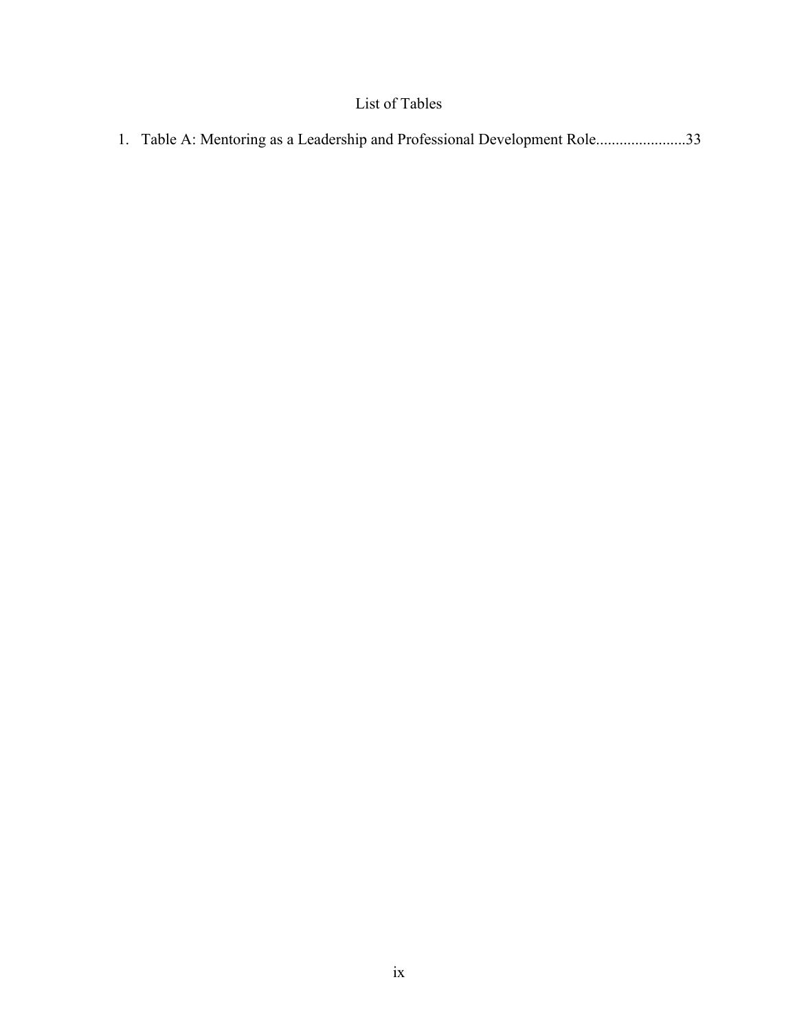# List of Tables

1. Table A: Mentoring as a Leadership and Professional Development Role.......................33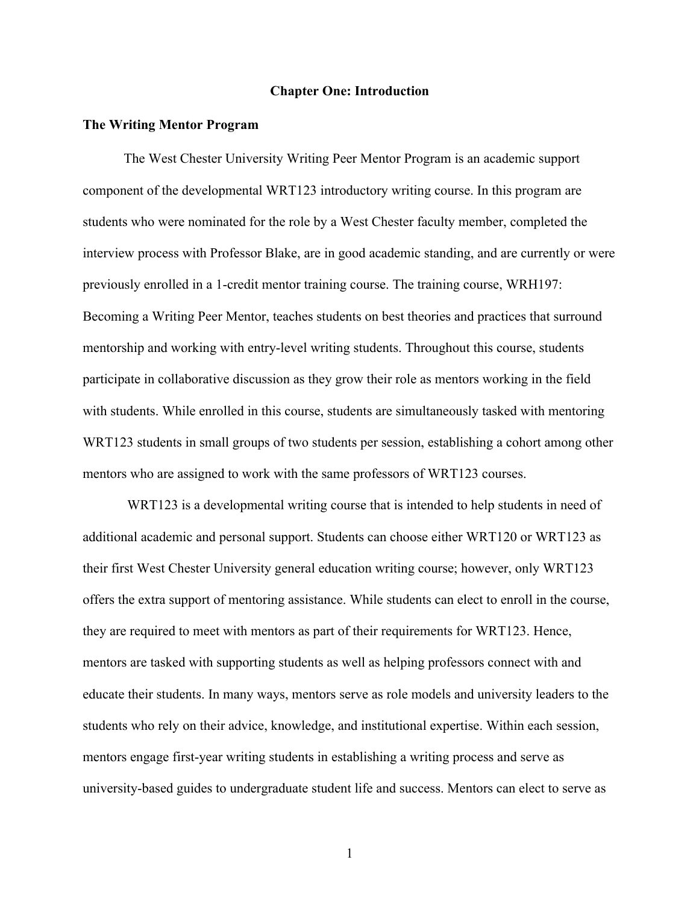# Chapter One: Introduction

## The Writing Mentor Program

The West Chester University Writing Peer Mentor Program is an academic support component of the developmental WRT123 introductory writing course. In this program are students who were nominated for the role by a West Chester faculty member, completed the interview process with Professor Blake, are in good academic standing, and are currently or were previously enrolled in a 1-credit mentor training course. The training course, WRH197: Becoming a Writing Peer Mentor, teaches students on best theories and practices that surround mentorship and working with entry-level writing students. Throughout this course, students participate in collaborative discussion as they grow their role as mentors working in the field with students. While enrolled in this course, students are simultaneously tasked with mentoring WRT123 students in small groups of two students per session, establishing a cohort among other mentors who are assigned to work with the same professors of WRT123 courses.

WRT123 is a developmental writing course that is intended to help students in need of additional academic and personal support. Students can choose either WRT120 or WRT123 as their first West Chester University general education writing course; however, only WRT123 offers the extra support of mentoring assistance. While students can elect to enroll in the course, they are required to meet with mentors as part of their requirements for WRT123. Hence, mentors are tasked with supporting students as well as helping professors connect with and educate their students. In many ways, mentors serve as role models and university leaders to the students who rely on their advice, knowledge, and institutional expertise. Within each session, mentors engage first-year writing students in establishing a writing process and serve as university-based guides to undergraduate student life and success. Mentors can elect to serve as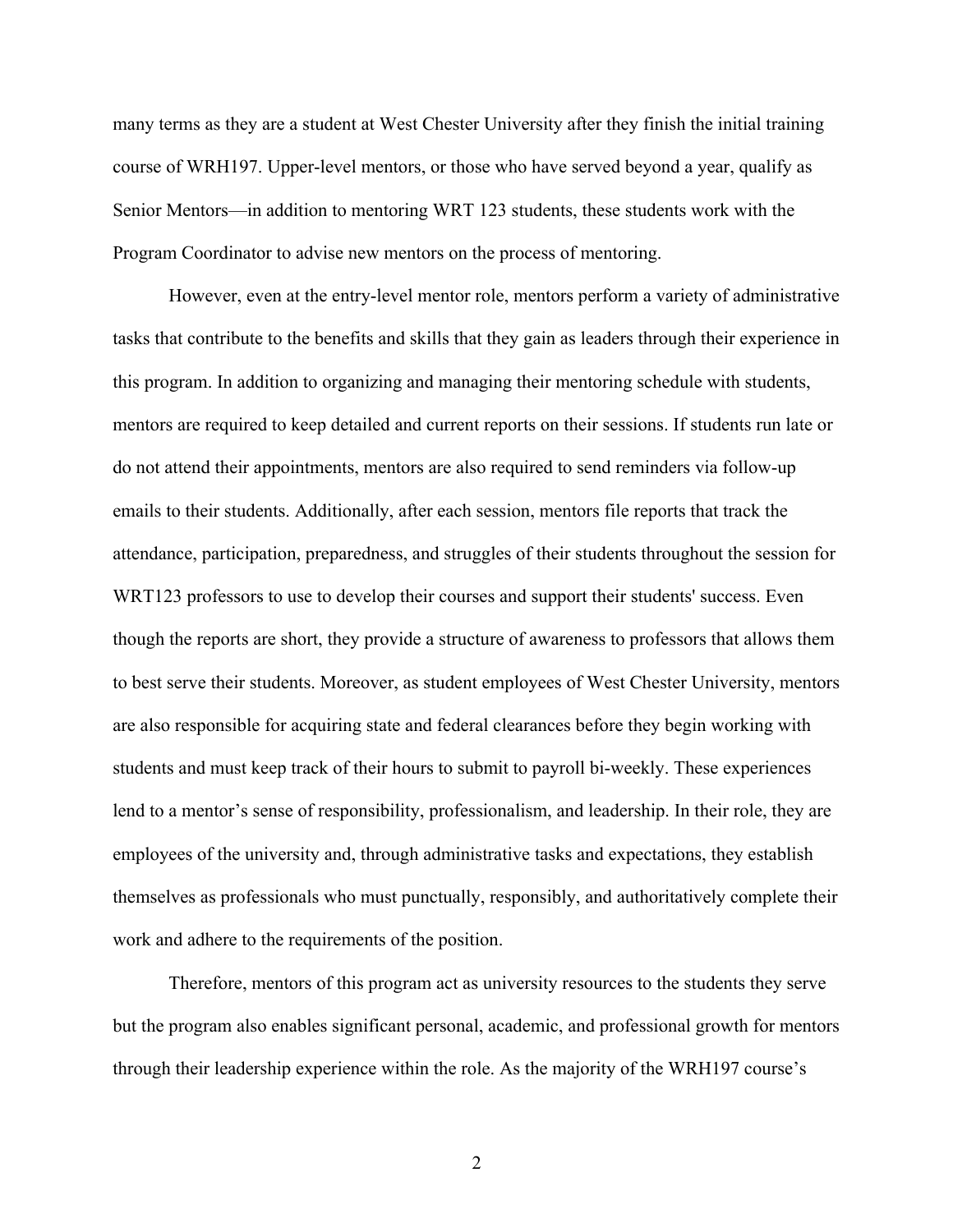many terms as they are a student at West Chester University after they finish the initial training course of WRH197. Upper-level mentors, or those who have served beyond a year, qualify as Senior Mentors—in addition to mentoring WRT 123 students, these students work with the Program Coordinator to advise new mentors on the process of mentoring.

However, even at the entry-level mentor role, mentors perform a variety of administrative tasks that contribute to the benefits and skills that they gain as leaders through their experience in this program. In addition to organizing and managing their mentoring schedule with students, mentors are required to keep detailed and current reports on their sessions. If students run late or do not attend their appointments, mentors are also required to send reminders via follow-up emails to their students. Additionally, after each session, mentors file reports that track the attendance, participation, preparedness, and struggles of their students throughout the session for WRT123 professors to use to develop their courses and support their students' success. Even though the reports are short, they provide a structure of awareness to professors that allows them to best serve their students. Moreover, as student employees of West Chester University, mentors are also responsible for acquiring state and federal clearances before they begin working with students and must keep track of their hours to submit to payroll bi-weekly. These experiences lend to a mentor's sense of responsibility, professionalism, and leadership. In their role, they are employees of the university and, through administrative tasks and expectations, they establish themselves as professionals who must punctually, responsibly, and authoritatively complete their work and adhere to the requirements of the position.

Therefore, mentors of this program act as university resources to the students they serve but the program also enables significant personal, academic, and professional growth for mentors through their leadership experience within the role. As the majority of the WRH197 course's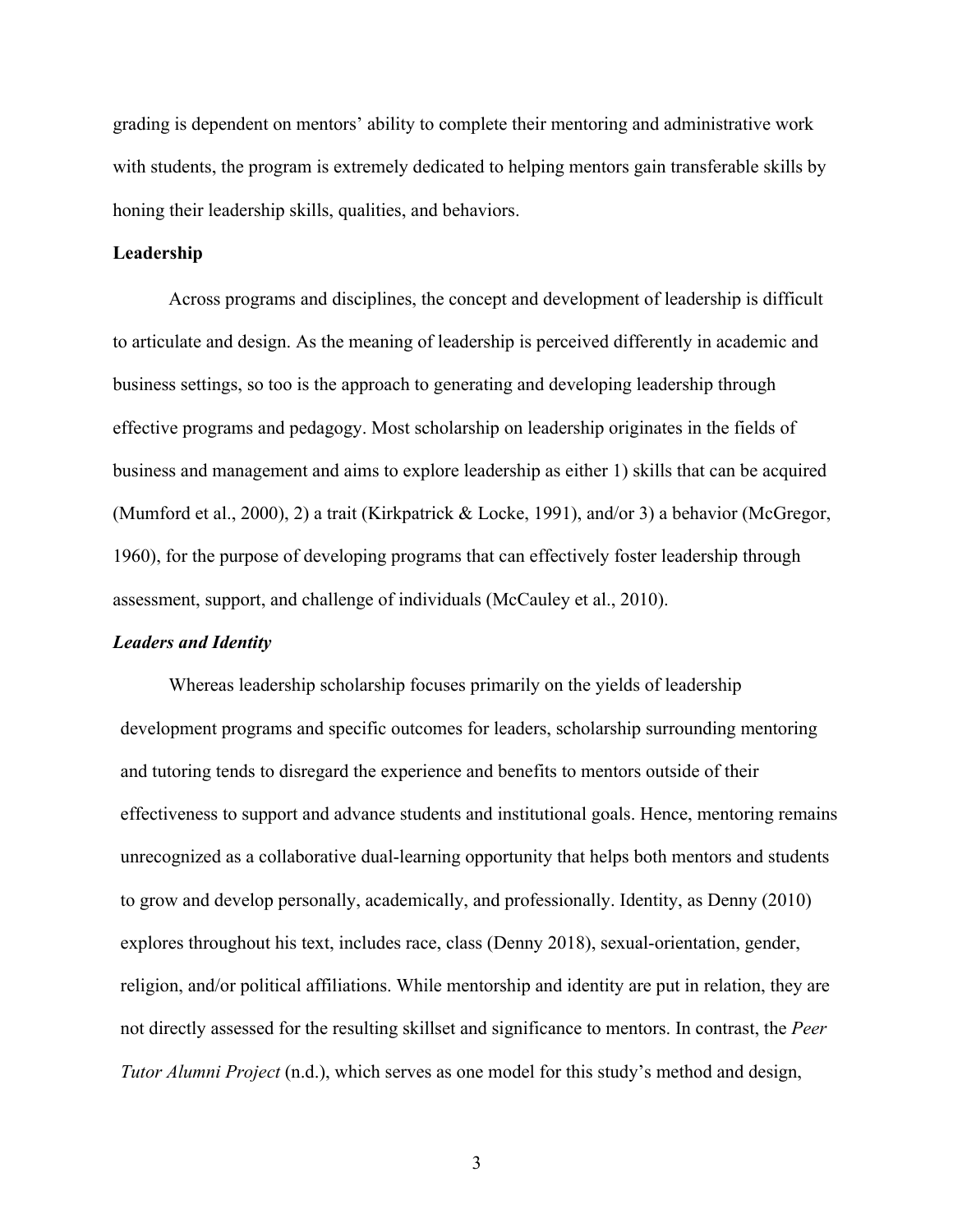grading is dependent on mentors' ability to complete their mentoring and administrative work with students, the program is extremely dedicated to helping mentors gain transferable skills by honing their leadership skills, qualities, and behaviors.

## Leadership

Across programs and disciplines, the concept and development of leadership is difficult to articulate and design. As the meaning of leadership is perceived differently in academic and business settings, so too is the approach to generating and developing leadership through effective programs and pedagogy. Most scholarship on leadership originates in the fields of business and management and aims to explore leadership as either 1) skills that can be acquired (Mumford et al., 2000), 2) a trait (Kirkpatrick & Locke, 1991), and/or 3) a behavior (McGregor, 1960), for the purpose of developing programs that can effectively foster leadership through assessment, support, and challenge of individuals (McCauley et al., 2010).

### *Leaders and Identity*

Whereas leadership scholarship focuses primarily on the yields of leadership development programs and specific outcomes for leaders, scholarship surrounding mentoring and tutoring tends to disregard the experience and benefits to mentors outside of their effectiveness to support and advance students and institutional goals. Hence, mentoring remains unrecognized as a collaborative dual-learning opportunity that helps both mentors and students to grow and develop personally, academically, and professionally. Identity, as Denny (2010) explores throughout his text, includes race, class (Denny 2018), sexual-orientation, gender, religion, and/or political affiliations. While mentorship and identity are put in relation, they are not directly assessed for the resulting skillset and significance to mentors. In contrast, the *Peer Tutor Alumni Project* (n.d.), which serves as one model for this study's method and design,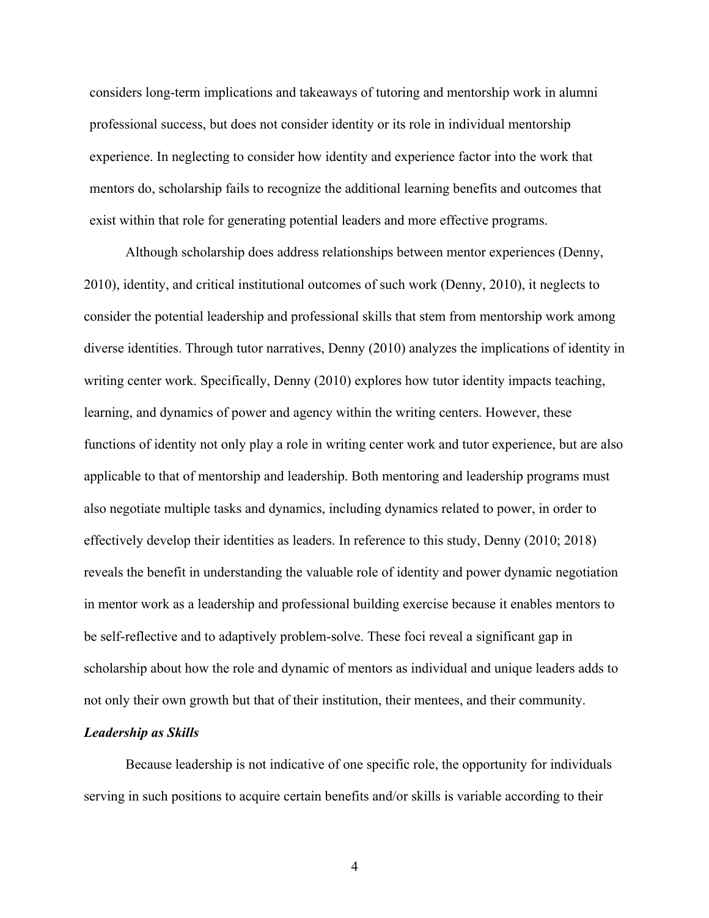considers long-term implications and takeaways of tutoring and mentorship work in alumni professional success, but does not consider identity or its role in individual mentorship experience. In neglecting to consider how identity and experience factor into the work that mentors do, scholarship fails to recognize the additional learning benefits and outcomes that exist within that role for generating potential leaders and more effective programs.

Although scholarship does address relationships between mentor experiences (Denny, 2010), identity, and critical institutional outcomes of such work (Denny, 2010), it neglects to consider the potential leadership and professional skills that stem from mentorship work among diverse identities. Through tutor narratives, Denny (2010) analyzes the implications of identity in writing center work. Specifically, Denny (2010) explores how tutor identity impacts teaching, learning, and dynamics of power and agency within the writing centers. However, these functions of identity not only play a role in writing center work and tutor experience, but are also applicable to that of mentorship and leadership. Both mentoring and leadership programs must also negotiate multiple tasks and dynamics, including dynamics related to power, in order to effectively develop their identities as leaders. In reference to this study, Denny (2010; 2018) reveals the benefit in understanding the valuable role of identity and power dynamic negotiation in mentor work as a leadership and professional building exercise because it enables mentors to be self-reflective and to adaptively problem-solve. These foci reveal a significant gap in scholarship about how the role and dynamic of mentors as individual and unique leaders adds to not only their own growth but that of their institution, their mentees, and their community.

***Leadership as Skills***

Because leadership is not indicative of one specific role, the opportunity for individuals serving in such positions to acquire certain benefits and/or skills is variable according to their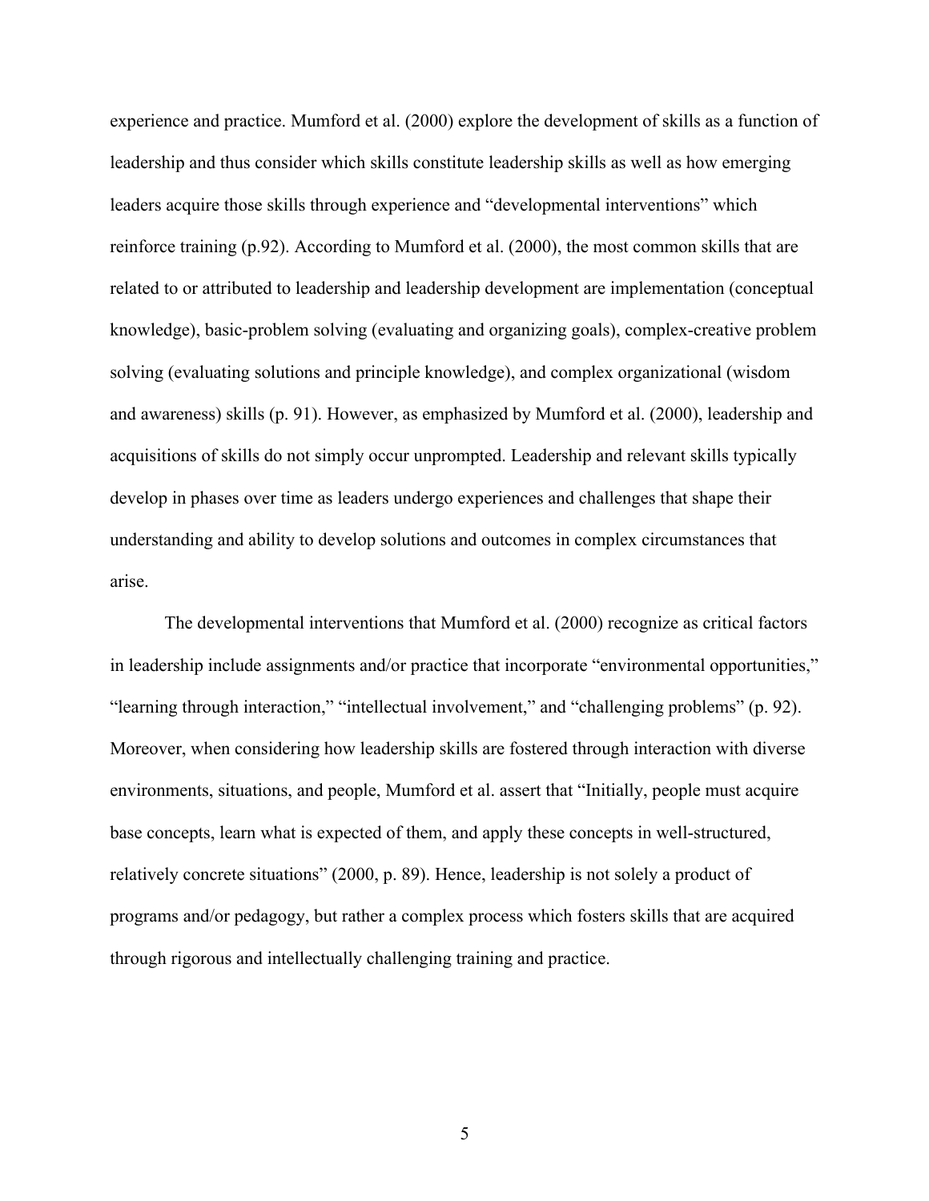experience and practice. Mumford et al. (2000) explore the development of skills as a function of leadership and thus consider which skills constitute leadership skills as well as how emerging leaders acquire those skills through experience and "developmental interventions" which reinforce training (p.92). According to Mumford et al. (2000), the most common skills that are related to or attributed to leadership and leadership development are implementation (conceptual knowledge), basic-problem solving (evaluating and organizing goals), complex-creative problem solving (evaluating solutions and principle knowledge), and complex organizational (wisdom and awareness) skills (p. 91). However, as emphasized by Mumford et al. (2000), leadership and acquisitions of skills do not simply occur unprompted. Leadership and relevant skills typically develop in phases over time as leaders undergo experiences and challenges that shape their understanding and ability to develop solutions and outcomes in complex circumstances that arise.

The developmental interventions that Mumford et al. (2000) recognize as critical factors in leadership include assignments and/or practice that incorporate "environmental opportunities," "learning through interaction," "intellectual involvement," and "challenging problems" (p. 92). Moreover, when considering how leadership skills are fostered through interaction with diverse environments, situations, and people, Mumford et al. assert that "Initially, people must acquire base concepts, learn what is expected of them, and apply these concepts in well-structured, relatively concrete situations" (2000, p. 89). Hence, leadership is not solely a product of programs and/or pedagogy, but rather a complex process which fosters skills that are acquired through rigorous and intellectually challenging training and practice.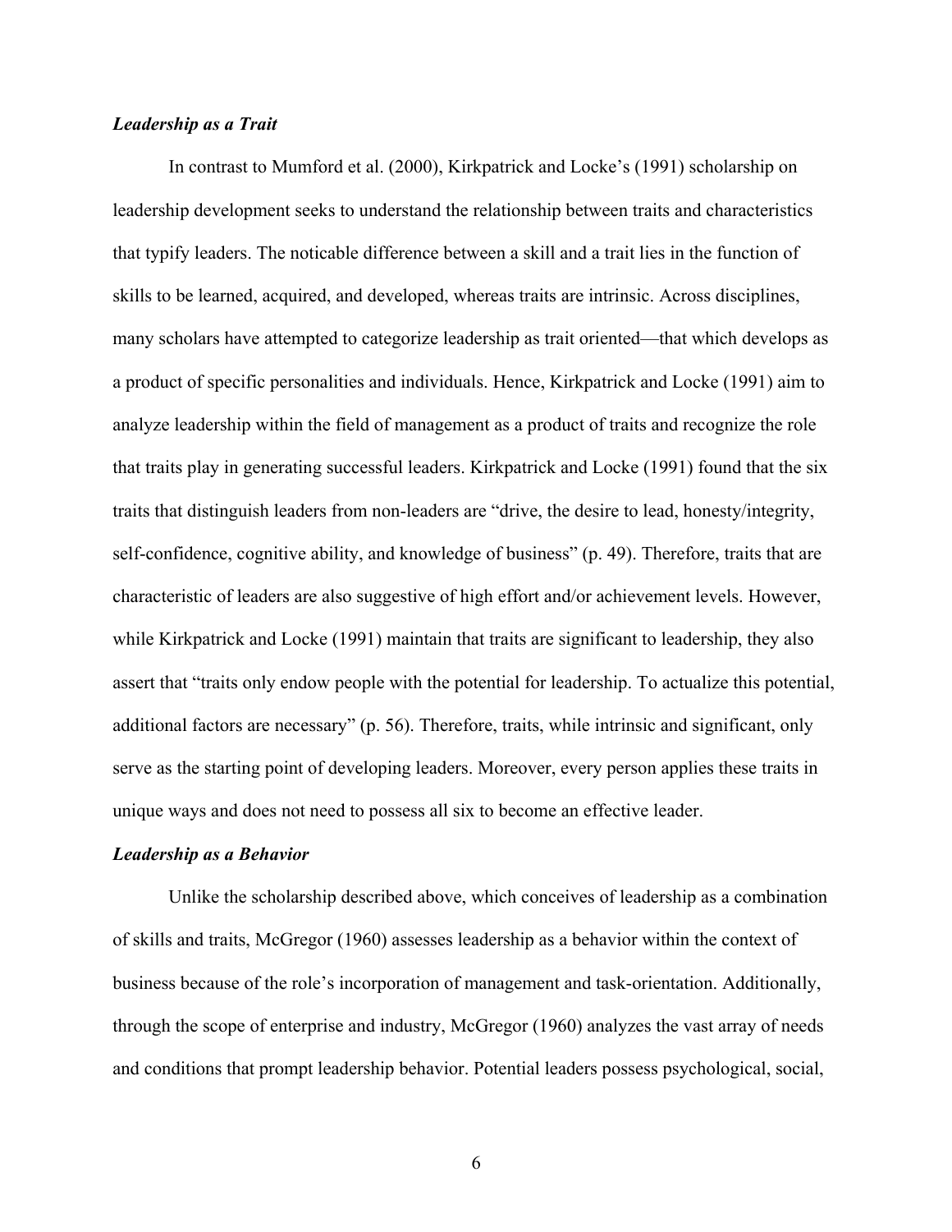### *Leadership as a Trait*

In contrast to Mumford et al. (2000), Kirkpatrick and Locke's (1991) scholarship on leadership development seeks to understand the relationship between traits and characteristics that typify leaders. The noticable difference between a skill and a trait lies in the function of skills to be learned, acquired, and developed, whereas traits are intrinsic. Across disciplines, many scholars have attempted to categorize leadership as trait oriented—that which develops as a product of specific personalities and individuals. Hence, Kirkpatrick and Locke (1991) aim to analyze leadership within the field of management as a product of traits and recognize the role that traits play in generating successful leaders. Kirkpatrick and Locke (1991) found that the six traits that distinguish leaders from non-leaders are "drive, the desire to lead, honesty/integrity, self-confidence, cognitive ability, and knowledge of business" (p. 49). Therefore, traits that are characteristic of leaders are also suggestive of high effort and/or achievement levels. However, while Kirkpatrick and Locke (1991) maintain that traits are significant to leadership, they also assert that "traits only endow people with the potential for leadership. To actualize this potential, additional factors are necessary" (p. 56). Therefore, traits, while intrinsic and significant, only serve as the starting point of developing leaders. Moreover, every person applies these traits in unique ways and does not need to possess all six to become an effective leader.

### *Leadership as a Behavior*

Unlike the scholarship described above, which conceives of leadership as a combination of skills and traits, McGregor (1960) assesses leadership as a behavior within the context of business because of the role's incorporation of management and task-orientation. Additionally, through the scope of enterprise and industry, McGregor (1960) analyzes the vast array of needs and conditions that prompt leadership behavior. Potential leaders possess psychological, social,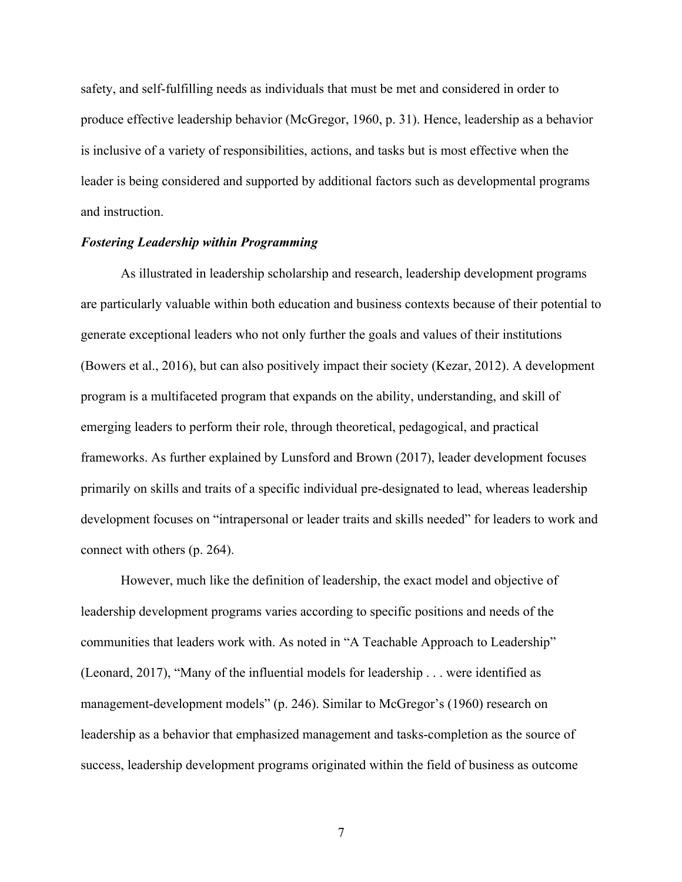safety, and self-fulfilling needs as individuals that must be met and considered in order to produce effective leadership behavior (McGregor, 1960, p. 31). Hence, leadership as a behavior is inclusive of a variety of responsibilities, actions, and tasks but is most effective when the leader is being considered and supported by additional factors such as developmental programs and instruction.

### *Fostering Leadership within Programming*

As illustrated in leadership scholarship and research, leadership development programs are particularly valuable within both education and business contexts because of their potential to generate exceptional leaders who not only further the goals and values of their institutions (Bowers et al., 2016), but can also positively impact their society (Kezar, 2012). A development program is a multifaceted program that expands on the ability, understanding, and skill of emerging leaders to perform their role, through theoretical, pedagogical, and practical frameworks. As further explained by Lunsford and Brown (2017), leader development focuses primarily on skills and traits of a specific individual pre-designated to lead, whereas leadership development focuses on "intrapersonal or leader traits and skills needed" for leaders to work and connect with others (p. 264).

However, much like the definition of leadership, the exact model and objective of leadership development programs varies according to specific positions and needs of the communities that leaders work with. As noted in "A Teachable Approach to Leadership" (Leonard, 2017), "Many of the influential models for leadership . . . were identified as management-development models" (p. 246). Similar to McGregor's (1960) research on leadership as a behavior that emphasized management and tasks-completion as the source of success, leadership development programs originated within the field of business as outcome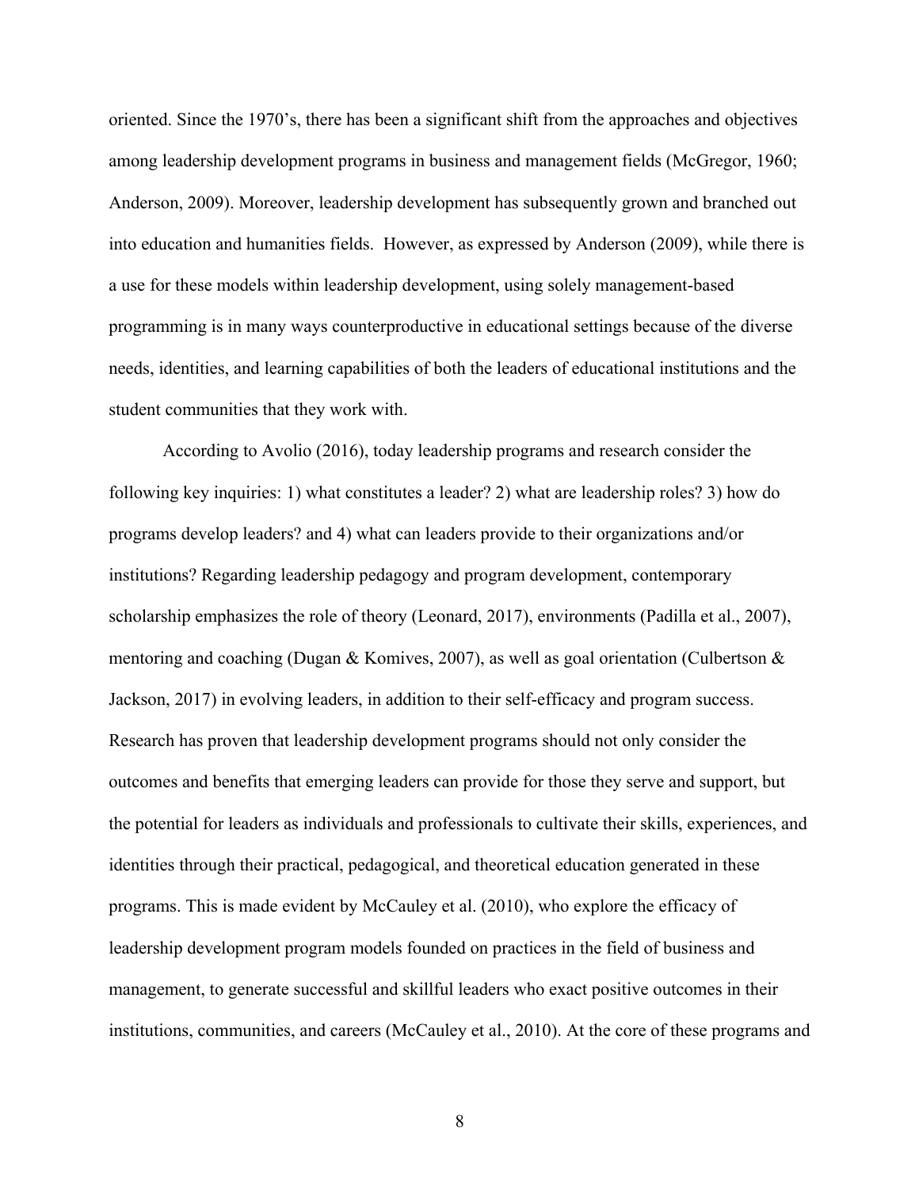oriented. Since the 1970's, there has been a significant shift from the approaches and objectives among leadership development programs in business and management fields (McGregor, 1960; Anderson, 2009). Moreover, leadership development has subsequently grown and branched out into education and humanities fields. However, as expressed by Anderson (2009), while there is a use for these models within leadership development, using solely management-based programming is in many ways counterproductive in educational settings because of the diverse needs, identities, and learning capabilities of both the leaders of educational institutions and the student communities that they work with.

According to Avolio (2016), today leadership programs and research consider the following key inquiries: 1) what constitutes a leader? 2) what are leadership roles? 3) how do programs develop leaders? and 4) what can leaders provide to their organizations and/or institutions? Regarding leadership pedagogy and program development, contemporary scholarship emphasizes the role of theory (Leonard, 2017), environments (Padilla et al., 2007), mentoring and coaching (Dugan & Komives, 2007), as well as goal orientation (Culbertson & Jackson, 2017) in evolving leaders, in addition to their self-efficacy and program success. Research has proven that leadership development programs should not only consider the outcomes and benefits that emerging leaders can provide for those they serve and support, but the potential for leaders as individuals and professionals to cultivate their skills, experiences, and identities through their practical, pedagogical, and theoretical education generated in these programs. This is made evident by McCauley et al. (2010), who explore the efficacy of leadership development program models founded on practices in the field of business and management, to generate successful and skillful leaders who exact positive outcomes in their institutions, communities, and careers (McCauley et al., 2010). At the core of these programs and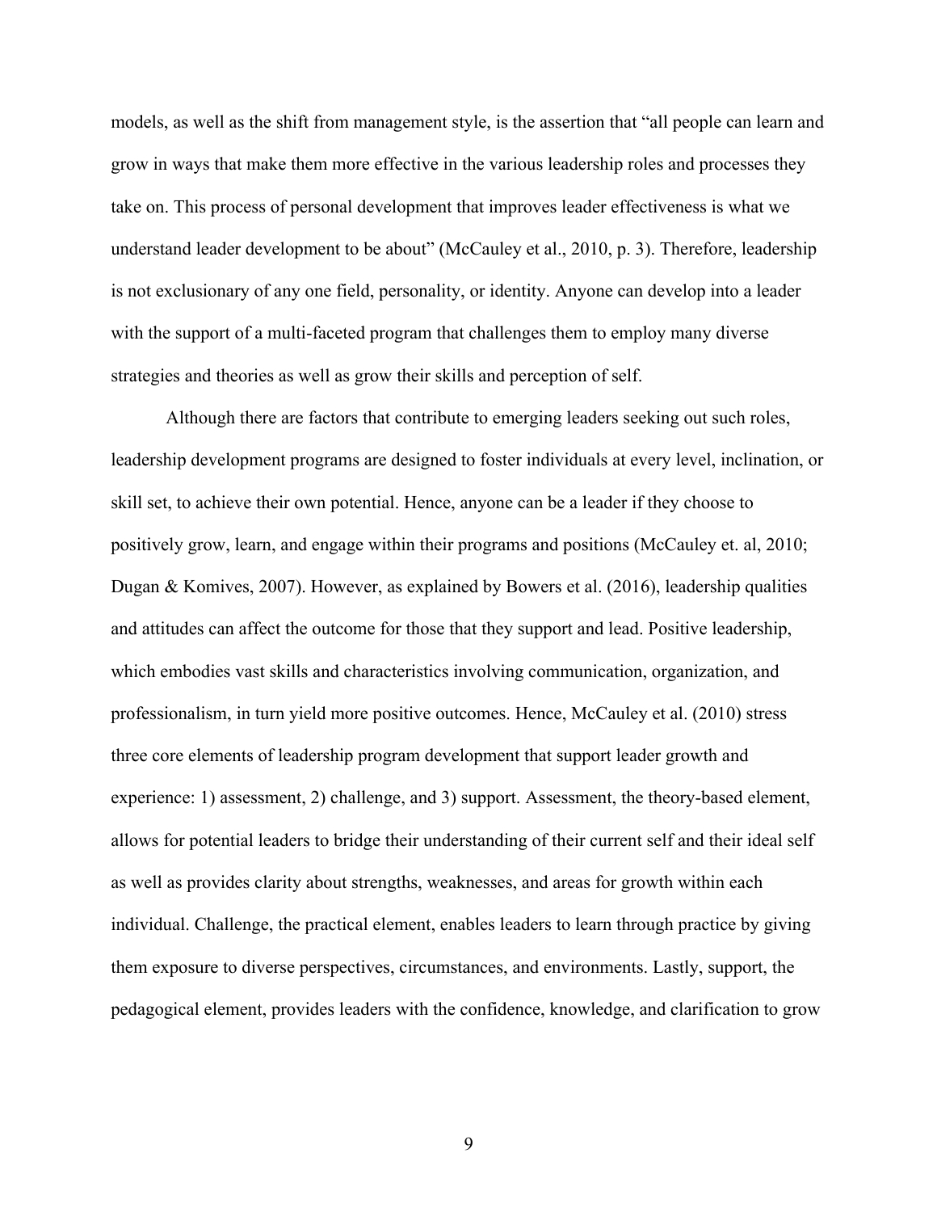models, as well as the shift from management style, is the assertion that "all people can learn and grow in ways that make them more effective in the various leadership roles and processes they take on. This process of personal development that improves leader effectiveness is what we understand leader development to be about" (McCauley et al., 2010, p. 3). Therefore, leadership is not exclusionary of any one field, personality, or identity. Anyone can develop into a leader with the support of a multi-faceted program that challenges them to employ many diverse strategies and theories as well as grow their skills and perception of self.

Although there are factors that contribute to emerging leaders seeking out such roles, leadership development programs are designed to foster individuals at every level, inclination, or skill set, to achieve their own potential. Hence, anyone can be a leader if they choose to positively grow, learn, and engage within their programs and positions (McCauley et. al, 2010; Dugan & Komives, 2007). However, as explained by Bowers et al. (2016), leadership qualities and attitudes can affect the outcome for those that they support and lead. Positive leadership, which embodies vast skills and characteristics involving communication, organization, and professionalism, in turn yield more positive outcomes. Hence, McCauley et al. (2010) stress three core elements of leadership program development that support leader growth and experience: 1) assessment, 2) challenge, and 3) support. Assessment, the theory-based element, allows for potential leaders to bridge their understanding of their current self and their ideal self as well as provides clarity about strengths, weaknesses, and areas for growth within each individual. Challenge, the practical element, enables leaders to learn through practice by giving them exposure to diverse perspectives, circumstances, and environments. Lastly, support, the pedagogical element, provides leaders with the confidence, knowledge, and clarification to grow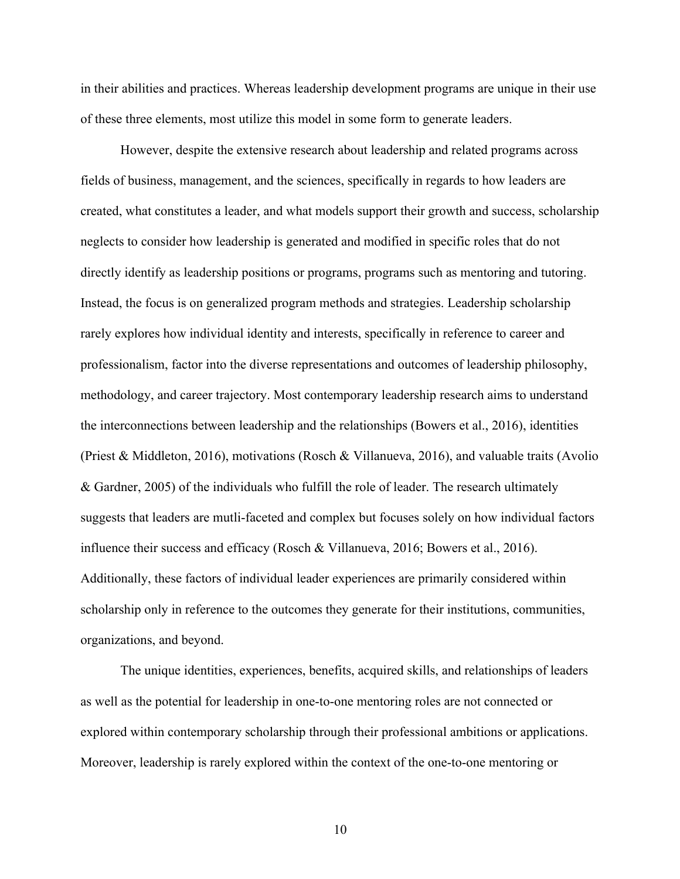in their abilities and practices. Whereas leadership development programs are unique in their use of these three elements, most utilize this model in some form to generate leaders.

However, despite the extensive research about leadership and related programs across fields of business, management, and the sciences, specifically in regards to how leaders are created, what constitutes a leader, and what models support their growth and success, scholarship neglects to consider how leadership is generated and modified in specific roles that do not directly identify as leadership positions or programs, programs such as mentoring and tutoring. Instead, the focus is on generalized program methods and strategies. Leadership scholarship rarely explores how individual identity and interests, specifically in reference to career and professionalism, factor into the diverse representations and outcomes of leadership philosophy, methodology, and career trajectory. Most contemporary leadership research aims to understand the interconnections between leadership and the relationships (Bowers et al., 2016), identities (Priest & Middleton, 2016), motivations (Rosch & Villanueva, 2016), and valuable traits (Avolio & Gardner, 2005) of the individuals who fulfill the role of leader. The research ultimately suggests that leaders are mutli-faceted and complex but focuses solely on how individual factors influence their success and efficacy (Rosch & Villanueva, 2016; Bowers et al., 2016). Additionally, these factors of individual leader experiences are primarily considered within scholarship only in reference to the outcomes they generate for their institutions, communities, organizations, and beyond.

The unique identities, experiences, benefits, acquired skills, and relationships of leaders as well as the potential for leadership in one-to-one mentoring roles are not connected or explored within contemporary scholarship through their professional ambitions or applications. Moreover, leadership is rarely explored within the context of the one-to-one mentoring or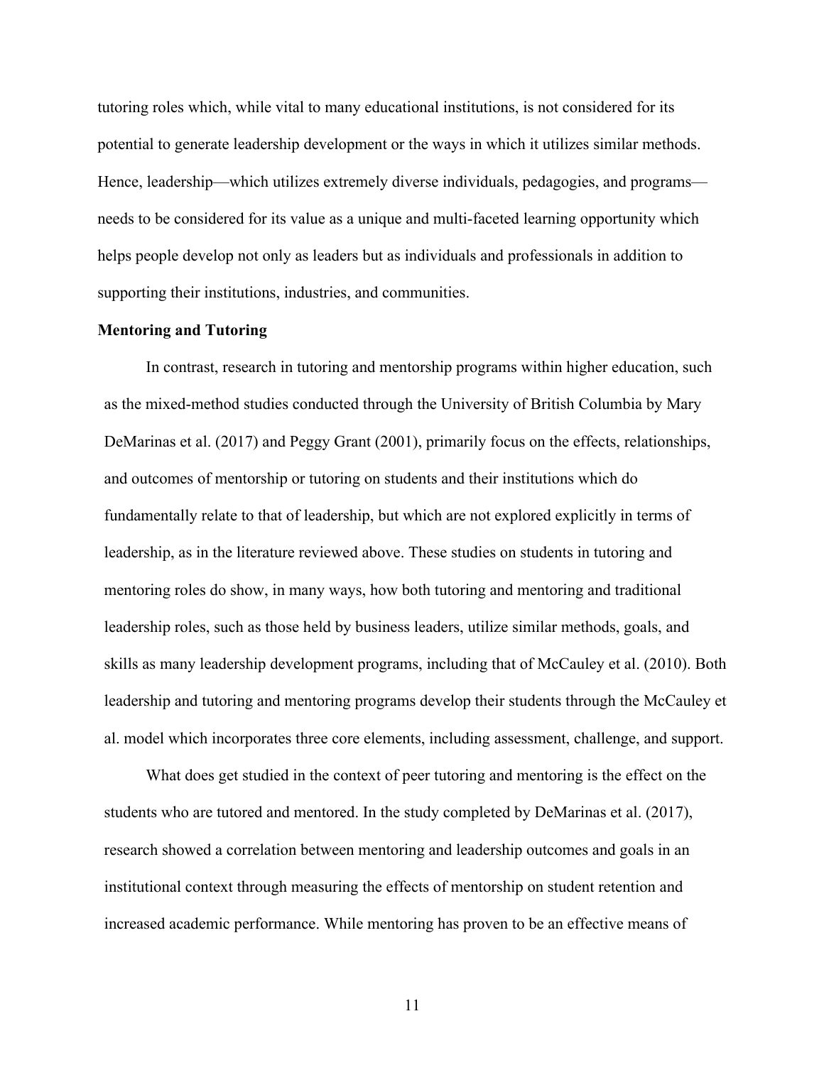tutoring roles which, while vital to many educational institutions, is not considered for its potential to generate leadership development or the ways in which it utilizes similar methods. Hence, leadership—which utilizes extremely diverse individuals, pedagogies, and programs—needs to be considered for its value as a unique and multi-faceted learning opportunity which helps people develop not only as leaders but as individuals and professionals in addition to supporting their institutions, industries, and communities.

**Mentoring and Tutoring**

In contrast, research in tutoring and mentorship programs within higher education, such as the mixed-method studies conducted through the University of British Columbia by Mary DeMarinas et al. (2017) and Peggy Grant (2001), primarily focus on the effects, relationships, and outcomes of mentorship or tutoring on students and their institutions which do fundamentally relate to that of leadership, but which are not explored explicitly in terms of leadership, as in the literature reviewed above. These studies on students in tutoring and mentoring roles do show, in many ways, how both tutoring and mentoring and traditional leadership roles, such as those held by business leaders, utilize similar methods, goals, and skills as many leadership development programs, including that of McCauley et al. (2010). Both leadership and tutoring and mentoring programs develop their students through the McCauley et al. model which incorporates three core elements, including assessment, challenge, and support.

What does get studied in the context of peer tutoring and mentoring is the effect on the students who are tutored and mentored. In the study completed by DeMarinas et al. (2017), research showed a correlation between mentoring and leadership outcomes and goals in an institutional context through measuring the effects of mentorship on student retention and increased academic performance. While mentoring has proven to be an effective means of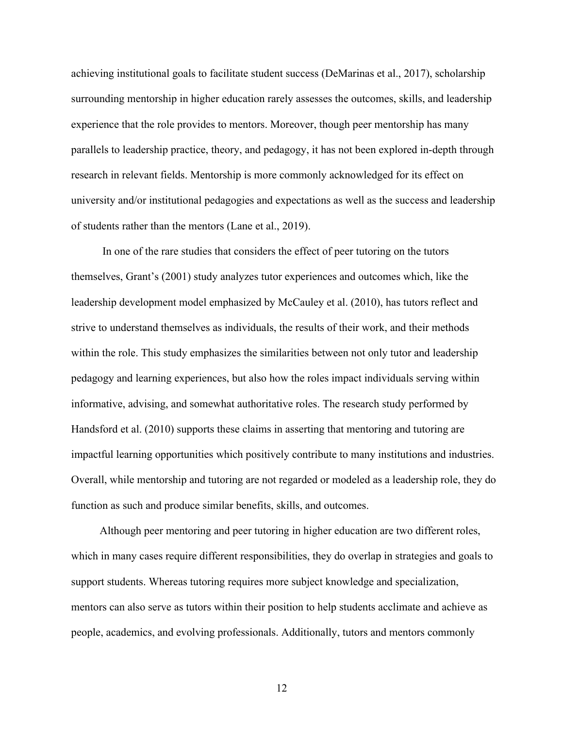achieving institutional goals to facilitate student success (DeMarinas et al., 2017), scholarship surrounding mentorship in higher education rarely assesses the outcomes, skills, and leadership experience that the role provides to mentors. Moreover, though peer mentorship has many parallels to leadership practice, theory, and pedagogy, it has not been explored in-depth through research in relevant fields. Mentorship is more commonly acknowledged for its effect on university and/or institutional pedagogies and expectations as well as the success and leadership of students rather than the mentors (Lane et al., 2019).

In one of the rare studies that considers the effect of peer tutoring on the tutors themselves, Grant's (2001) study analyzes tutor experiences and outcomes which, like the leadership development model emphasized by McCauley et al. (2010), has tutors reflect and strive to understand themselves as individuals, the results of their work, and their methods within the role. This study emphasizes the similarities between not only tutor and leadership pedagogy and learning experiences, but also how the roles impact individuals serving within informative, advising, and somewhat authoritative roles. The research study performed by Handsford et al. (2010) supports these claims in asserting that mentoring and tutoring are impactful learning opportunities which positively contribute to many institutions and industries. Overall, while mentorship and tutoring are not regarded or modeled as a leadership role, they do function as such and produce similar benefits, skills, and outcomes.

Although peer mentoring and peer tutoring in higher education are two different roles, which in many cases require different responsibilities, they do overlap in strategies and goals to support students. Whereas tutoring requires more subject knowledge and specialization, mentors can also serve as tutors within their position to help students acclimate and achieve as people, academics, and evolving professionals. Additionally, tutors and mentors commonly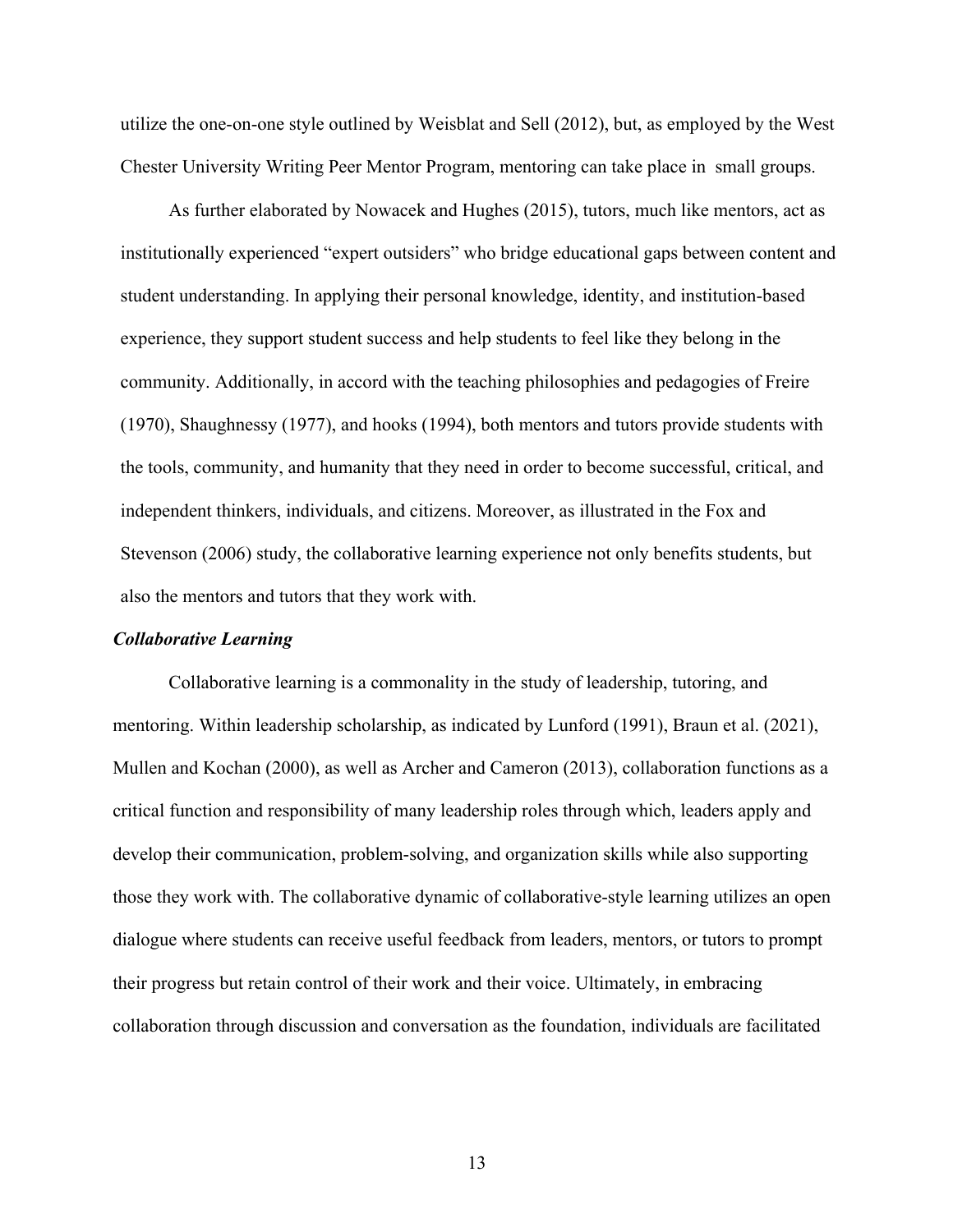utilize the one-on-one style outlined by Weisblat and Sell (2012), but, as employed by the West Chester University Writing Peer Mentor Program, mentoring can take place in small groups.

As further elaborated by Nowacek and Hughes (2015), tutors, much like mentors, act as institutionally experienced "expert outsiders" who bridge educational gaps between content and student understanding. In applying their personal knowledge, identity, and institution-based experience, they support student success and help students to feel like they belong in the community. Additionally, in accord with the teaching philosophies and pedagogies of Freire (1970), Shaughnessy (1977), and hooks (1994), both mentors and tutors provide students with the tools, community, and humanity that they need in order to become successful, critical, and independent thinkers, individuals, and citizens. Moreover, as illustrated in the Fox and Stevenson (2006) study, the collaborative learning experience not only benefits students, but also the mentors and tutors that they work with.

### *Collaborative Learning*

Collaborative learning is a commonality in the study of leadership, tutoring, and mentoring. Within leadership scholarship, as indicated by Lunford (1991), Braun et al. (2021), Mullen and Kochan (2000), as well as Archer and Cameron (2013), collaboration functions as a critical function and responsibility of many leadership roles through which, leaders apply and develop their communication, problem-solving, and organization skills while also supporting those they work with. The collaborative dynamic of collaborative-style learning utilizes an open dialogue where students can receive useful feedback from leaders, mentors, or tutors to prompt their progress but retain control of their work and their voice. Ultimately, in embracing collaboration through discussion and conversation as the foundation, individuals are facilitated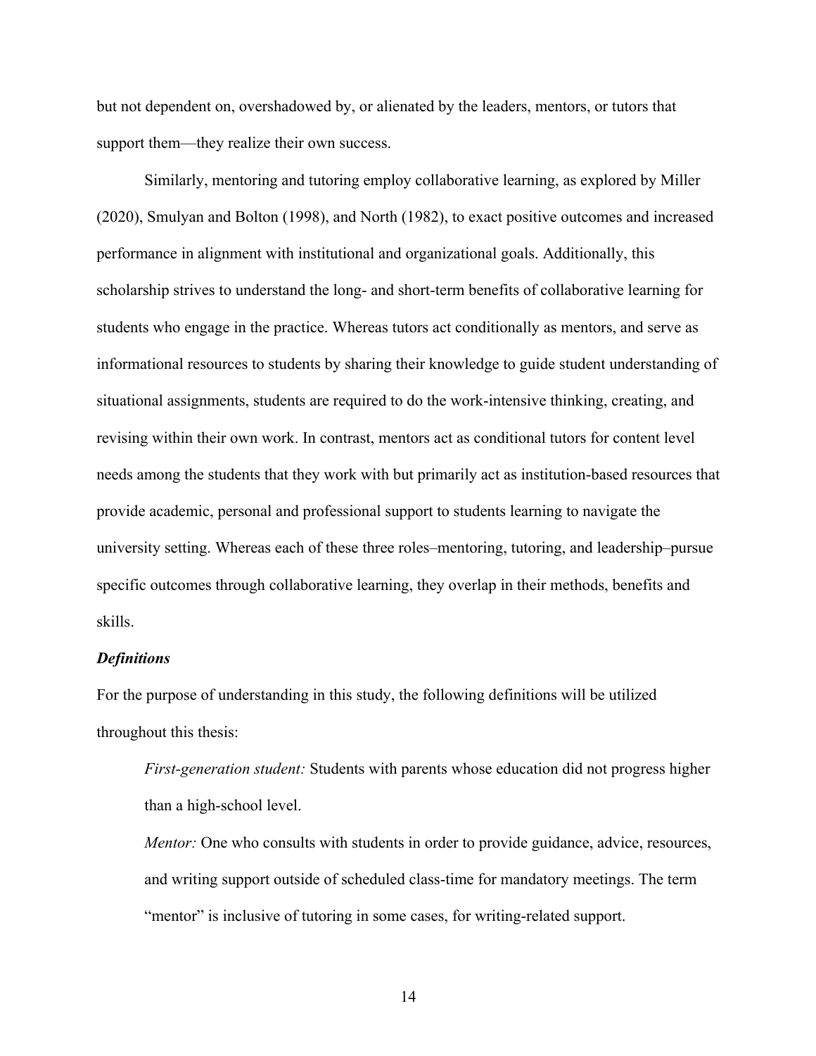but not dependent on, overshadowed by, or alienated by the leaders, mentors, or tutors that support them—they realize their own success.

Similarly, mentoring and tutoring employ collaborative learning, as explored by Miller (2020), Smulyan and Bolton (1998), and North (1982), to exact positive outcomes and increased performance in alignment with institutional and organizational goals. Additionally, this scholarship strives to understand the long- and short-term benefits of collaborative learning for students who engage in the practice. Whereas tutors act conditionally as mentors, and serve as informational resources to students by sharing their knowledge to guide student understanding of situational assignments, students are required to do the work-intensive thinking, creating, and revising within their own work. In contrast, mentors act as conditional tutors for content level needs among the students that they work with but primarily act as institution-based resources that provide academic, personal and professional support to students learning to navigate the university setting. Whereas each of these three roles–mentoring, tutoring, and leadership–pursue specific outcomes through collaborative learning, they overlap in their methods, benefits and skills.

### ***Definitions***

For the purpose of understanding in this study, the following definitions will be utilized throughout this thesis:

> *First-generation student:* Students with parents whose education did not progress higher than a high-school level.
>
> *Mentor:* One who consults with students in order to provide guidance, advice, resources, and writing support outside of scheduled class-time for mandatory meetings. The term "mentor" is inclusive of tutoring in some cases, for writing-related support.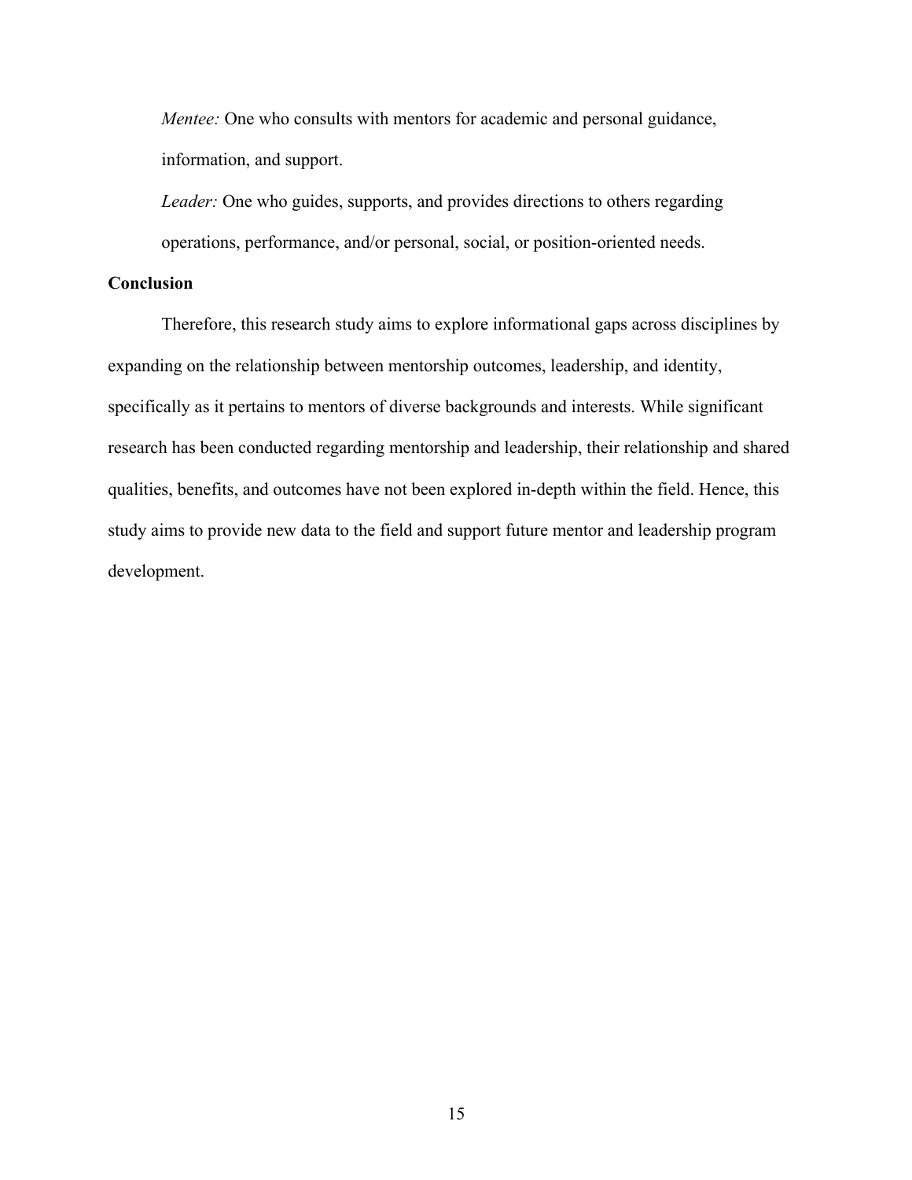*Mentee:* One who consults with mentors for academic and personal guidance, information, and support.

*Leader:* One who guides, supports, and provides directions to others regarding operations, performance, and/or personal, social, or position-oriented needs.

## Conclusion

Therefore, this research study aims to explore informational gaps across disciplines by expanding on the relationship between mentorship outcomes, leadership, and identity, specifically as it pertains to mentors of diverse backgrounds and interests. While significant research has been conducted regarding mentorship and leadership, their relationship and shared qualities, benefits, and outcomes have not been explored in-depth within the field. Hence, this study aims to provide new data to the field and support future mentor and leadership program development.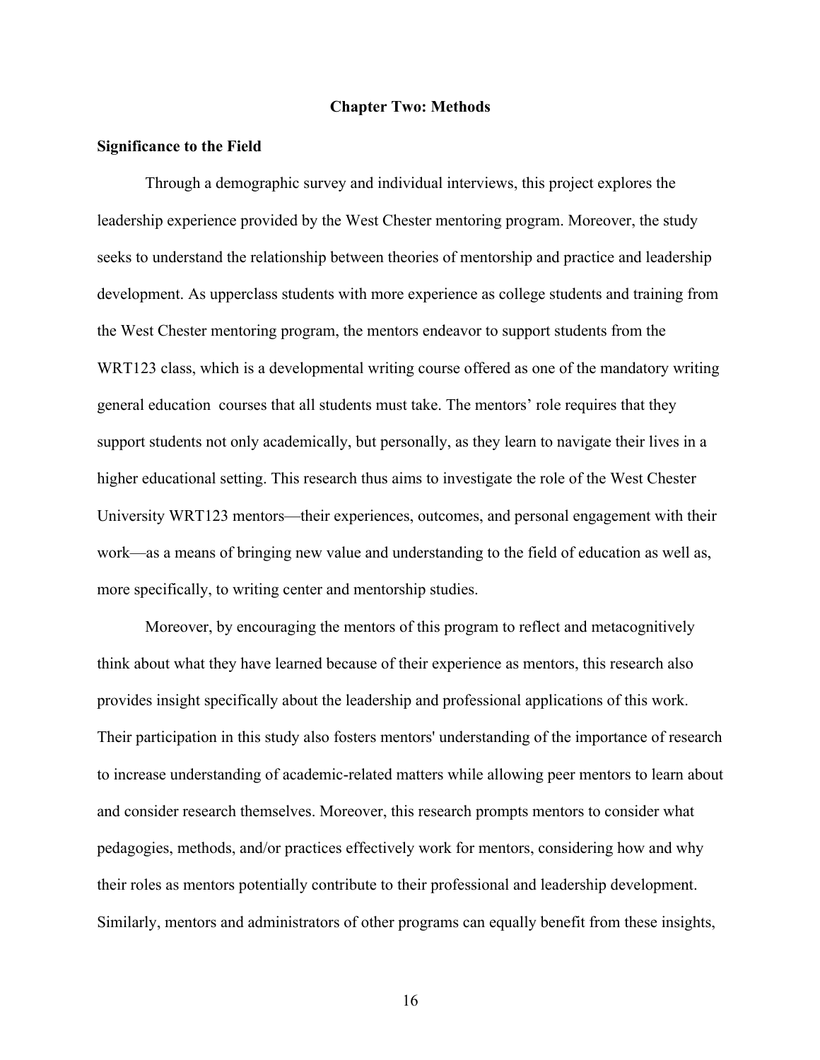# Chapter Two: Methods

## Significance to the Field

Through a demographic survey and individual interviews, this project explores the leadership experience provided by the West Chester mentoring program. Moreover, the study seeks to understand the relationship between theories of mentorship and practice and leadership development. As upperclass students with more experience as college students and training from the West Chester mentoring program, the mentors endeavor to support students from the WRT123 class, which is a developmental writing course offered as one of the mandatory writing general education courses that all students must take. The mentors' role requires that they support students not only academically, but personally, as they learn to navigate their lives in a higher educational setting. This research thus aims to investigate the role of the West Chester University WRT123 mentors—their experiences, outcomes, and personal engagement with their work—as a means of bringing new value and understanding to the field of education as well as, more specifically, to writing center and mentorship studies.

Moreover, by encouraging the mentors of this program to reflect and metacognitively think about what they have learned because of their experience as mentors, this research also provides insight specifically about the leadership and professional applications of this work. Their participation in this study also fosters mentors' understanding of the importance of research to increase understanding of academic-related matters while allowing peer mentors to learn about and consider research themselves. Moreover, this research prompts mentors to consider what pedagogies, methods, and/or practices effectively work for mentors, considering how and why their roles as mentors potentially contribute to their professional and leadership development. Similarly, mentors and administrators of other programs can equally benefit from these insights,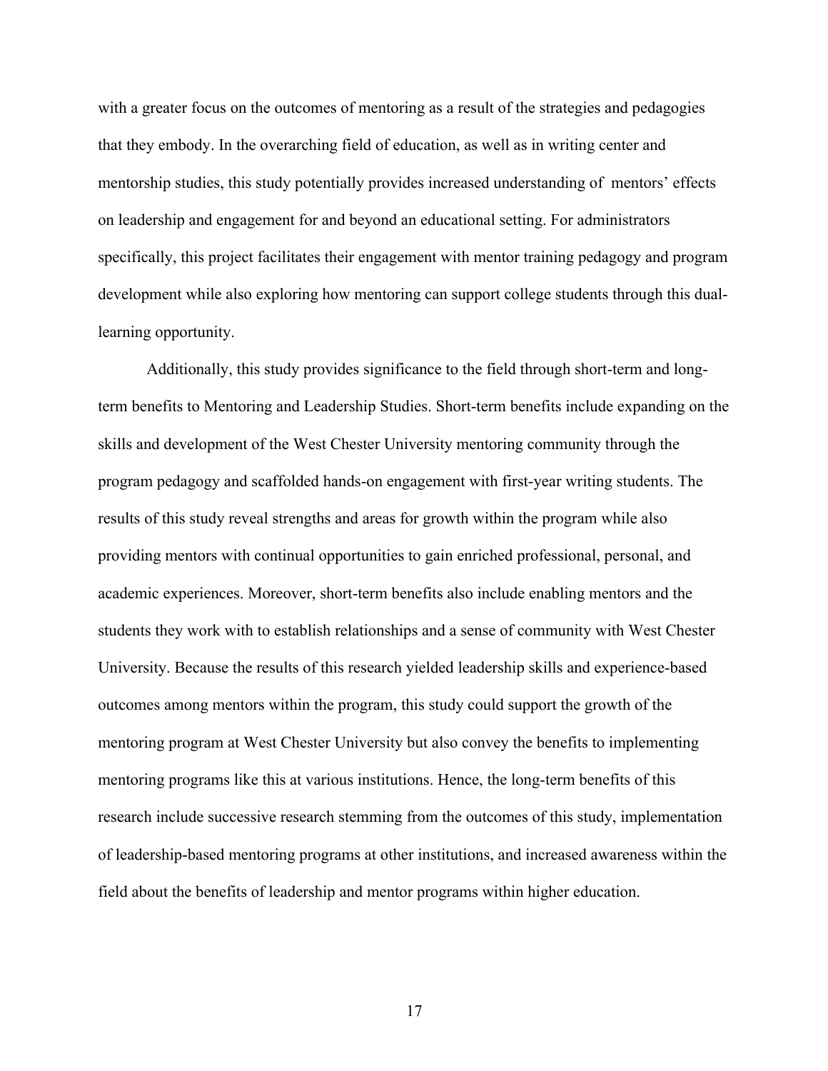with a greater focus on the outcomes of mentoring as a result of the strategies and pedagogies that they embody. In the overarching field of education, as well as in writing center and mentorship studies, this study potentially provides increased understanding of  mentors' effects on leadership and engagement for and beyond an educational setting. For administrators specifically, this project facilitates their engagement with mentor training pedagogy and program development while also exploring how mentoring can support college students through this dual-learning opportunity.

Additionally, this study provides significance to the field through short-term and long-term benefits to Mentoring and Leadership Studies. Short-term benefits include expanding on the skills and development of the West Chester University mentoring community through the program pedagogy and scaffolded hands-on engagement with first-year writing students. The results of this study reveal strengths and areas for growth within the program while also providing mentors with continual opportunities to gain enriched professional, personal, and academic experiences. Moreover, short-term benefits also include enabling mentors and the students they work with to establish relationships and a sense of community with West Chester University. Because the results of this research yielded leadership skills and experience-based outcomes among mentors within the program, this study could support the growth of the mentoring program at West Chester University but also convey the benefits to implementing mentoring programs like this at various institutions. Hence, the long-term benefits of this research include successive research stemming from the outcomes of this study, implementation of leadership-based mentoring programs at other institutions, and increased awareness within the field about the benefits of leadership and mentor programs within higher education.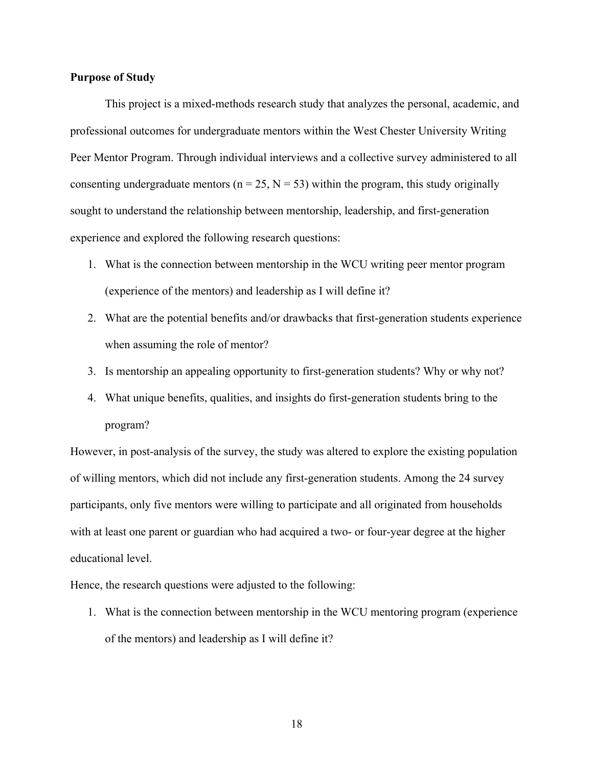**Purpose of Study**

This project is a mixed-methods research study that analyzes the personal, academic, and professional outcomes for undergraduate mentors within the West Chester University Writing Peer Mentor Program. Through individual interviews and a collective survey administered to all consenting undergraduate mentors ($n = 25$, $N = 53$) within the program, this study originally sought to understand the relationship between mentorship, leadership, and first-generation experience and explored the following research questions:

1. What is the connection between mentorship in the WCU writing peer mentor program (experience of the mentors) and leadership as I will define it?
2. What are the potential benefits and/or drawbacks that first-generation students experience when assuming the role of mentor?
3. Is mentorship an appealing opportunity to first-generation students? Why or why not?
4. What unique benefits, qualities, and insights do first-generation students bring to the program?

However, in post-analysis of the survey, the study was altered to explore the existing population of willing mentors, which did not include any first-generation students. Among the 24 survey participants, only five mentors were willing to participate and all originated from households with at least one parent or guardian who had acquired a two- or four-year degree at the higher educational level.

Hence, the research questions were adjusted to the following:

1. What is the connection between mentorship in the WCU mentoring program (experience of the mentors) and leadership as I will define it?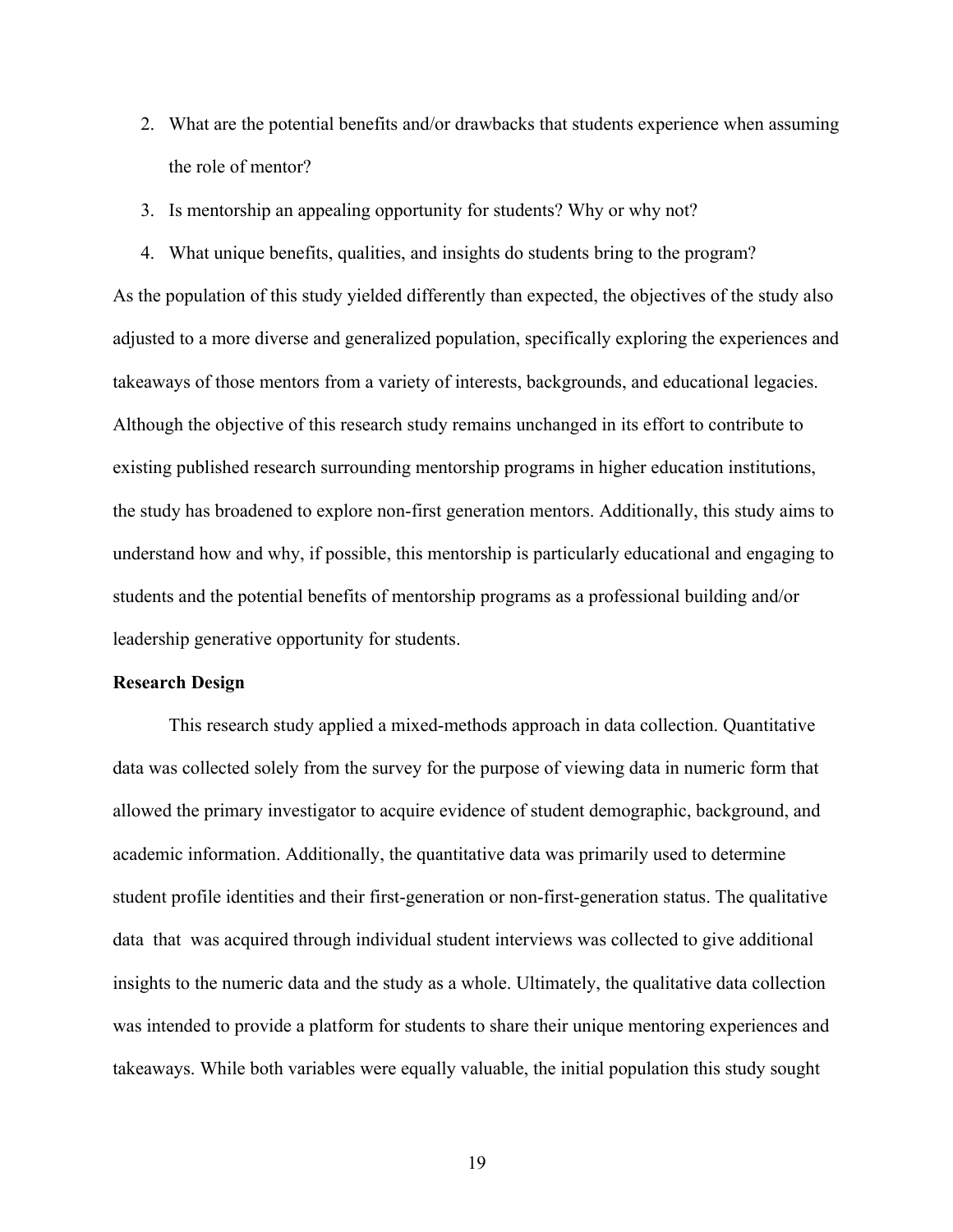2. What are the potential benefits and/or drawbacks that students experience when assuming the role of mentor?
3. Is mentorship an appealing opportunity for students? Why or why not?
4. What unique benefits, qualities, and insights do students bring to the program?

As the population of this study yielded differently than expected, the objectives of the study also adjusted to a more diverse and generalized population, specifically exploring the experiences and takeaways of those mentors from a variety of interests, backgrounds, and educational legacies. Although the objective of this research study remains unchanged in its effort to contribute to existing published research surrounding mentorship programs in higher education institutions, the study has broadened to explore non-first generation mentors. Additionally, this study aims to understand how and why, if possible, this mentorship is particularly educational and engaging to students and the potential benefits of mentorship programs as a professional building and/or leadership generative opportunity for students.

**Research Design**

This research study applied a mixed-methods approach in data collection. Quantitative data was collected solely from the survey for the purpose of viewing data in numeric form that allowed the primary investigator to acquire evidence of student demographic, background, and academic information. Additionally, the quantitative data was primarily used to determine student profile identities and their first-generation or non-first-generation status. The qualitative data that was acquired through individual student interviews was collected to give additional insights to the numeric data and the study as a whole. Ultimately, the qualitative data collection was intended to provide a platform for students to share their unique mentoring experiences and takeaways. While both variables were equally valuable, the initial population this study sought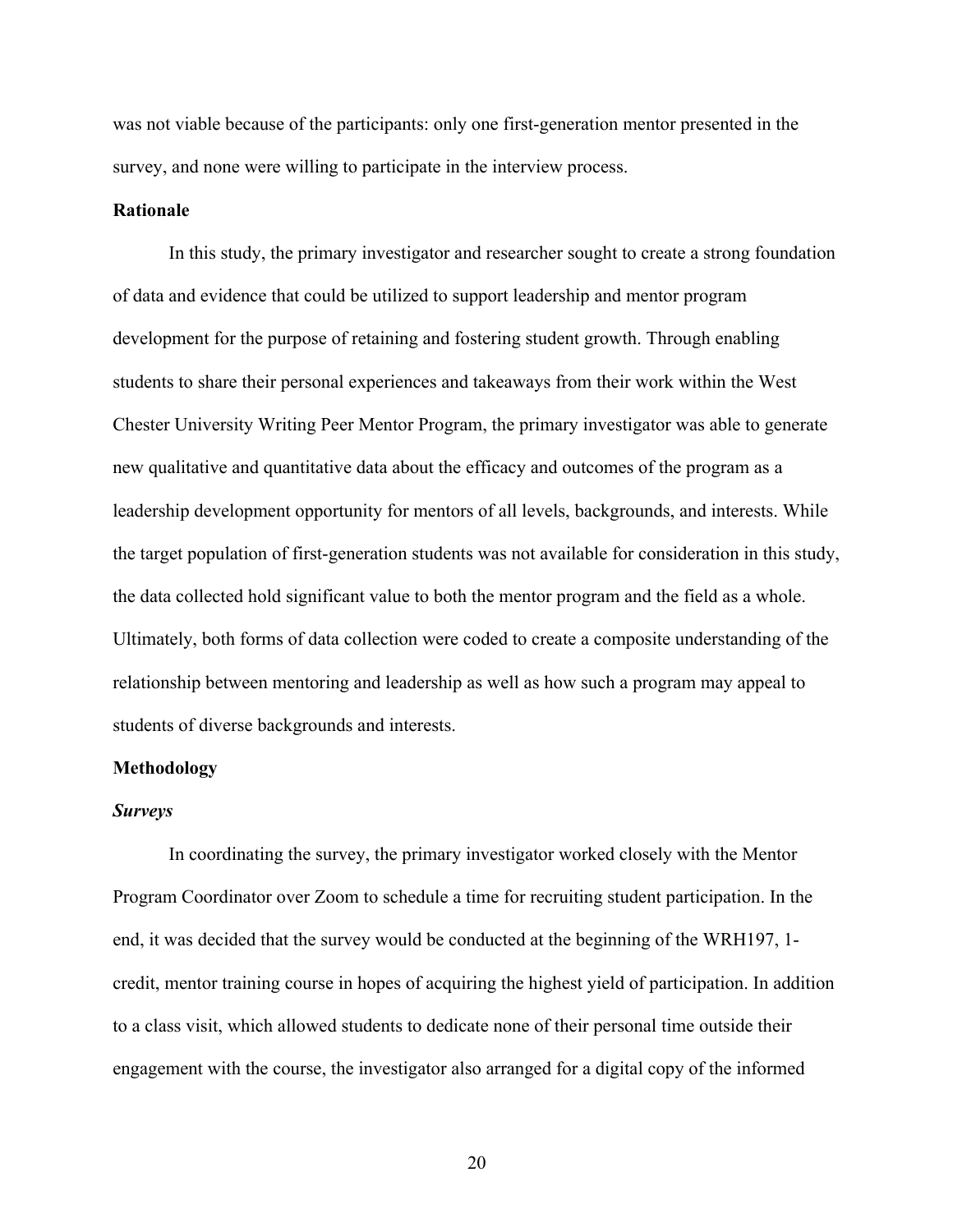was not viable because of the participants: only one first-generation mentor presented in the survey, and none were willing to participate in the interview process.

## Rationale

In this study, the primary investigator and researcher sought to create a strong foundation of data and evidence that could be utilized to support leadership and mentor program development for the purpose of retaining and fostering student growth. Through enabling students to share their personal experiences and takeaways from their work within the West Chester University Writing Peer Mentor Program, the primary investigator was able to generate new qualitative and quantitative data about the efficacy and outcomes of the program as a leadership development opportunity for mentors of all levels, backgrounds, and interests. While the target population of first-generation students was not available for consideration in this study, the data collected hold significant value to both the mentor program and the field as a whole. Ultimately, both forms of data collection were coded to create a composite understanding of the relationship between mentoring and leadership as well as how such a program may appeal to students of diverse backgrounds and interests.

## Methodology

### *Surveys*

In coordinating the survey, the primary investigator worked closely with the Mentor Program Coordinator over Zoom to schedule a time for recruiting student participation. In the end, it was decided that the survey would be conducted at the beginning of the WRH197, 1-credit, mentor training course in hopes of acquiring the highest yield of participation. In addition to a class visit, which allowed students to dedicate none of their personal time outside their engagement with the course, the investigator also arranged for a digital copy of the informed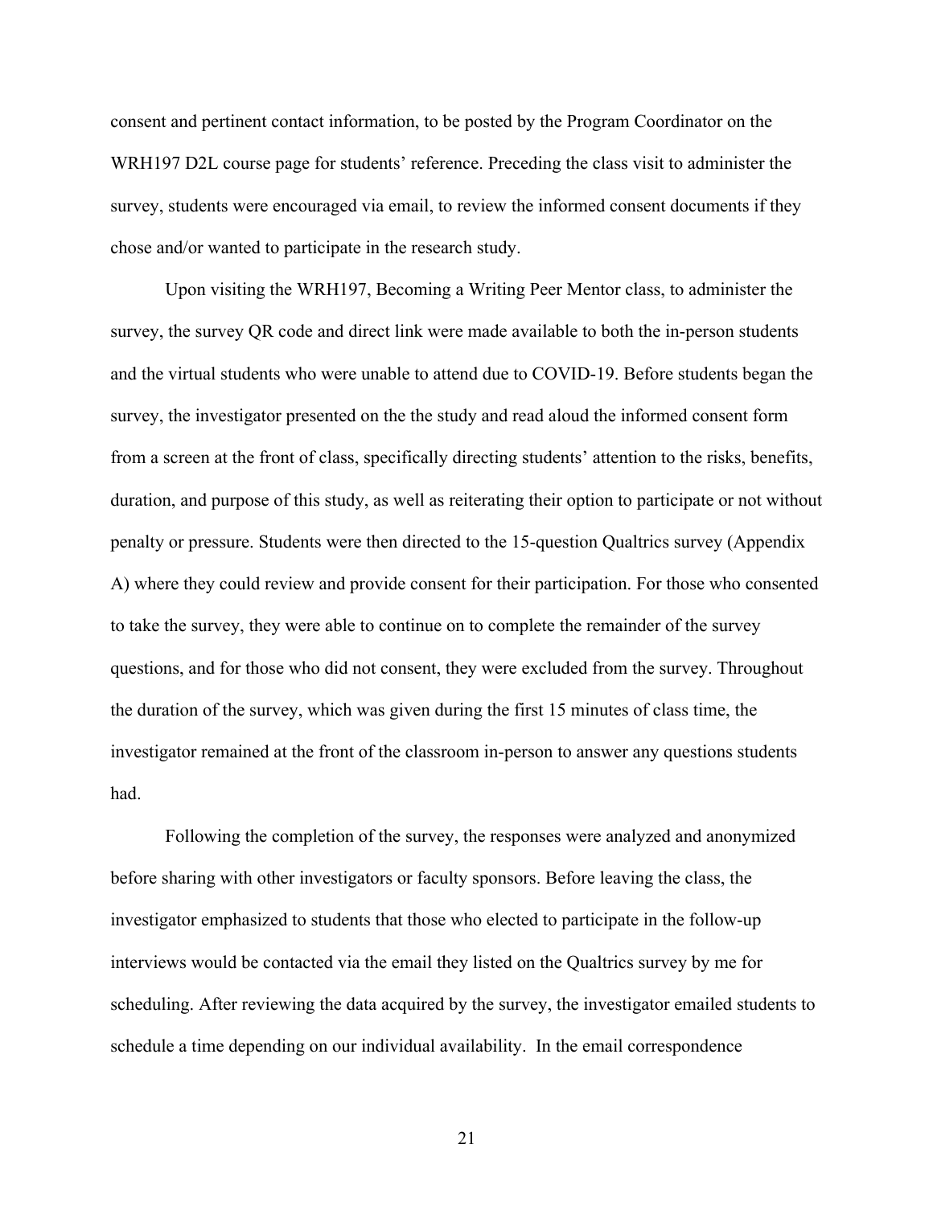consent and pertinent contact information, to be posted by the Program Coordinator on the WRH197 D2L course page for students' reference. Preceding the class visit to administer the survey, students were encouraged via email, to review the informed consent documents if they chose and/or wanted to participate in the research study.

Upon visiting the WRH197, Becoming a Writing Peer Mentor class, to administer the survey, the survey QR code and direct link were made available to both the in-person students and the virtual students who were unable to attend due to COVID-19. Before students began the survey, the investigator presented on the the study and read aloud the informed consent form from a screen at the front of class, specifically directing students' attention to the risks, benefits, duration, and purpose of this study, as well as reiterating their option to participate or not without penalty or pressure. Students were then directed to the 15-question Qualtrics survey (Appendix A) where they could review and provide consent for their participation. For those who consented to take the survey, they were able to continue on to complete the remainder of the survey questions, and for those who did not consent, they were excluded from the survey. Throughout the duration of the survey, which was given during the first 15 minutes of class time, the investigator remained at the front of the classroom in-person to answer any questions students had.

Following the completion of the survey, the responses were analyzed and anonymized before sharing with other investigators or faculty sponsors. Before leaving the class, the investigator emphasized to students that those who elected to participate in the follow-up interviews would be contacted via the email they listed on the Qualtrics survey by me for scheduling. After reviewing the data acquired by the survey, the investigator emailed students to schedule a time depending on our individual availability. In the email correspondence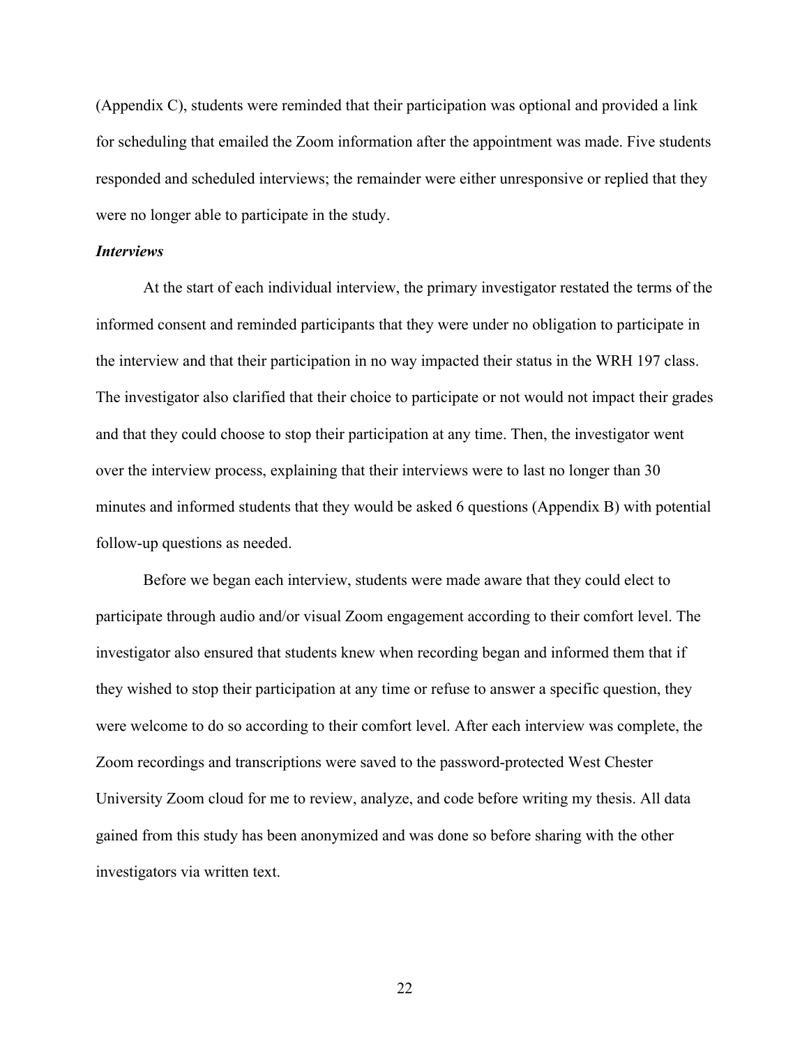(Appendix C), students were reminded that their participation was optional and provided a link for scheduling that emailed the Zoom information after the appointment was made. Five students responded and scheduled interviews; the remainder were either unresponsive or replied that they were no longer able to participate in the study.

### *Interviews*

At the start of each individual interview, the primary investigator restated the terms of the informed consent and reminded participants that they were under no obligation to participate in the interview and that their participation in no way impacted their status in the WRH 197 class. The investigator also clarified that their choice to participate or not would not impact their grades and that they could choose to stop their participation at any time. Then, the investigator went over the interview process, explaining that their interviews were to last no longer than 30 minutes and informed students that they would be asked 6 questions (Appendix B) with potential follow-up questions as needed.

Before we began each interview, students were made aware that they could elect to participate through audio and/or visual Zoom engagement according to their comfort level. The investigator also ensured that students knew when recording began and informed them that if they wished to stop their participation at any time or refuse to answer a specific question, they were welcome to do so according to their comfort level. After each interview was complete, the Zoom recordings and transcriptions were saved to the password-protected West Chester University Zoom cloud for me to review, analyze, and code before writing my thesis. All data gained from this study has been anonymized and was done so before sharing with the other investigators via written text.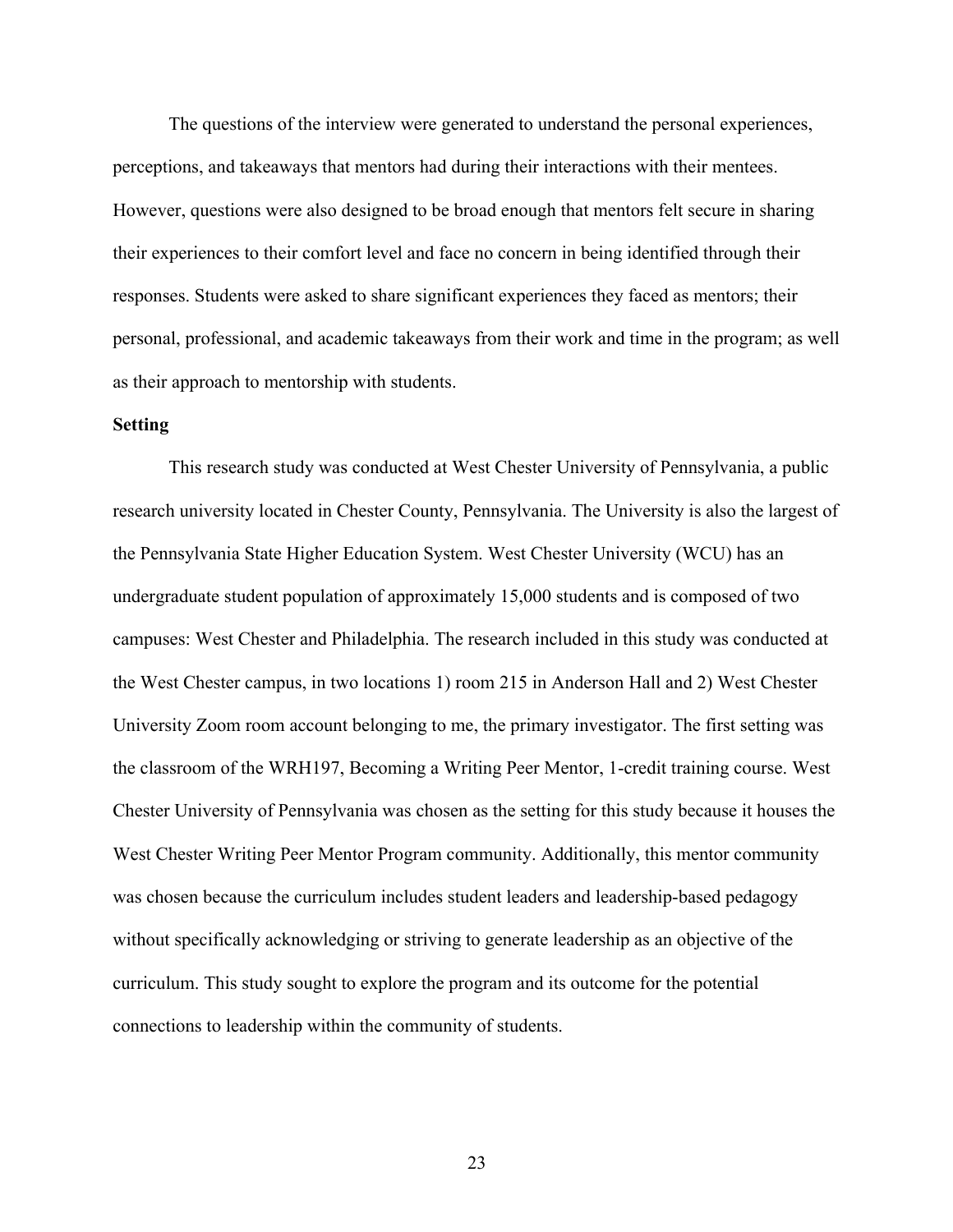The questions of the interview were generated to understand the personal experiences, perceptions, and takeaways that mentors had during their interactions with their mentees. However, questions were also designed to be broad enough that mentors felt secure in sharing their experiences to their comfort level and face no concern in being identified through their responses. Students were asked to share significant experiences they faced as mentors; their personal, professional, and academic takeaways from their work and time in the program; as well as their approach to mentorship with students.

**Setting**

This research study was conducted at West Chester University of Pennsylvania, a public research university located in Chester County, Pennsylvania. The University is also the largest of the Pennsylvania State Higher Education System. West Chester University (WCU) has an undergraduate student population of approximately 15,000 students and is composed of two campuses: West Chester and Philadelphia. The research included in this study was conducted at the West Chester campus, in two locations 1) room 215 in Anderson Hall and 2) West Chester University Zoom room account belonging to me, the primary investigator. The first setting was the classroom of the WRH197, Becoming a Writing Peer Mentor, 1-credit training course. West Chester University of Pennsylvania was chosen as the setting for this study because it houses the West Chester Writing Peer Mentor Program community. Additionally, this mentor community was chosen because the curriculum includes student leaders and leadership-based pedagogy without specifically acknowledging or striving to generate leadership as an objective of the curriculum. This study sought to explore the program and its outcome for the potential connections to leadership within the community of students.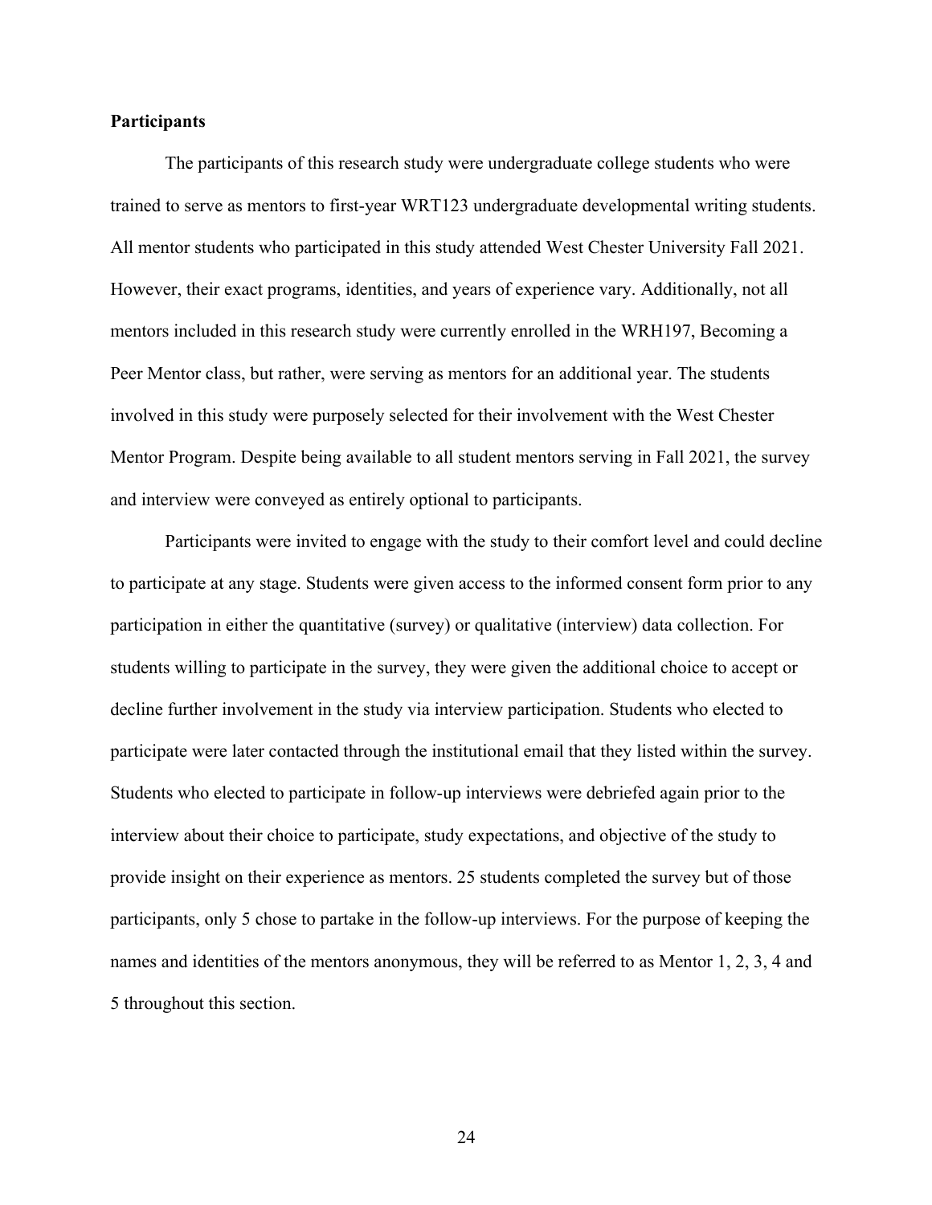**Participants**

The participants of this research study were undergraduate college students who were trained to serve as mentors to first-year WRT123 undergraduate developmental writing students. All mentor students who participated in this study attended West Chester University Fall 2021. However, their exact programs, identities, and years of experience vary. Additionally, not all mentors included in this research study were currently enrolled in the WRH197, Becoming a Peer Mentor class, but rather, were serving as mentors for an additional year. The students involved in this study were purposely selected for their involvement with the West Chester Mentor Program. Despite being available to all student mentors serving in Fall 2021, the survey and interview were conveyed as entirely optional to participants.

Participants were invited to engage with the study to their comfort level and could decline to participate at any stage. Students were given access to the informed consent form prior to any participation in either the quantitative (survey) or qualitative (interview) data collection. For students willing to participate in the survey, they were given the additional choice to accept or decline further involvement in the study via interview participation. Students who elected to participate were later contacted through the institutional email that they listed within the survey. Students who elected to participate in follow-up interviews were debriefed again prior to the interview about their choice to participate, study expectations, and objective of the study to provide insight on their experience as mentors. 25 students completed the survey but of those participants, only 5 chose to partake in the follow-up interviews. For the purpose of keeping the names and identities of the mentors anonymous, they will be referred to as Mentor 1, 2, 3, 4 and 5 throughout this section.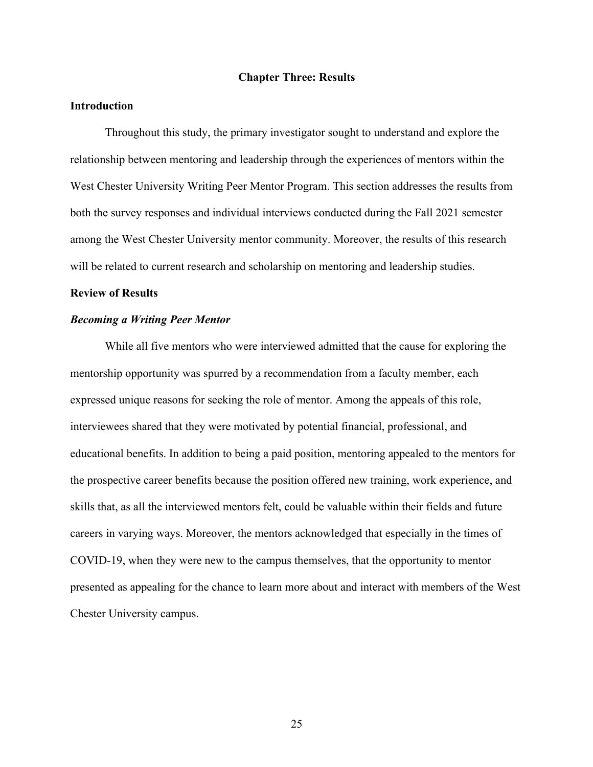# Chapter Three: Results

## Introduction

Throughout this study, the primary investigator sought to understand and explore the relationship between mentoring and leadership through the experiences of mentors within the West Chester University Writing Peer Mentor Program. This section addresses the results from both the survey responses and individual interviews conducted during the Fall 2021 semester among the West Chester University mentor community. Moreover, the results of this research will be related to current research and scholarship on mentoring and leadership studies.

## Review of Results

### *Becoming a Writing Peer Mentor*

While all five mentors who were interviewed admitted that the cause for exploring the mentorship opportunity was spurred by a recommendation from a faculty member, each expressed unique reasons for seeking the role of mentor. Among the appeals of this role, interviewees shared that they were motivated by potential financial, professional, and educational benefits. In addition to being a paid position, mentoring appealed to the mentors for the prospective career benefits because the position offered new training, work experience, and skills that, as all the interviewed mentors felt, could be valuable within their fields and future careers in varying ways. Moreover, the mentors acknowledged that especially in the times of COVID-19, when they were new to the campus themselves, that the opportunity to mentor presented as appealing for the chance to learn more about and interact with members of the West Chester University campus.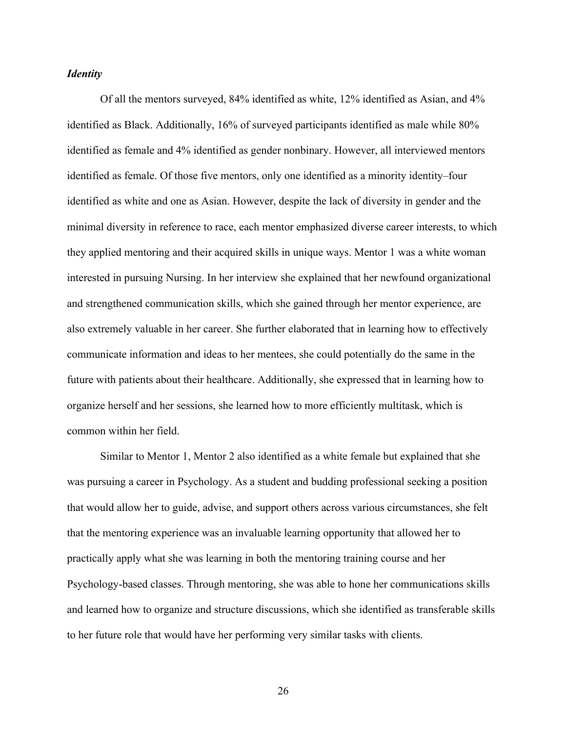### *Identity*

Of all the mentors surveyed, 84% identified as white, 12% identified as Asian, and 4% identified as Black. Additionally, 16% of surveyed participants identified as male while 80% identified as female and 4% identified as gender nonbinary. However, all interviewed mentors identified as female. Of those five mentors, only one identified as a minority identity–four identified as white and one as Asian. However, despite the lack of diversity in gender and the minimal diversity in reference to race, each mentor emphasized diverse career interests, to which they applied mentoring and their acquired skills in unique ways. Mentor 1 was a white woman interested in pursuing Nursing. In her interview she explained that her newfound organizational and strengthened communication skills, which she gained through her mentor experience, are also extremely valuable in her career. She further elaborated that in learning how to effectively communicate information and ideas to her mentees, she could potentially do the same in the future with patients about their healthcare. Additionally, she expressed that in learning how to organize herself and her sessions, she learned how to more efficiently multitask, which is common within her field.

Similar to Mentor 1, Mentor 2 also identified as a white female but explained that she was pursuing a career in Psychology. As a student and budding professional seeking a position that would allow her to guide, advise, and support others across various circumstances, she felt that the mentoring experience was an invaluable learning opportunity that allowed her to practically apply what she was learning in both the mentoring training course and her Psychology-based classes. Through mentoring, she was able to hone her communications skills and learned how to organize and structure discussions, which she identified as transferable skills to her future role that would have her performing very similar tasks with clients.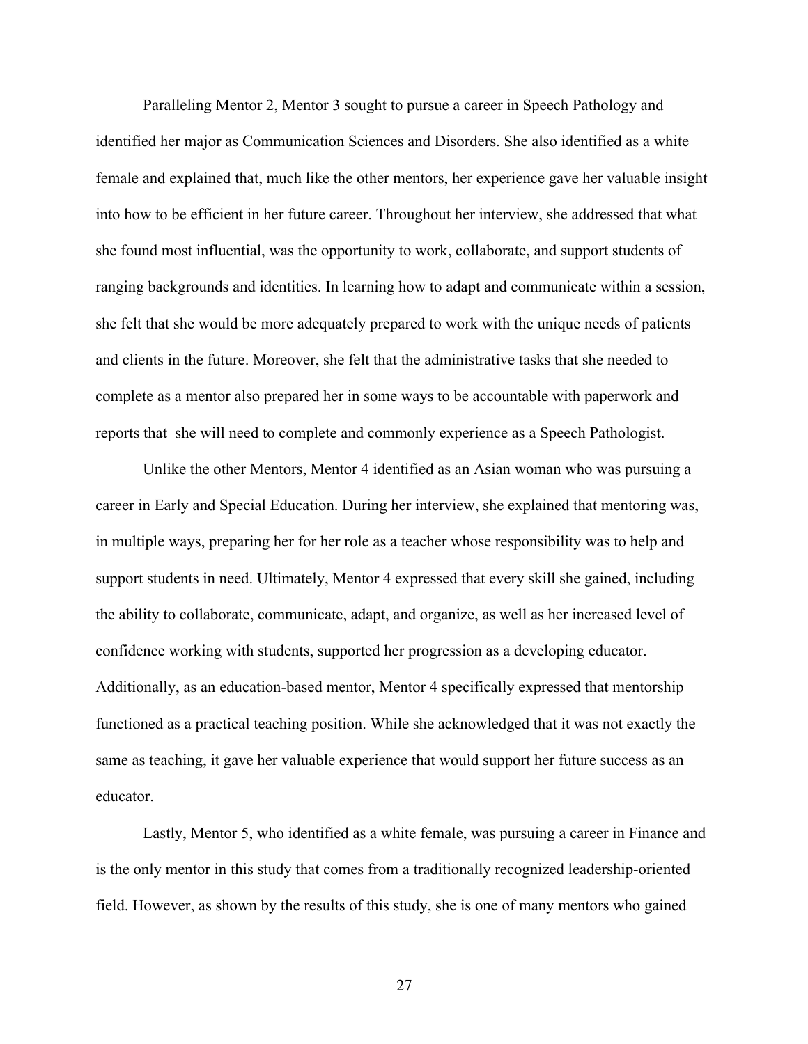Paralleling Mentor 2, Mentor 3 sought to pursue a career in Speech Pathology and identified her major as Communication Sciences and Disorders. She also identified as a white female and explained that, much like the other mentors, her experience gave her valuable insight into how to be efficient in her future career. Throughout her interview, she addressed that what she found most influential, was the opportunity to work, collaborate, and support students of ranging backgrounds and identities. In learning how to adapt and communicate within a session, she felt that she would be more adequately prepared to work with the unique needs of patients and clients in the future. Moreover, she felt that the administrative tasks that she needed to complete as a mentor also prepared her in some ways to be accountable with paperwork and reports that she will need to complete and commonly experience as a Speech Pathologist.

Unlike the other Mentors, Mentor 4 identified as an Asian woman who was pursuing a career in Early and Special Education. During her interview, she explained that mentoring was, in multiple ways, preparing her for her role as a teacher whose responsibility was to help and support students in need. Ultimately, Mentor 4 expressed that every skill she gained, including the ability to collaborate, communicate, adapt, and organize, as well as her increased level of confidence working with students, supported her progression as a developing educator. Additionally, as an education-based mentor, Mentor 4 specifically expressed that mentorship functioned as a practical teaching position. While she acknowledged that it was not exactly the same as teaching, it gave her valuable experience that would support her future success as an educator.

Lastly, Mentor 5, who identified as a white female, was pursuing a career in Finance and is the only mentor in this study that comes from a traditionally recognized leadership-oriented field. However, as shown by the results of this study, she is one of many mentors who gained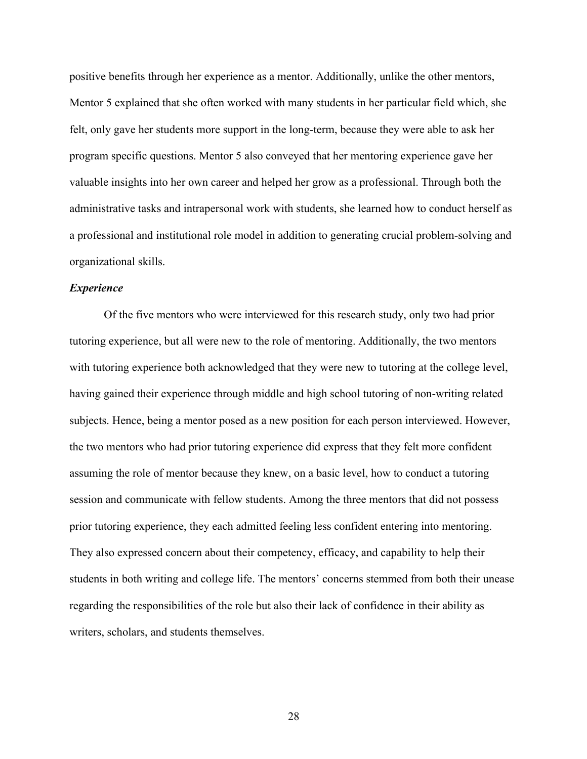positive benefits through her experience as a mentor. Additionally, unlike the other mentors, Mentor 5 explained that she often worked with many students in her particular field which, she felt, only gave her students more support in the long-term, because they were able to ask her program specific questions. Mentor 5 also conveyed that her mentoring experience gave her valuable insights into her own career and helped her grow as a professional. Through both the administrative tasks and intrapersonal work with students, she learned how to conduct herself as a professional and institutional role model in addition to generating crucial problem-solving and organizational skills.

### *Experience*

Of the five mentors who were interviewed for this research study, only two had prior tutoring experience, but all were new to the role of mentoring. Additionally, the two mentors with tutoring experience both acknowledged that they were new to tutoring at the college level, having gained their experience through middle and high school tutoring of non-writing related subjects. Hence, being a mentor posed as a new position for each person interviewed. However, the two mentors who had prior tutoring experience did express that they felt more confident assuming the role of mentor because they knew, on a basic level, how to conduct a tutoring session and communicate with fellow students. Among the three mentors that did not possess prior tutoring experience, they each admitted feeling less confident entering into mentoring. They also expressed concern about their competency, efficacy, and capability to help their students in both writing and college life. The mentors' concerns stemmed from both their unease regarding the responsibilities of the role but also their lack of confidence in their ability as writers, scholars, and students themselves.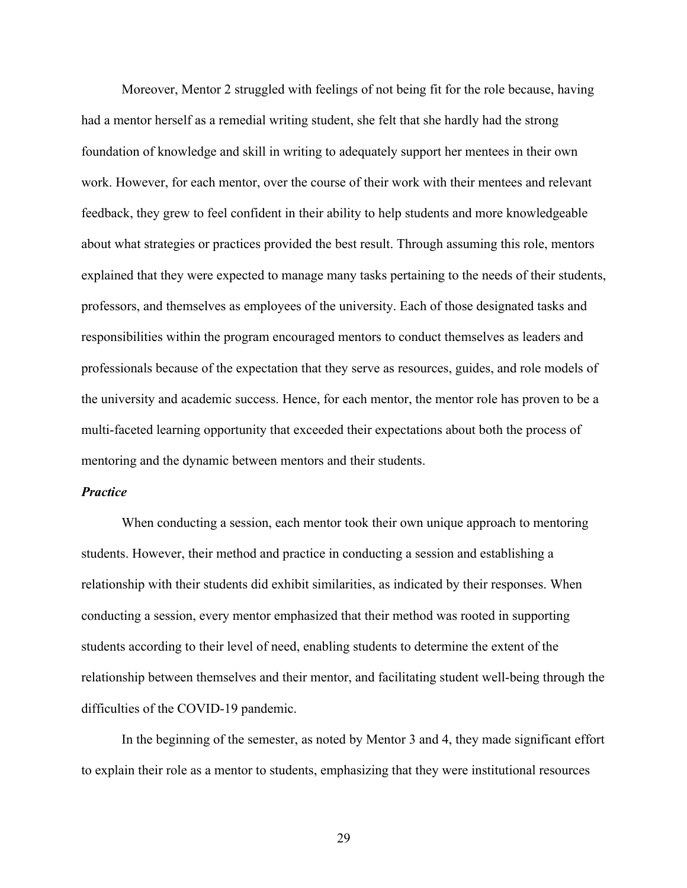Moreover, Mentor 2 struggled with feelings of not being fit for the role because, having had a mentor herself as a remedial writing student, she felt that she hardly had the strong foundation of knowledge and skill in writing to adequately support her mentees in their own work. However, for each mentor, over the course of their work with their mentees and relevant feedback, they grew to feel confident in their ability to help students and more knowledgeable about what strategies or practices provided the best result. Through assuming this role, mentors explained that they were expected to manage many tasks pertaining to the needs of their students, professors, and themselves as employees of the university. Each of those designated tasks and responsibilities within the program encouraged mentors to conduct themselves as leaders and professionals because of the expectation that they serve as resources, guides, and role models of the university and academic success. Hence, for each mentor, the mentor role has proven to be a multi-faceted learning opportunity that exceeded their expectations about both the process of mentoring and the dynamic between mentors and their students.

### *Practice*

When conducting a session, each mentor took their own unique approach to mentoring students. However, their method and practice in conducting a session and establishing a relationship with their students did exhibit similarities, as indicated by their responses. When conducting a session, every mentor emphasized that their method was rooted in supporting students according to their level of need, enabling students to determine the extent of the relationship between themselves and their mentor, and facilitating student well-being through the difficulties of the COVID-19 pandemic.

In the beginning of the semester, as noted by Mentor 3 and 4, they made significant effort to explain their role as a mentor to students, emphasizing that they were institutional resources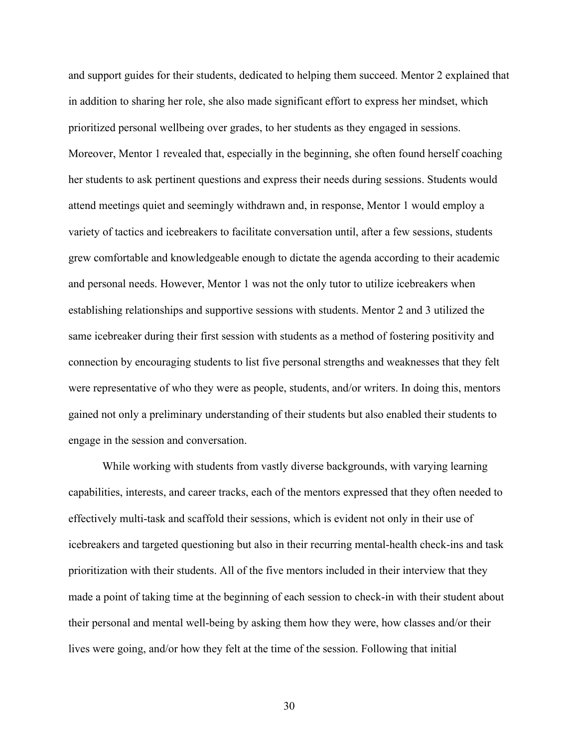and support guides for their students, dedicated to helping them succeed. Mentor 2 explained that in addition to sharing her role, she also made significant effort to express her mindset, which prioritized personal wellbeing over grades, to her students as they engaged in sessions. Moreover, Mentor 1 revealed that, especially in the beginning, she often found herself coaching her students to ask pertinent questions and express their needs during sessions. Students would attend meetings quiet and seemingly withdrawn and, in response, Mentor 1 would employ a variety of tactics and icebreakers to facilitate conversation until, after a few sessions, students grew comfortable and knowledgeable enough to dictate the agenda according to their academic and personal needs. However, Mentor 1 was not the only tutor to utilize icebreakers when establishing relationships and supportive sessions with students. Mentor 2 and 3 utilized the same icebreaker during their first session with students as a method of fostering positivity and connection by encouraging students to list five personal strengths and weaknesses that they felt were representative of who they were as people, students, and/or writers. In doing this, mentors gained not only a preliminary understanding of their students but also enabled their students to engage in the session and conversation.

While working with students from vastly diverse backgrounds, with varying learning capabilities, interests, and career tracks, each of the mentors expressed that they often needed to effectively multi-task and scaffold their sessions, which is evident not only in their use of icebreakers and targeted questioning but also in their recurring mental-health check-ins and task prioritization with their students. All of the five mentors included in their interview that they made a point of taking time at the beginning of each session to check-in with their student about their personal and mental well-being by asking them how they were, how classes and/or their lives were going, and/or how they felt at the time of the session. Following that initial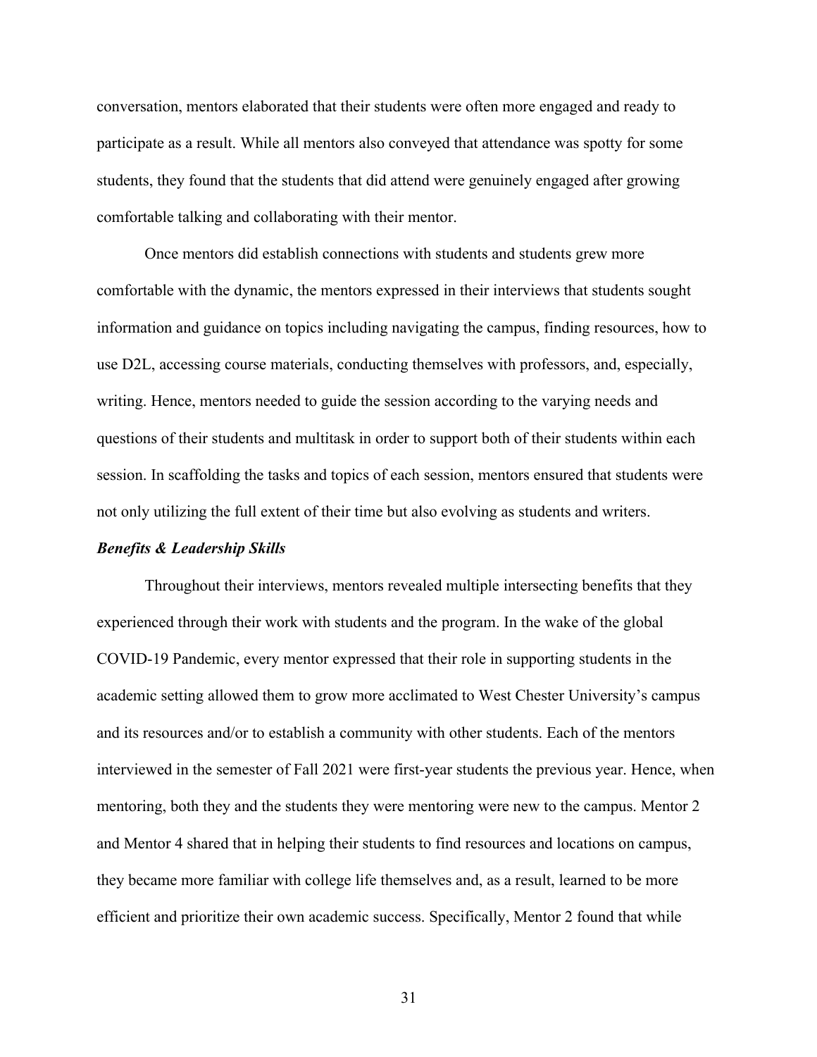conversation, mentors elaborated that their students were often more engaged and ready to participate as a result. While all mentors also conveyed that attendance was spotty for some students, they found that the students that did attend were genuinely engaged after growing comfortable talking and collaborating with their mentor.

Once mentors did establish connections with students and students grew more comfortable with the dynamic, the mentors expressed in their interviews that students sought information and guidance on topics including navigating the campus, finding resources, how to use D2L, accessing course materials, conducting themselves with professors, and, especially, writing. Hence, mentors needed to guide the session according to the varying needs and questions of their students and multitask in order to support both of their students within each session. In scaffolding the tasks and topics of each session, mentors ensured that students were not only utilizing the full extent of their time but also evolving as students and writers.

### *Benefits & Leadership Skills*

Throughout their interviews, mentors revealed multiple intersecting benefits that they experienced through their work with students and the program. In the wake of the global COVID-19 Pandemic, every mentor expressed that their role in supporting students in the academic setting allowed them to grow more acclimated to West Chester University's campus and its resources and/or to establish a community with other students. Each of the mentors interviewed in the semester of Fall 2021 were first-year students the previous year. Hence, when mentoring, both they and the students they were mentoring were new to the campus. Mentor 2 and Mentor 4 shared that in helping their students to find resources and locations on campus, they became more familiar with college life themselves and, as a result, learned to be more efficient and prioritize their own academic success. Specifically, Mentor 2 found that while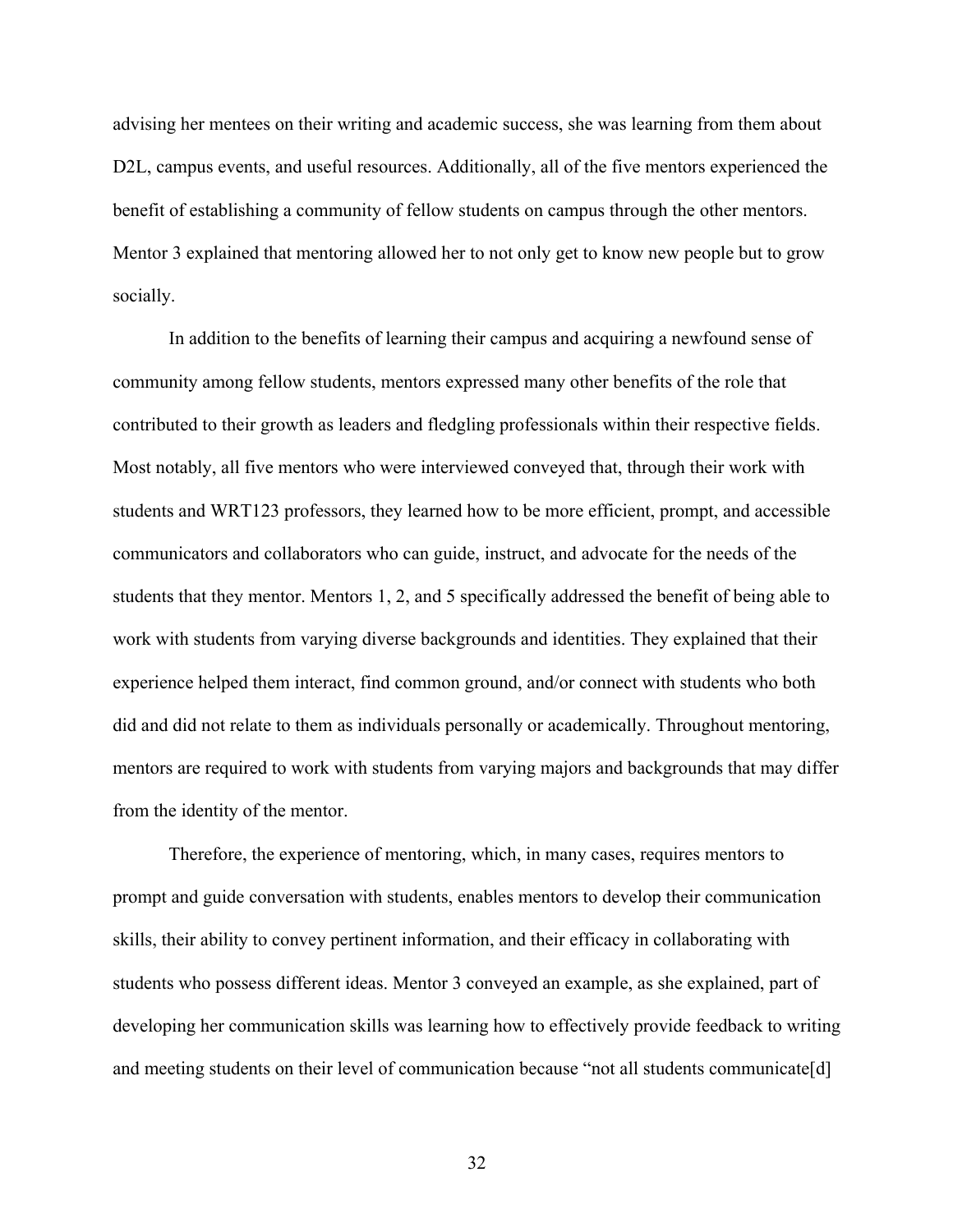advising her mentees on their writing and academic success, she was learning from them about D2L, campus events, and useful resources. Additionally, all of the five mentors experienced the benefit of establishing a community of fellow students on campus through the other mentors. Mentor 3 explained that mentoring allowed her to not only get to know new people but to grow socially.

In addition to the benefits of learning their campus and acquiring a newfound sense of community among fellow students, mentors expressed many other benefits of the role that contributed to their growth as leaders and fledgling professionals within their respective fields. Most notably, all five mentors who were interviewed conveyed that, through their work with students and WRT123 professors, they learned how to be more efficient, prompt, and accessible communicators and collaborators who can guide, instruct, and advocate for the needs of the students that they mentor. Mentors 1, 2, and 5 specifically addressed the benefit of being able to work with students from varying diverse backgrounds and identities. They explained that their experience helped them interact, find common ground, and/or connect with students who both did and did not relate to them as individuals personally or academically. Throughout mentoring, mentors are required to work with students from varying majors and backgrounds that may differ from the identity of the mentor.

Therefore, the experience of mentoring, which, in many cases, requires mentors to prompt and guide conversation with students, enables mentors to develop their communication skills, their ability to convey pertinent information, and their efficacy in collaborating with students who possess different ideas. Mentor 3 conveyed an example, as she explained, part of developing her communication skills was learning how to effectively provide feedback to writing and meeting students on their level of communication because "not all students communicate[d]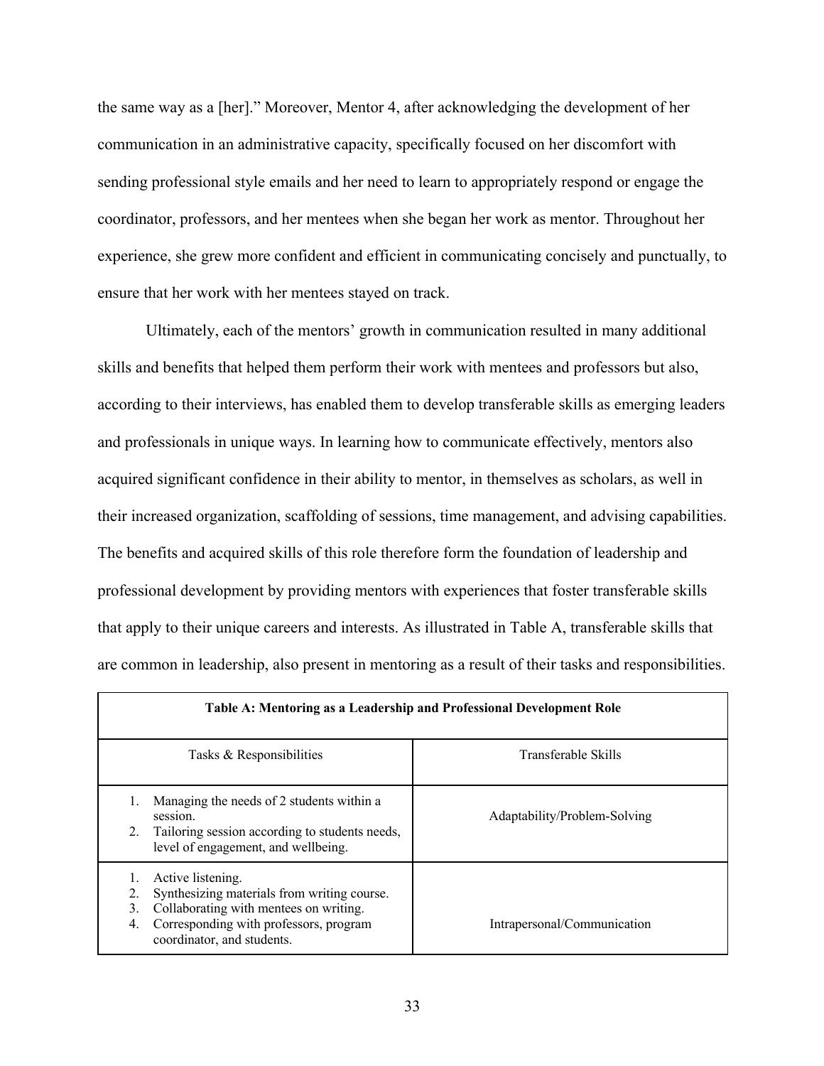the same way as a [her].” Moreover, Mentor 4, after acknowledging the development of her communication in an administrative capacity, specifically focused on her discomfort with sending professional style emails and her need to learn to appropriately respond or engage the coordinator, professors, and her mentees when she began her work as mentor. Throughout her experience, she grew more confident and efficient in communicating concisely and punctually, to ensure that her work with her mentees stayed on track.

Ultimately, each of the mentors’ growth in communication resulted in many additional skills and benefits that helped them perform their work with mentees and professors but also, according to their interviews, has enabled them to develop transferable skills as emerging leaders and professionals in unique ways. In learning how to communicate effectively, mentors also acquired significant confidence in their ability to mentor, in themselves as scholars, as well in their increased organization, scaffolding of sessions, time management, and advising capabilities. The benefits and acquired skills of this role therefore form the foundation of leadership and professional development by providing mentors with experiences that foster transferable skills that apply to their unique careers and interests. As illustrated in Table A, transferable skills that are common in leadership, also present in mentoring as a result of their tasks and responsibilities.

**Table A: Mentoring as a Leadership and Professional Development Role**

| Tasks & Responsibilities | Transferable Skills |
|---|---|
| 1. Managing the needs of 2 students within a session.<br>2. Tailoring session according to students needs, level of engagement, and wellbeing. | Adaptability/Problem-Solving |
| 1. Active listening.<br>2. Synthesizing materials from writing course.<br>3. Collaborating with mentees on writing.<br>4. Corresponding with professors, program coordinator, and students. | Intrapersonal/Communication |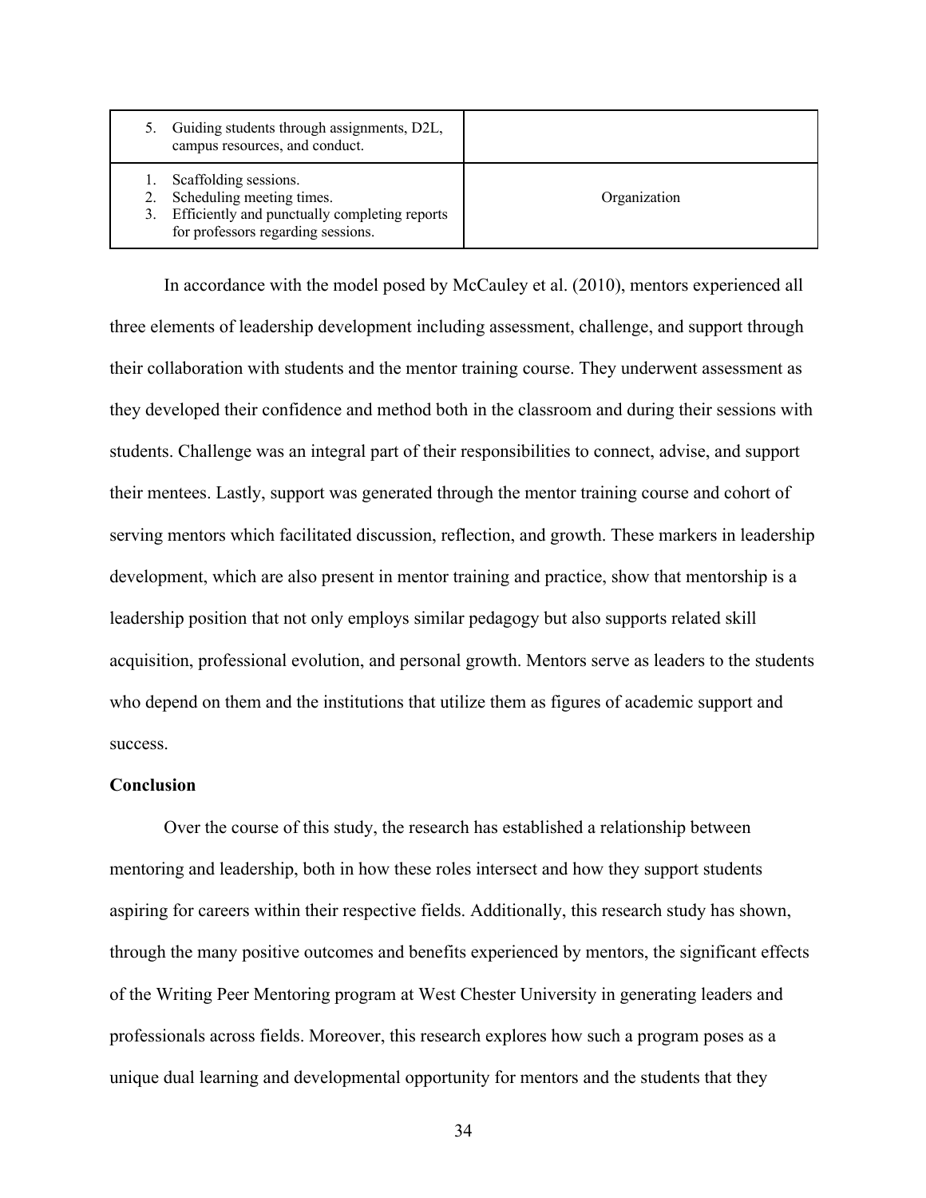| | |
|---|---|
| 5. Guiding students through assignments, D2L, campus resources, and conduct. | |
| 1. Scaffolding sessions.<br>2. Scheduling meeting times.<br>3. Efficiently and punctually completing reports for professors regarding sessions. | Organization |

In accordance with the model posed by McCauley et al. (2010), mentors experienced all three elements of leadership development including assessment, challenge, and support through their collaboration with students and the mentor training course. They underwent assessment as they developed their confidence and method both in the classroom and during their sessions with students. Challenge was an integral part of their responsibilities to connect, advise, and support their mentees. Lastly, support was generated through the mentor training course and cohort of serving mentors which facilitated discussion, reflection, and growth. These markers in leadership development, which are also present in mentor training and practice, show that mentorship is a leadership position that not only employs similar pedagogy but also supports related skill acquisition, professional evolution, and personal growth. Mentors serve as leaders to the students who depend on them and the institutions that utilize them as figures of academic support and success.

**Conclusion**

Over the course of this study, the research has established a relationship between mentoring and leadership, both in how these roles intersect and how they support students aspiring for careers within their respective fields. Additionally, this research study has shown, through the many positive outcomes and benefits experienced by mentors, the significant effects of the Writing Peer Mentoring program at West Chester University in generating leaders and professionals across fields. Moreover, this research explores how such a program poses as a unique dual learning and developmental opportunity for mentors and the students that they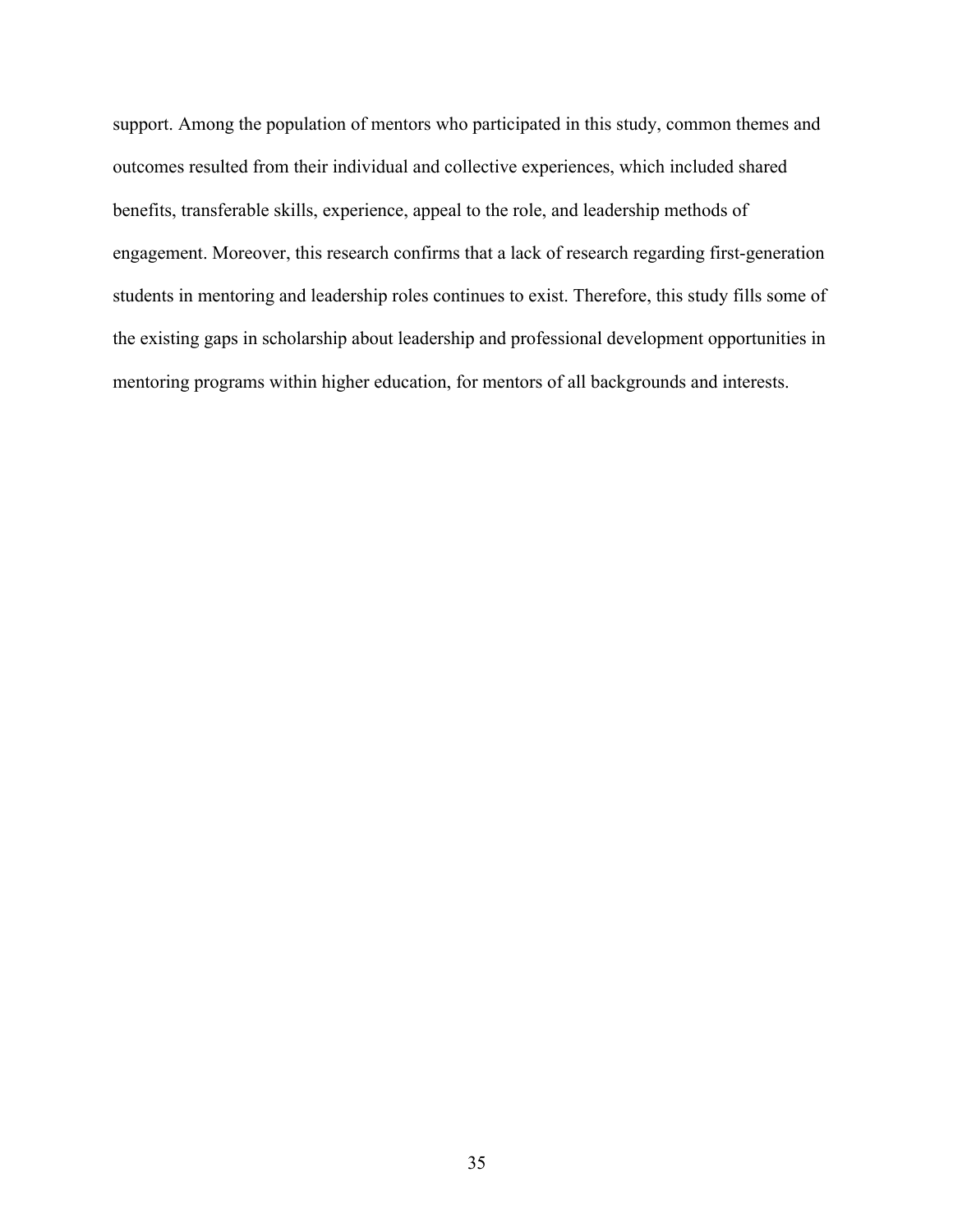support. Among the population of mentors who participated in this study, common themes and outcomes resulted from their individual and collective experiences, which included shared benefits, transferable skills, experience, appeal to the role, and leadership methods of engagement. Moreover, this research confirms that a lack of research regarding first-generation students in mentoring and leadership roles continues to exist. Therefore, this study fills some of the existing gaps in scholarship about leadership and professional development opportunities in mentoring programs within higher education, for mentors of all backgrounds and interests.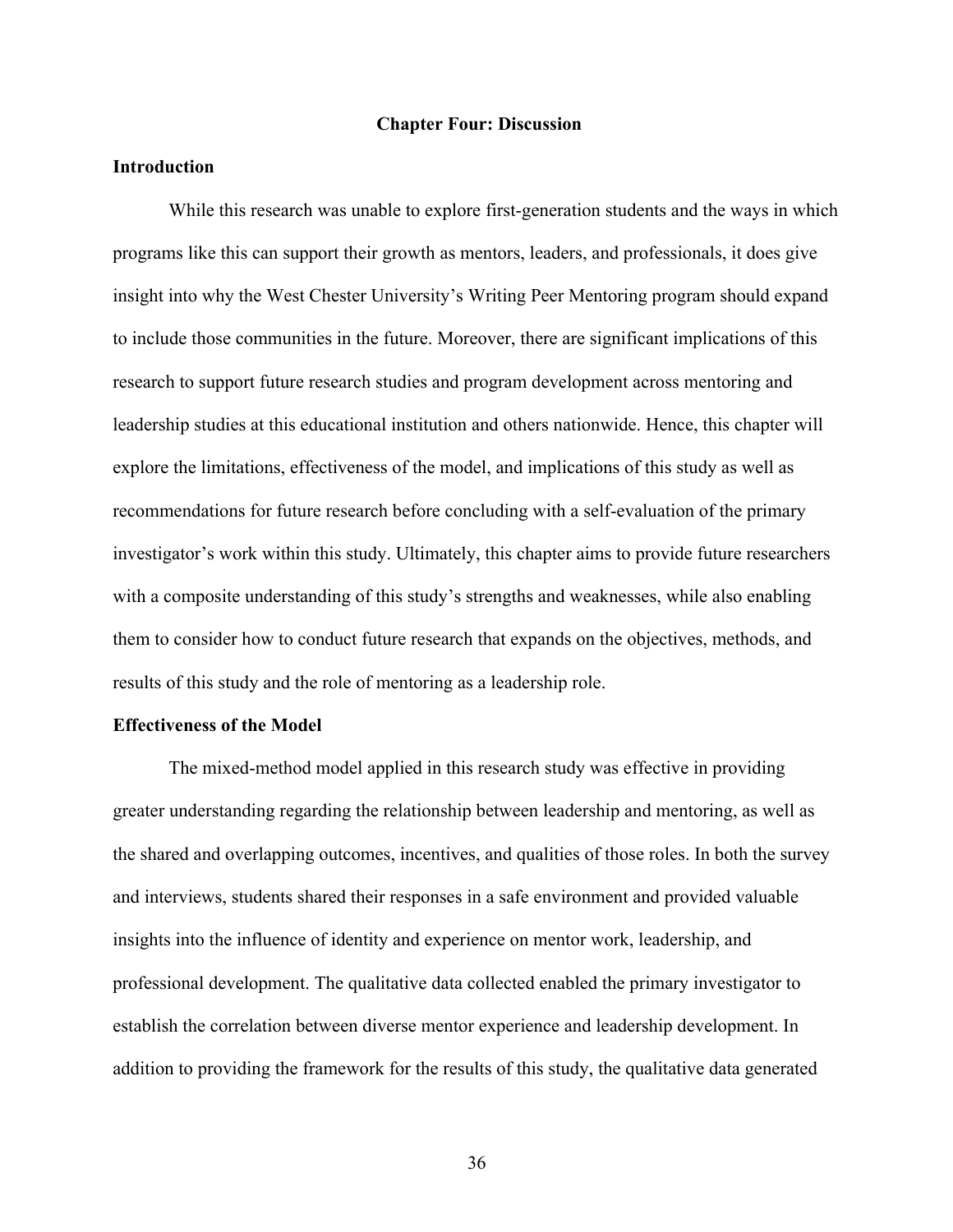# Chapter Four: Discussion

## Introduction

While this research was unable to explore first-generation students and the ways in which programs like this can support their growth as mentors, leaders, and professionals, it does give insight into why the West Chester University's Writing Peer Mentoring program should expand to include those communities in the future. Moreover, there are significant implications of this research to support future research studies and program development across mentoring and leadership studies at this educational institution and others nationwide. Hence, this chapter will explore the limitations, effectiveness of the model, and implications of this study as well as recommendations for future research before concluding with a self-evaluation of the primary investigator's work within this study. Ultimately, this chapter aims to provide future researchers with a composite understanding of this study's strengths and weaknesses, while also enabling them to consider how to conduct future research that expands on the objectives, methods, and results of this study and the role of mentoring as a leadership role.

## Effectiveness of the Model

The mixed-method model applied in this research study was effective in providing greater understanding regarding the relationship between leadership and mentoring, as well as the shared and overlapping outcomes, incentives, and qualities of those roles. In both the survey and interviews, students shared their responses in a safe environment and provided valuable insights into the influence of identity and experience on mentor work, leadership, and professional development. The qualitative data collected enabled the primary investigator to establish the correlation between diverse mentor experience and leadership development. In addition to providing the framework for the results of this study, the qualitative data generated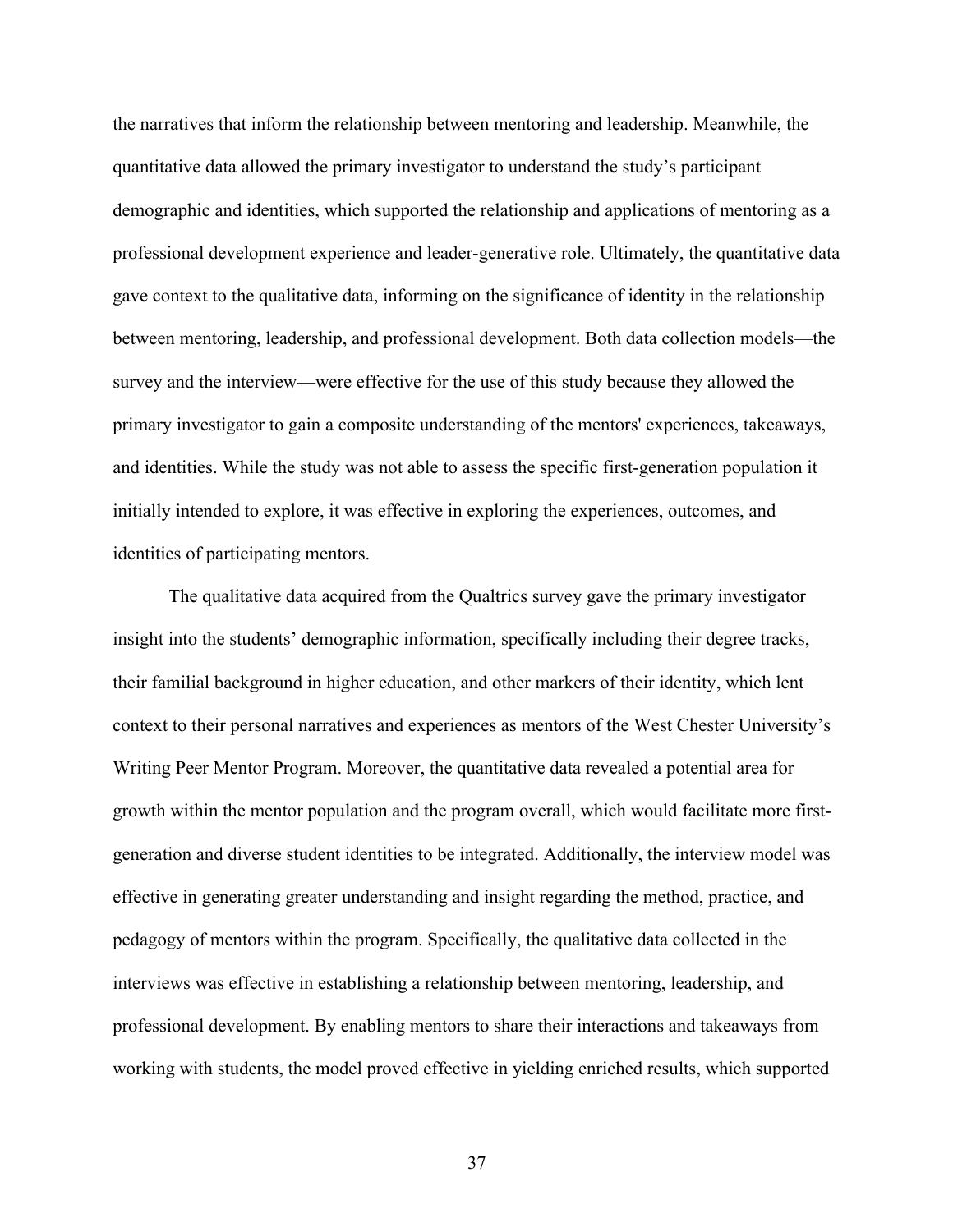the narratives that inform the relationship between mentoring and leadership. Meanwhile, the quantitative data allowed the primary investigator to understand the study's participant demographic and identities, which supported the relationship and applications of mentoring as a professional development experience and leader-generative role. Ultimately, the quantitative data gave context to the qualitative data, informing on the significance of identity in the relationship between mentoring, leadership, and professional development. Both data collection models—the survey and the interview—were effective for the use of this study because they allowed the primary investigator to gain a composite understanding of the mentors' experiences, takeaways, and identities. While the study was not able to assess the specific first-generation population it initially intended to explore, it was effective in exploring the experiences, outcomes, and identities of participating mentors.

The qualitative data acquired from the Qualtrics survey gave the primary investigator insight into the students' demographic information, specifically including their degree tracks, their familial background in higher education, and other markers of their identity, which lent context to their personal narratives and experiences as mentors of the West Chester University's Writing Peer Mentor Program. Moreover, the quantitative data revealed a potential area for growth within the mentor population and the program overall, which would facilitate more first-generation and diverse student identities to be integrated. Additionally, the interview model was effective in generating greater understanding and insight regarding the method, practice, and pedagogy of mentors within the program. Specifically, the qualitative data collected in the interviews was effective in establishing a relationship between mentoring, leadership, and professional development. By enabling mentors to share their interactions and takeaways from working with students, the model proved effective in yielding enriched results, which supported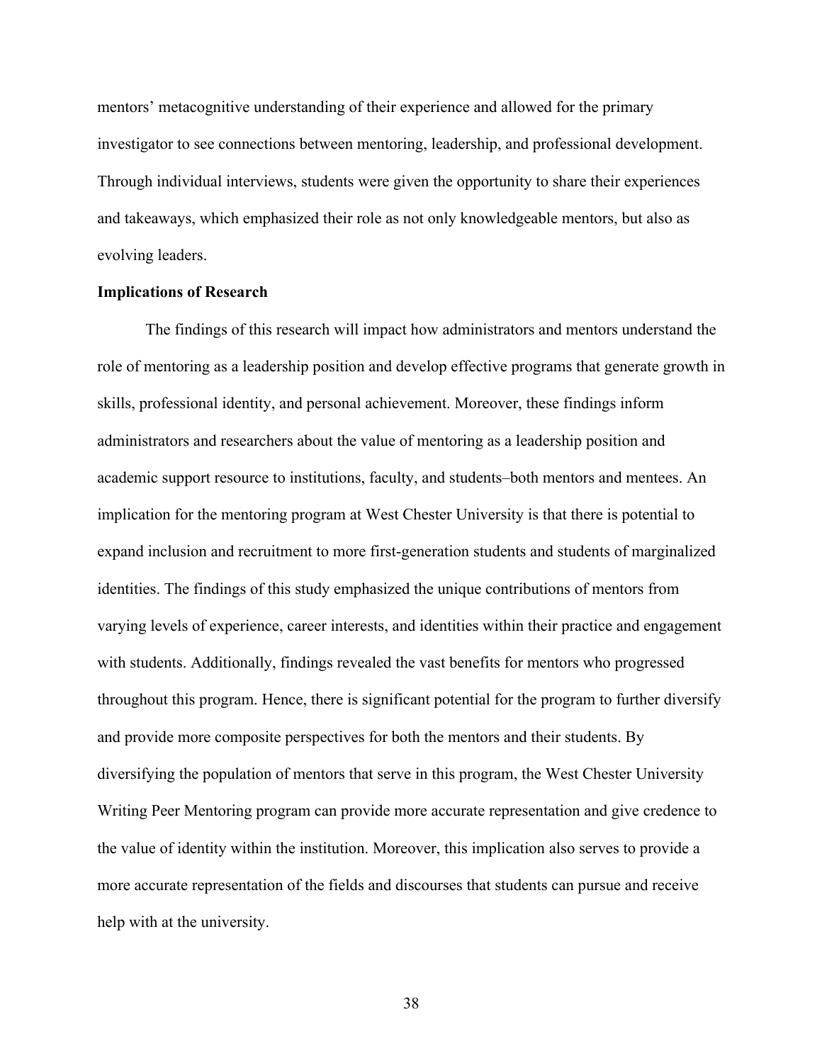mentors' metacognitive understanding of their experience and allowed for the primary investigator to see connections between mentoring, leadership, and professional development. Through individual interviews, students were given the opportunity to share their experiences and takeaways, which emphasized their role as not only knowledgeable mentors, but also as evolving leaders.

**Implications of Research**

The findings of this research will impact how administrators and mentors understand the role of mentoring as a leadership position and develop effective programs that generate growth in skills, professional identity, and personal achievement. Moreover, these findings inform administrators and researchers about the value of mentoring as a leadership position and academic support resource to institutions, faculty, and students–both mentors and mentees. An implication for the mentoring program at West Chester University is that there is potential to expand inclusion and recruitment to more first-generation students and students of marginalized identities. The findings of this study emphasized the unique contributions of mentors from varying levels of experience, career interests, and identities within their practice and engagement with students. Additionally, findings revealed the vast benefits for mentors who progressed throughout this program. Hence, there is significant potential for the program to further diversify and provide more composite perspectives for both the mentors and their students. By diversifying the population of mentors that serve in this program, the West Chester University Writing Peer Mentoring program can provide more accurate representation and give credence to the value of identity within the institution. Moreover, this implication also serves to provide a more accurate representation of the fields and discourses that students can pursue and receive help with at the university.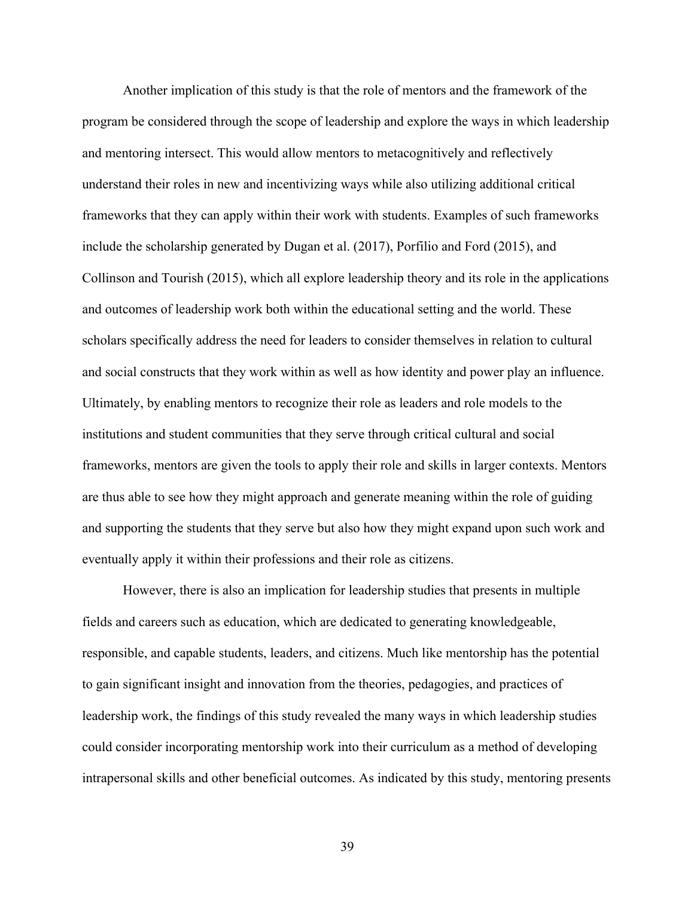Another implication of this study is that the role of mentors and the framework of the program be considered through the scope of leadership and explore the ways in which leadership and mentoring intersect. This would allow mentors to metacognitively and reflectively understand their roles in new and incentivizing ways while also utilizing additional critical frameworks that they can apply within their work with students. Examples of such frameworks include the scholarship generated by Dugan et al. (2017), Porfilio and Ford (2015), and Collinson and Tourish (2015), which all explore leadership theory and its role in the applications and outcomes of leadership work both within the educational setting and the world. These scholars specifically address the need for leaders to consider themselves in relation to cultural and social constructs that they work within as well as how identity and power play an influence. Ultimately, by enabling mentors to recognize their role as leaders and role models to the institutions and student communities that they serve through critical cultural and social frameworks, mentors are given the tools to apply their role and skills in larger contexts. Mentors are thus able to see how they might approach and generate meaning within the role of guiding and supporting the students that they serve but also how they might expand upon such work and eventually apply it within their professions and their role as citizens.

However, there is also an implication for leadership studies that presents in multiple fields and careers such as education, which are dedicated to generating knowledgeable, responsible, and capable students, leaders, and citizens. Much like mentorship has the potential to gain significant insight and innovation from the theories, pedagogies, and practices of leadership work, the findings of this study revealed the many ways in which leadership studies could consider incorporating mentorship work into their curriculum as a method of developing intrapersonal skills and other beneficial outcomes. As indicated by this study, mentoring presents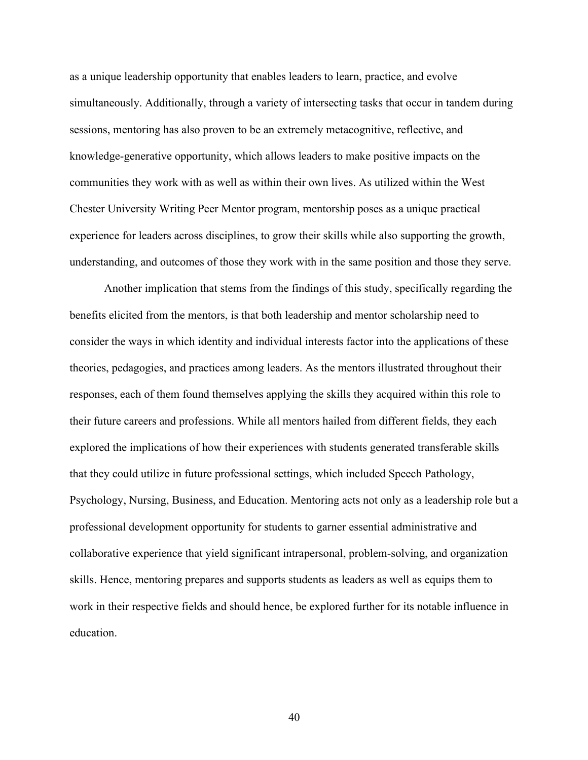as a unique leadership opportunity that enables leaders to learn, practice, and evolve simultaneously. Additionally, through a variety of intersecting tasks that occur in tandem during sessions, mentoring has also proven to be an extremely metacognitive, reflective, and knowledge-generative opportunity, which allows leaders to make positive impacts on the communities they work with as well as within their own lives. As utilized within the West Chester University Writing Peer Mentor program, mentorship poses as a unique practical experience for leaders across disciplines, to grow their skills while also supporting the growth, understanding, and outcomes of those they work with in the same position and those they serve.

Another implication that stems from the findings of this study, specifically regarding the benefits elicited from the mentors, is that both leadership and mentor scholarship need to consider the ways in which identity and individual interests factor into the applications of these theories, pedagogies, and practices among leaders. As the mentors illustrated throughout their responses, each of them found themselves applying the skills they acquired within this role to their future careers and professions. While all mentors hailed from different fields, they each explored the implications of how their experiences with students generated transferable skills that they could utilize in future professional settings, which included Speech Pathology, Psychology, Nursing, Business, and Education. Mentoring acts not only as a leadership role but a professional development opportunity for students to garner essential administrative and collaborative experience that yield significant intrapersonal, problem-solving, and organization skills. Hence, mentoring prepares and supports students as leaders as well as equips them to work in their respective fields and should hence, be explored further for its notable influence in education.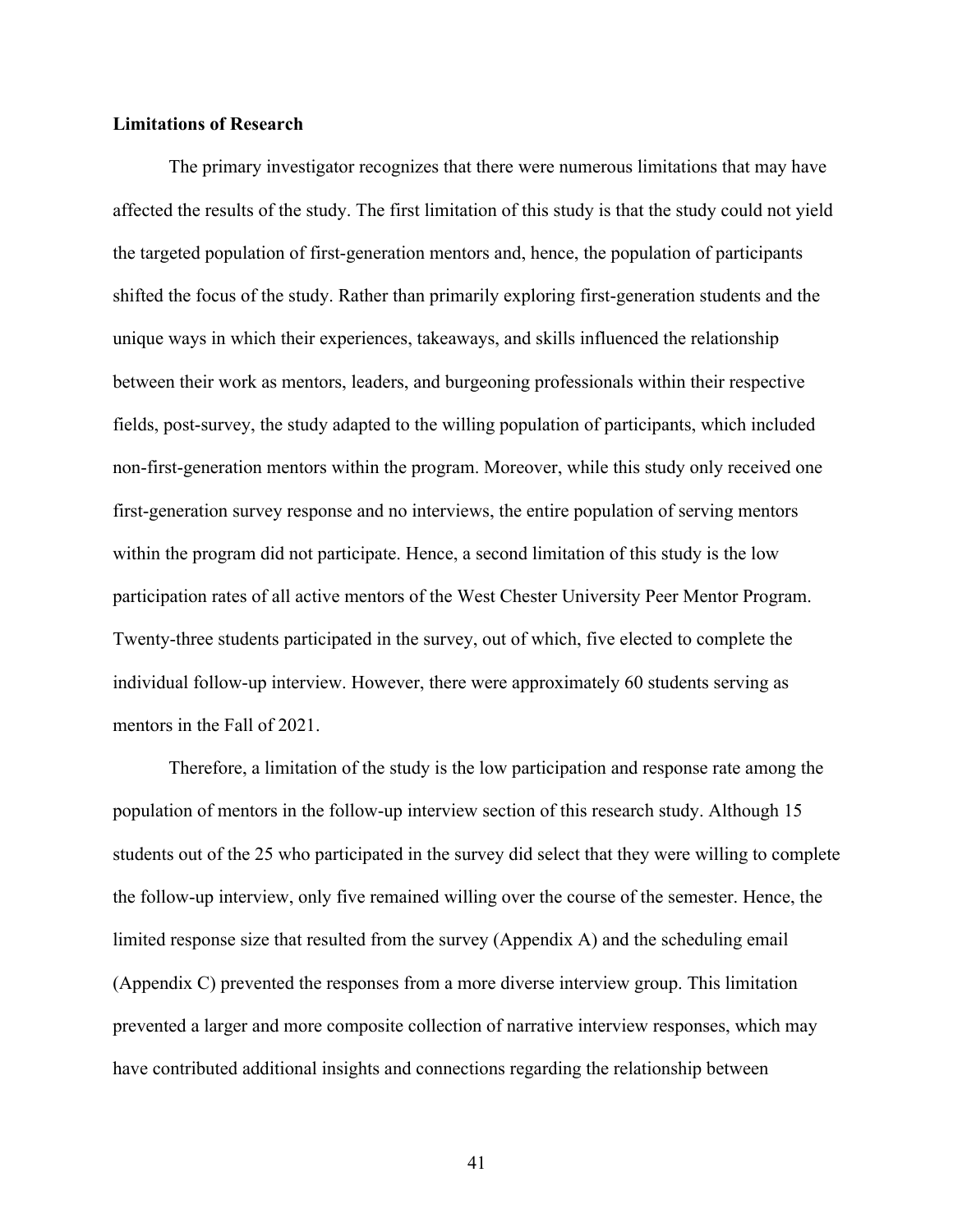**Limitations of Research**

The primary investigator recognizes that there were numerous limitations that may have affected the results of the study. The first limitation of this study is that the study could not yield the targeted population of first-generation mentors and, hence, the population of participants shifted the focus of the study. Rather than primarily exploring first-generation students and the unique ways in which their experiences, takeaways, and skills influenced the relationship between their work as mentors, leaders, and burgeoning professionals within their respective fields, post-survey, the study adapted to the willing population of participants, which included non-first-generation mentors within the program. Moreover, while this study only received one first-generation survey response and no interviews, the entire population of serving mentors within the program did not participate. Hence, a second limitation of this study is the low participation rates of all active mentors of the West Chester University Peer Mentor Program. Twenty-three students participated in the survey, out of which, five elected to complete the individual follow-up interview. However, there were approximately 60 students serving as mentors in the Fall of 2021.

Therefore, a limitation of the study is the low participation and response rate among the population of mentors in the follow-up interview section of this research study. Although 15 students out of the 25 who participated in the survey did select that they were willing to complete the follow-up interview, only five remained willing over the course of the semester. Hence, the limited response size that resulted from the survey (Appendix A) and the scheduling email (Appendix C) prevented the responses from a more diverse interview group. This limitation prevented a larger and more composite collection of narrative interview responses, which may have contributed additional insights and connections regarding the relationship between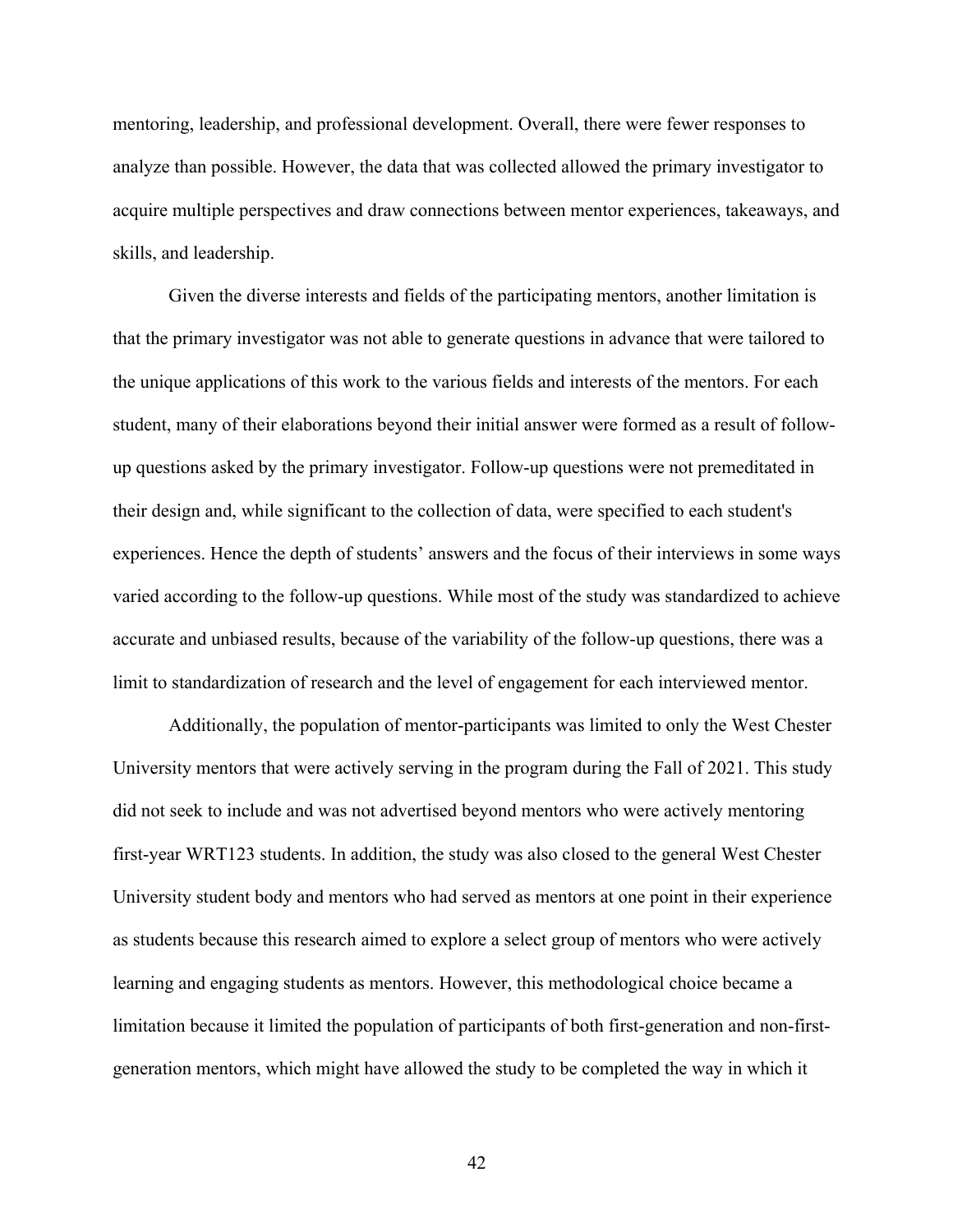mentoring, leadership, and professional development. Overall, there were fewer responses to analyze than possible. However, the data that was collected allowed the primary investigator to acquire multiple perspectives and draw connections between mentor experiences, takeaways, and skills, and leadership.

Given the diverse interests and fields of the participating mentors, another limitation is that the primary investigator was not able to generate questions in advance that were tailored to the unique applications of this work to the various fields and interests of the mentors. For each student, many of their elaborations beyond their initial answer were formed as a result of follow-up questions asked by the primary investigator. Follow-up questions were not premeditated in their design and, while significant to the collection of data, were specified to each student's experiences. Hence the depth of students' answers and the focus of their interviews in some ways varied according to the follow-up questions. While most of the study was standardized to achieve accurate and unbiased results, because of the variability of the follow-up questions, there was a limit to standardization of research and the level of engagement for each interviewed mentor.

Additionally, the population of mentor-participants was limited to only the West Chester University mentors that were actively serving in the program during the Fall of 2021. This study did not seek to include and was not advertised beyond mentors who were actively mentoring first-year WRT123 students. In addition, the study was also closed to the general West Chester University student body and mentors who had served as mentors at one point in their experience as students because this research aimed to explore a select group of mentors who were actively learning and engaging students as mentors. However, this methodological choice became a limitation because it limited the population of participants of both first-generation and non-first-generation mentors, which might have allowed the study to be completed the way in which it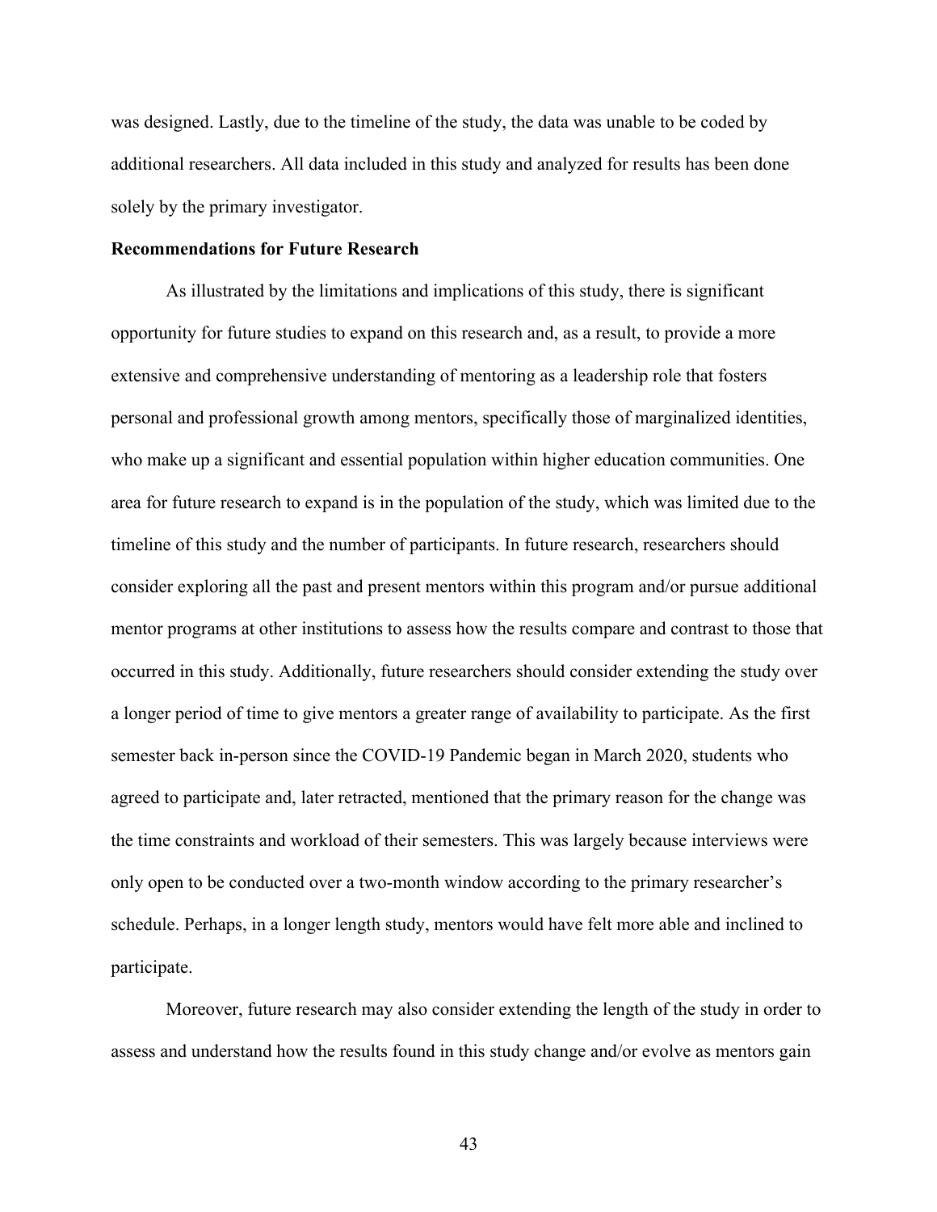was designed. Lastly, due to the timeline of the study, the data was unable to be coded by additional researchers. All data included in this study and analyzed for results has been done solely by the primary investigator.

**Recommendations for Future Research**

As illustrated by the limitations and implications of this study, there is significant opportunity for future studies to expand on this research and, as a result, to provide a more extensive and comprehensive understanding of mentoring as a leadership role that fosters personal and professional growth among mentors, specifically those of marginalized identities, who make up a significant and essential population within higher education communities. One area for future research to expand is in the population of the study, which was limited due to the timeline of this study and the number of participants. In future research, researchers should consider exploring all the past and present mentors within this program and/or pursue additional mentor programs at other institutions to assess how the results compare and contrast to those that occurred in this study. Additionally, future researchers should consider extending the study over a longer period of time to give mentors a greater range of availability to participate. As the first semester back in-person since the COVID-19 Pandemic began in March 2020, students who agreed to participate and, later retracted, mentioned that the primary reason for the change was the time constraints and workload of their semesters. This was largely because interviews were only open to be conducted over a two-month window according to the primary researcher's schedule. Perhaps, in a longer length study, mentors would have felt more able and inclined to participate.

Moreover, future research may also consider extending the length of the study in order to assess and understand how the results found in this study change and/or evolve as mentors gain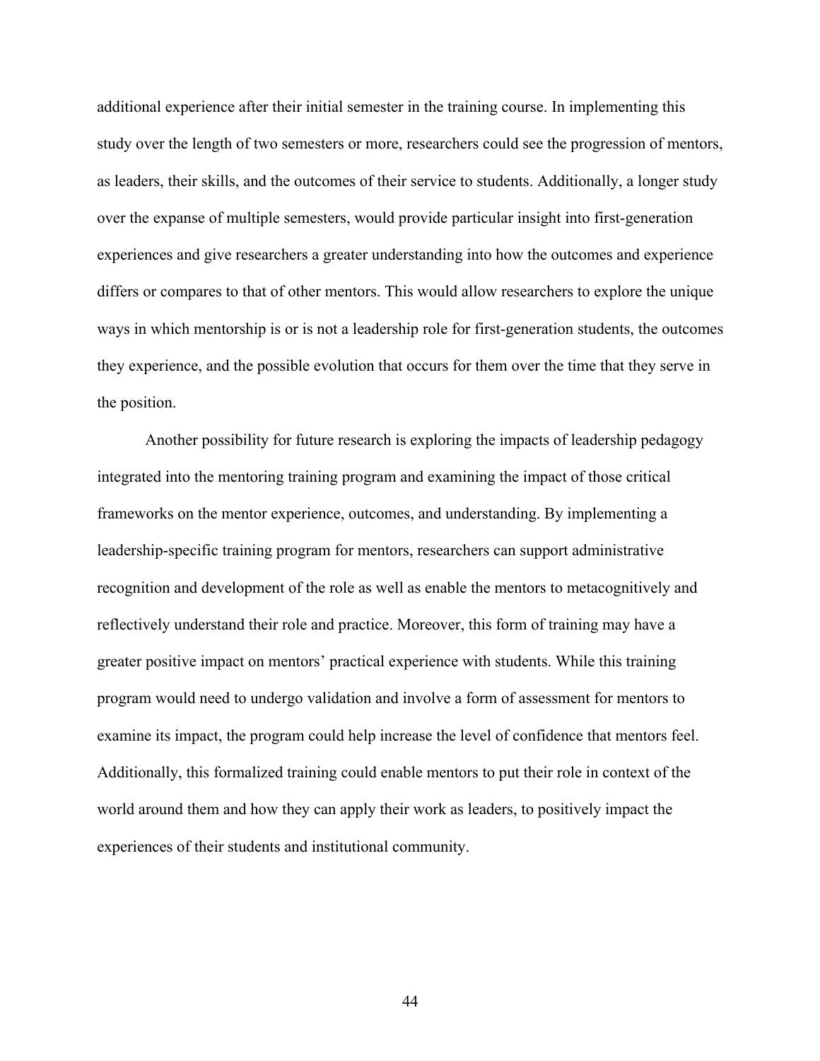additional experience after their initial semester in the training course. In implementing this study over the length of two semesters or more, researchers could see the progression of mentors, as leaders, their skills, and the outcomes of their service to students. Additionally, a longer study over the expanse of multiple semesters, would provide particular insight into first-generation experiences and give researchers a greater understanding into how the outcomes and experience differs or compares to that of other mentors. This would allow researchers to explore the unique ways in which mentorship is or is not a leadership role for first-generation students, the outcomes they experience, and the possible evolution that occurs for them over the time that they serve in the position.

Another possibility for future research is exploring the impacts of leadership pedagogy integrated into the mentoring training program and examining the impact of those critical frameworks on the mentor experience, outcomes, and understanding. By implementing a leadership-specific training program for mentors, researchers can support administrative recognition and development of the role as well as enable the mentors to metacognitively and reflectively understand their role and practice. Moreover, this form of training may have a greater positive impact on mentors' practical experience with students. While this training program would need to undergo validation and involve a form of assessment for mentors to examine its impact, the program could help increase the level of confidence that mentors feel. Additionally, this formalized training could enable mentors to put their role in context of the world around them and how they can apply their work as leaders, to positively impact the experiences of their students and institutional community.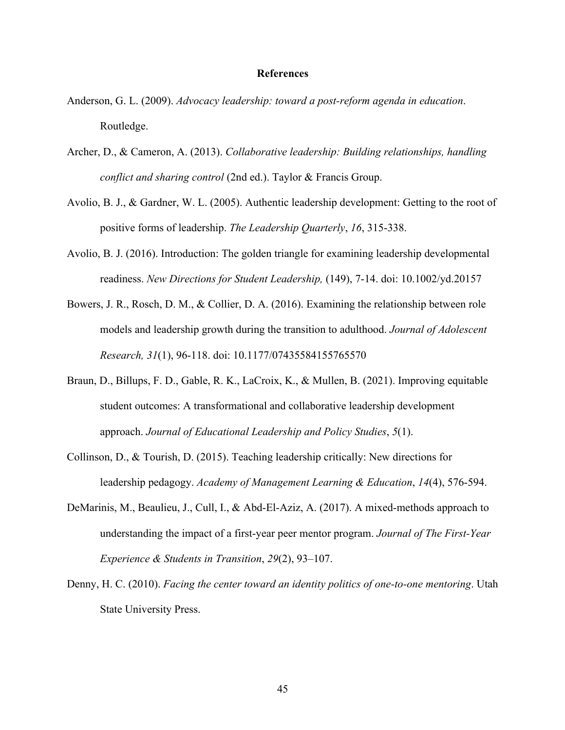# References

Anderson, G. L. (2009). *Advocacy leadership: toward a post-reform agenda in education*. Routledge.

Archer, D., & Cameron, A. (2013). *Collaborative leadership: Building relationships, handling conflict and sharing control* (2nd ed.). Taylor & Francis Group.

Avolio, B. J., & Gardner, W. L. (2005). Authentic leadership development: Getting to the root of positive forms of leadership. *The Leadership Quarterly*, *16*, 315-338.

Avolio, B. J. (2016). Introduction: The golden triangle for examining leadership developmental readiness. *New Directions for Student Leadership,* (149), 7-14. doi: 10.1002/yd.20157

Bowers, J. R., Rosch, D. M., & Collier, D. A. (2016). Examining the relationship between role models and leadership growth during the transition to adulthood. *Journal of Adolescent Research, 31*(1), 96-118. doi: 10.1177/07435584155765570

Braun, D., Billups, F. D., Gable, R. K., LaCroix, K., & Mullen, B. (2021). Improving equitable student outcomes: A transformational and collaborative leadership development approach. *Journal of Educational Leadership and Policy Studies*, *5*(1).

Collinson, D., & Tourish, D. (2015). Teaching leadership critically: New directions for leadership pedagogy. *Academy of Management Learning & Education*, *14*(4), 576-594.

DeMarinis, M., Beaulieu, J., Cull, I., & Abd-El-Aziz, A. (2017). A mixed-methods approach to understanding the impact of a first-year peer mentor program. *Journal of The First-Year Experience & Students in Transition*, *29*(2), 93–107.

Denny, H. C. (2010). *Facing the center toward an identity politics of one-to-one mentoring*. Utah State University Press.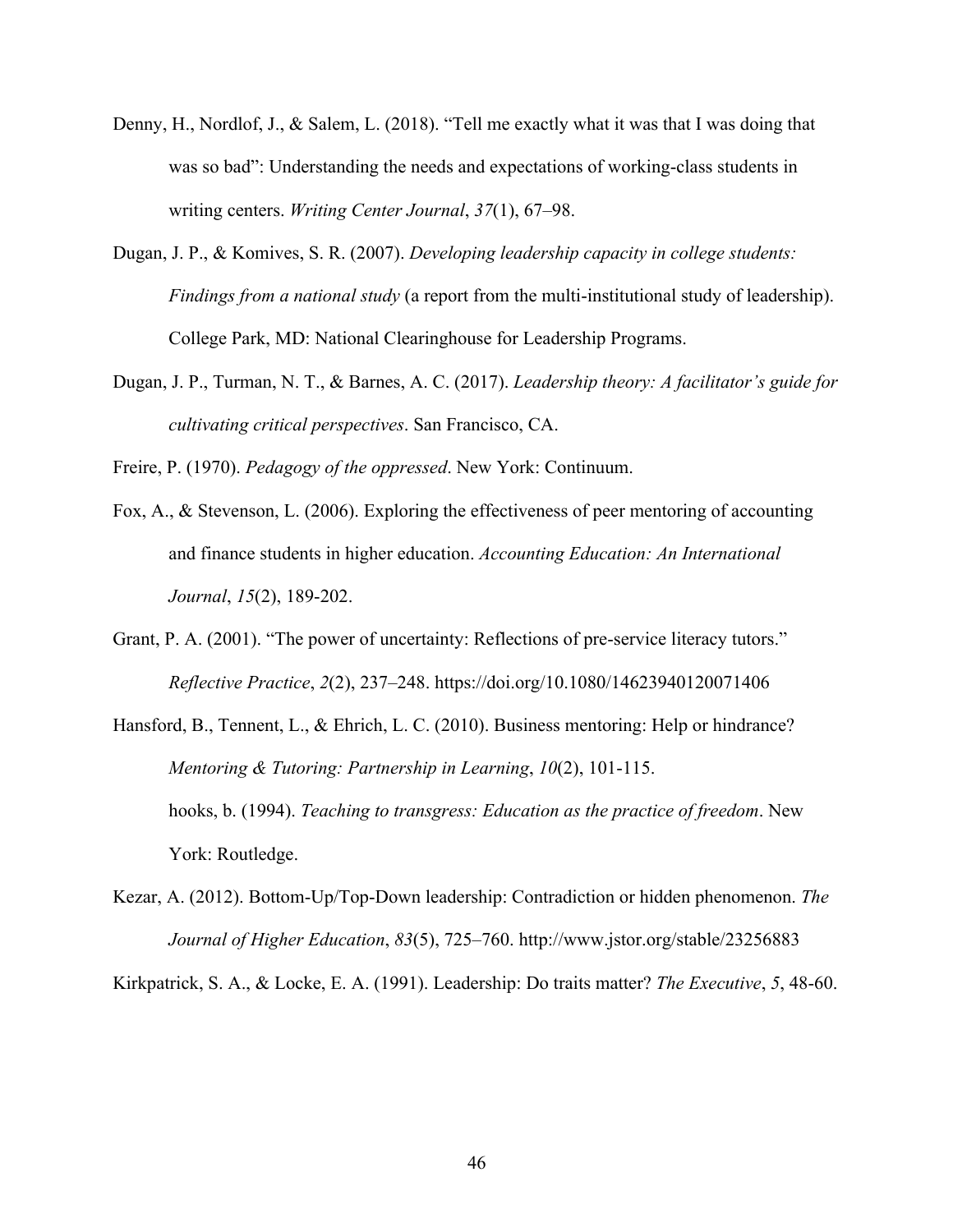Denny, H., Nordlof, J., & Salem, L. (2018). "Tell me exactly what it was that I was doing that was so bad": Understanding the needs and expectations of working-class students in writing centers. *Writing Center Journal*, *37*(1), 67–98.

Dugan, J. P., & Komives, S. R. (2007). *Developing leadership capacity in college students: Findings from a national study* (a report from the multi-institutional study of leadership). College Park, MD: National Clearinghouse for Leadership Programs.

Dugan, J. P., Turman, N. T., & Barnes, A. C. (2017). *Leadership theory: A facilitator's guide for cultivating critical perspectives*. San Francisco, CA.

Freire, P. (1970). *Pedagogy of the oppressed*. New York: Continuum.

Fox, A., & Stevenson, L. (2006). Exploring the effectiveness of peer mentoring of accounting and finance students in higher education. *Accounting Education: An International Journal*, *15*(2), 189-202.

Grant, P. A. (2001). "The power of uncertainty: Reflections of pre-service literacy tutors." *Reflective Practice*, *2*(2), 237–248. https://doi.org/10.1080/14623940120071406

Hansford, B., Tennent, L., & Ehrich, L. C. (2010). Business mentoring: Help or hindrance? *Mentoring & Tutoring: Partnership in Learning*, *10*(2), 101-115.

hooks, b. (1994). *Teaching to transgress: Education as the practice of freedom*. New York: Routledge.

Kezar, A. (2012). Bottom-Up/Top-Down leadership: Contradiction or hidden phenomenon. *The Journal of Higher Education*, *83*(5), 725–760. http://www.jstor.org/stable/23256883

Kirkpatrick, S. A., & Locke, E. A. (1991). Leadership: Do traits matter? *The Executive*, *5*, 48-60.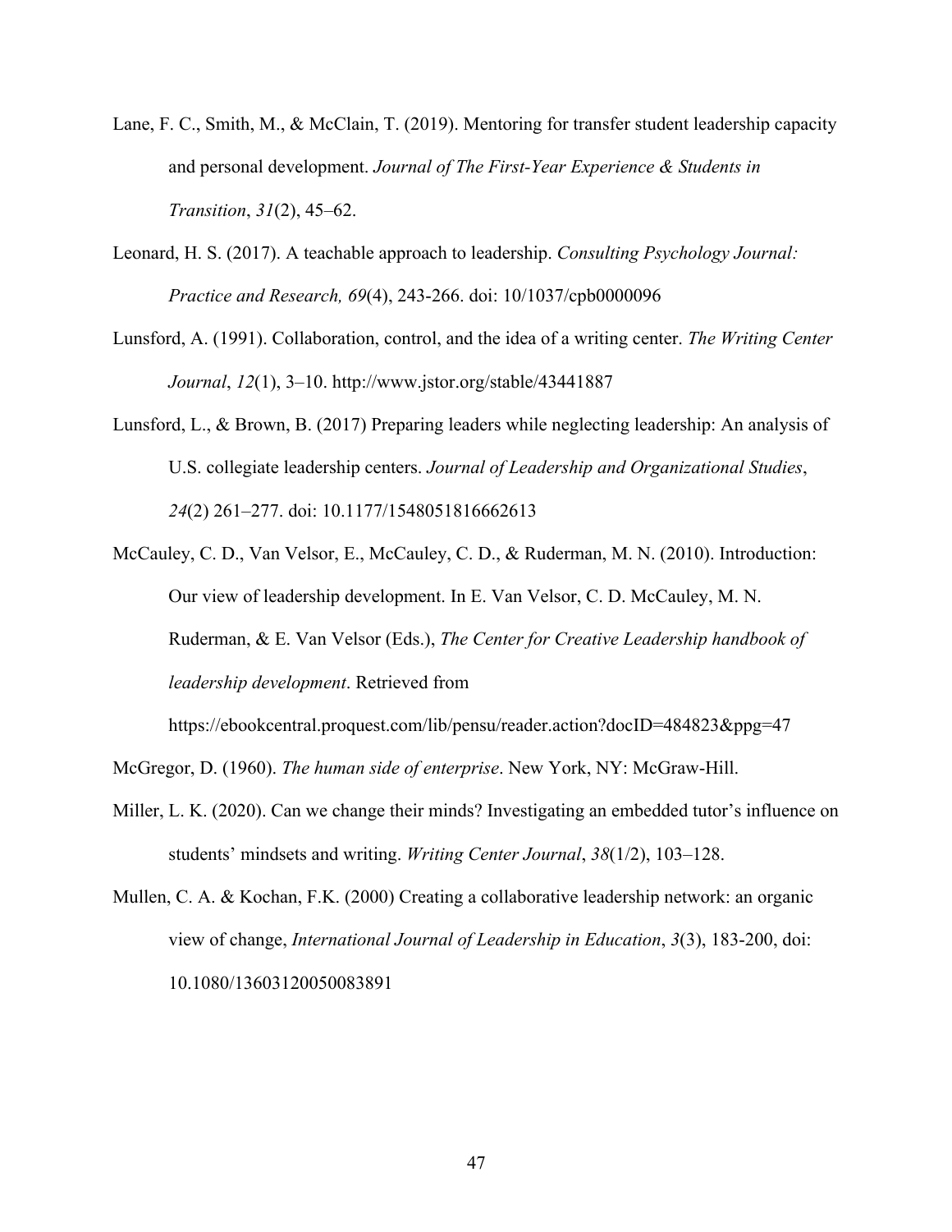Lane, F. C., Smith, M., & McClain, T. (2019). Mentoring for transfer student leadership capacity and personal development. *Journal of The First-Year Experience & Students in Transition*, *31*(2), 45–62.

Leonard, H. S. (2017). A teachable approach to leadership. *Consulting Psychology Journal: Practice and Research, 69*(4), 243-266. doi: 10/1037/cpb0000096

Lunsford, A. (1991). Collaboration, control, and the idea of a writing center. *The Writing Center Journal*, *12*(1), 3–10. http://www.jstor.org/stable/43441887

Lunsford, L., & Brown, B. (2017) Preparing leaders while neglecting leadership: An analysis of U.S. collegiate leadership centers. *Journal of Leadership and Organizational Studies*, *24*(2) 261–277. doi: 10.1177/1548051816662613

McCauley, C. D., Van Velsor, E., McCauley, C. D., & Ruderman, M. N. (2010). Introduction: Our view of leadership development. In E. Van Velsor, C. D. McCauley, M. N. Ruderman, & E. Van Velsor (Eds.), *The Center for Creative Leadership handbook of leadership development*. Retrieved from https://ebookcentral.proquest.com/lib/pensu/reader.action?docID=484823&ppg=47

McGregor, D. (1960). *The human side of enterprise*. New York, NY: McGraw-Hill.

Miller, L. K. (2020). Can we change their minds? Investigating an embedded tutor's influence on students' mindsets and writing. *Writing Center Journal*, *38*(1/2), 103–128.

Mullen, C. A. & Kochan, F.K. (2000) Creating a collaborative leadership network: an organic view of change, *International Journal of Leadership in Education*, *3*(3), 183-200, doi: 10.1080/13603120050083891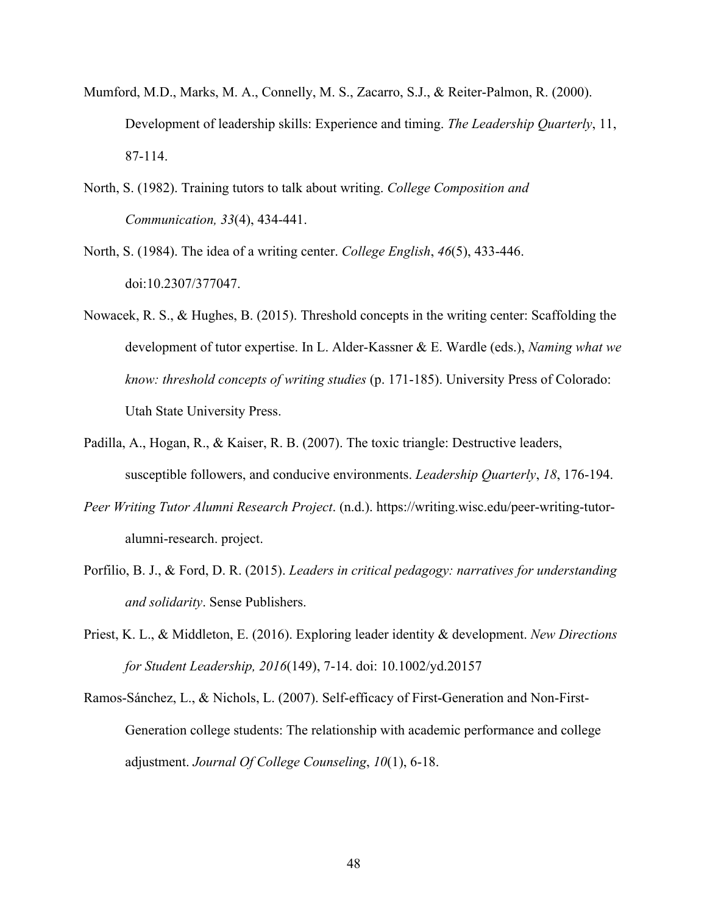Mumford, M.D., Marks, M. A., Connelly, M. S., Zacarro, S.J., & Reiter-Palmon, R. (2000). Development of leadership skills: Experience and timing. *The Leadership Quarterly*, 11, 87-114.

North, S. (1982). Training tutors to talk about writing. *College Composition and Communication, 33*(4), 434-441.

North, S. (1984). The idea of a writing center. *College English*, *46*(5), 433-446. doi:10.2307/377047.

Nowacek, R. S., & Hughes, B. (2015). Threshold concepts in the writing center: Scaffolding the development of tutor expertise. In L. Alder-Kassner & E. Wardle (eds.), *Naming what we know: threshold concepts of writing studies* (p. 171-185). University Press of Colorado: Utah State University Press.

Padilla, A., Hogan, R., & Kaiser, R. B. (2007). The toxic triangle: Destructive leaders, susceptible followers, and conducive environments. *Leadership Quarterly*, *18*, 176-194.

*Peer Writing Tutor Alumni Research Project*. (n.d.). https://writing.wisc.edu/peer-writing-tutor-alumni-research. project.

Porfilio, B. J., & Ford, D. R. (2015). *Leaders in critical pedagogy: narratives for understanding and solidarity*. Sense Publishers.

Priest, K. L., & Middleton, E. (2016). Exploring leader identity & development. *New Directions for Student Leadership, 2016*(149), 7-14. doi: 10.1002/yd.20157

Ramos-Sánchez, L., & Nichols, L. (2007). Self-efficacy of First-Generation and Non-First-Generation college students: The relationship with academic performance and college adjustment. *Journal Of College Counseling*, *10*(1), 6-18.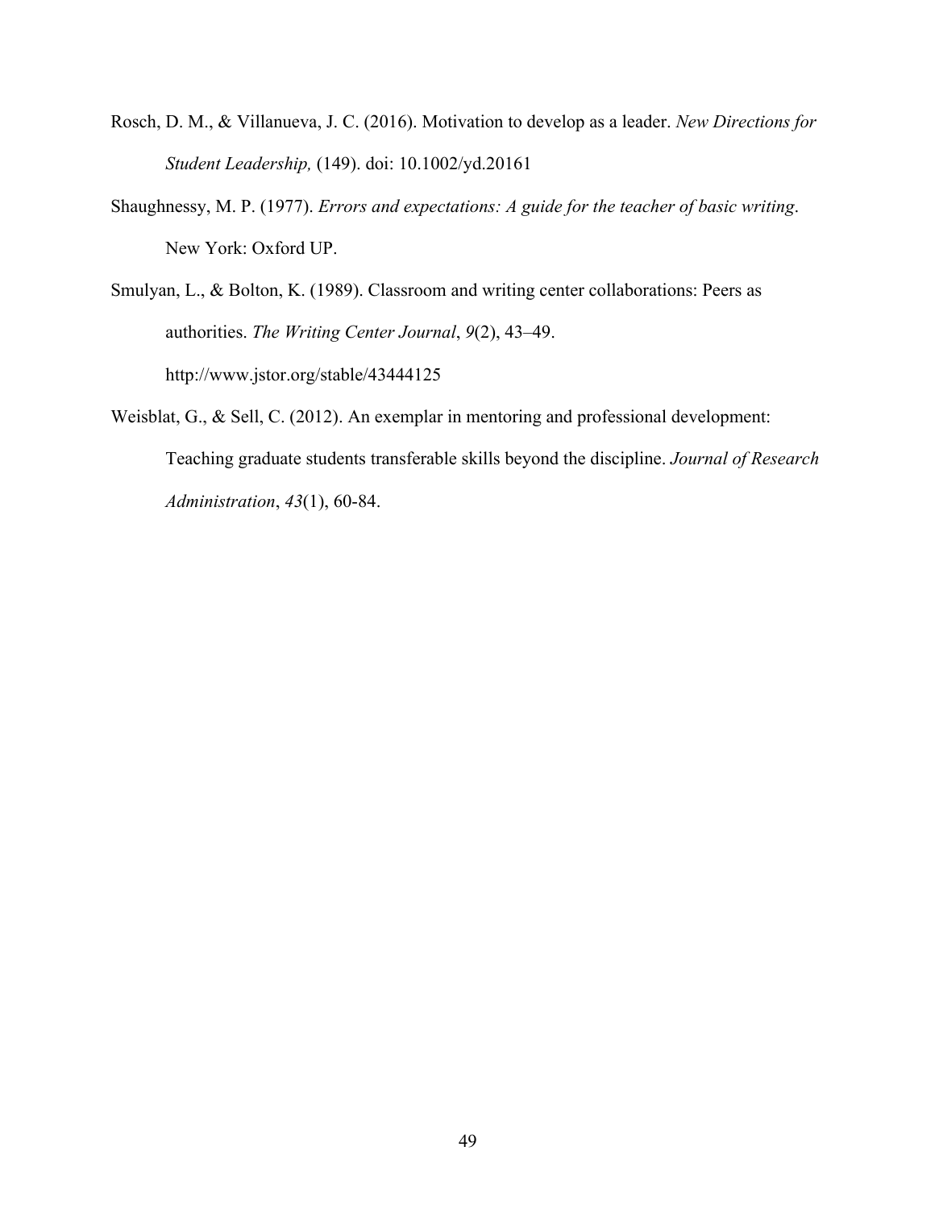Rosch, D. M., & Villanueva, J. C. (2016). Motivation to develop as a leader. *New Directions for Student Leadership,* (149). doi: 10.1002/yd.20161

Shaughnessy, M. P. (1977). *Errors and expectations: A guide for the teacher of basic writing*. New York: Oxford UP.

Smulyan, L., & Bolton, K. (1989). Classroom and writing center collaborations: Peers as authorities. *The Writing Center Journal*, *9*(2), 43–49. http://www.jstor.org/stable/43444125

Weisblat, G., & Sell, C. (2012). An exemplar in mentoring and professional development: Teaching graduate students transferable skills beyond the discipline. *Journal of Research Administration*, *43*(1), 60-84.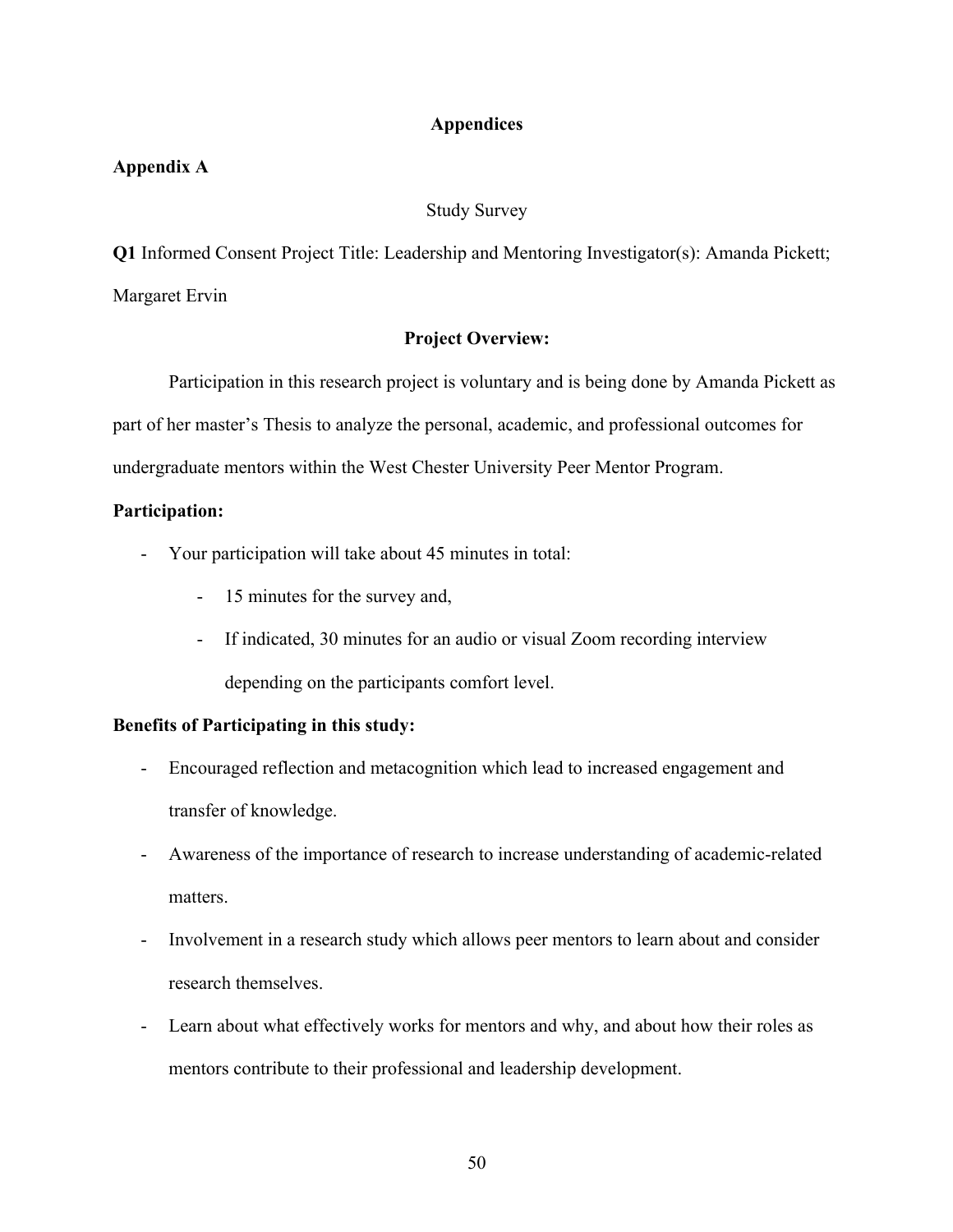# Appendices

## Appendix A

Study Survey

**Q1** Informed Consent Project Title: Leadership and Mentoring Investigator(s): Amanda Pickett; Margaret Ervin

### Project Overview:

Participation in this research project is voluntary and is being done by Amanda Pickett as part of her master's Thesis to analyze the personal, academic, and professional outcomes for undergraduate mentors within the West Chester University Peer Mentor Program.

**Participation:**

- Your participation will take about 45 minutes in total:
    - 15 minutes for the survey and,
    - If indicated, 30 minutes for an audio or visual Zoom recording interview depending on the participants comfort level.

**Benefits of Participating in this study:**

- Encouraged reflection and metacognition which lead to increased engagement and transfer of knowledge.
- Awareness of the importance of research to increase understanding of academic-related matters.
- Involvement in a research study which allows peer mentors to learn about and consider research themselves.
- Learn about what effectively works for mentors and why, and about how their roles as mentors contribute to their professional and leadership development.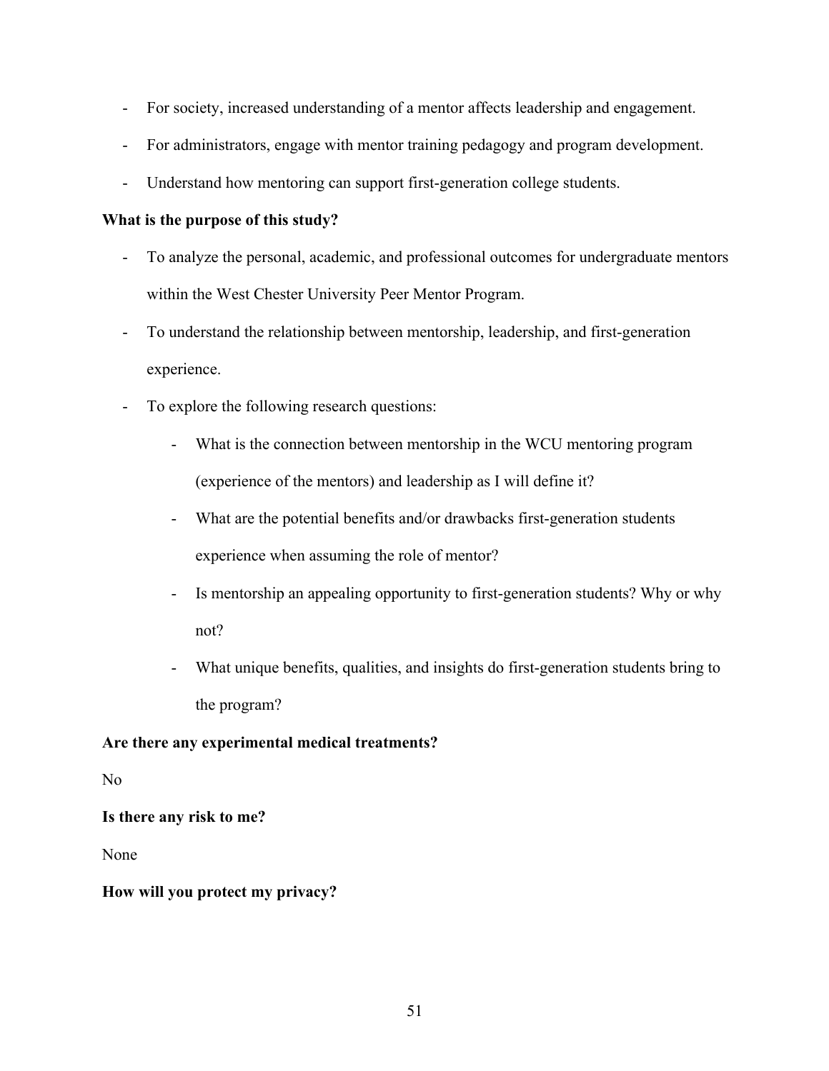- For society, increased understanding of a mentor affects leadership and engagement.
- For administrators, engage with mentor training pedagogy and program development.
- Understand how mentoring can support first-generation college students.

**What is the purpose of this study?**

- To analyze the personal, academic, and professional outcomes for undergraduate mentors within the West Chester University Peer Mentor Program.
- To understand the relationship between mentorship, leadership, and first-generation experience.
- To explore the following research questions:
    - What is the connection between mentorship in the WCU mentoring program (experience of the mentors) and leadership as I will define it?
    - What are the potential benefits and/or drawbacks first-generation students experience when assuming the role of mentor?
    - Is mentorship an appealing opportunity to first-generation students? Why or why not?
    - What unique benefits, qualities, and insights do first-generation students bring to the program?

**Are there any experimental medical treatments?**

No

**Is there any risk to me?**

None

**How will you protect my privacy?**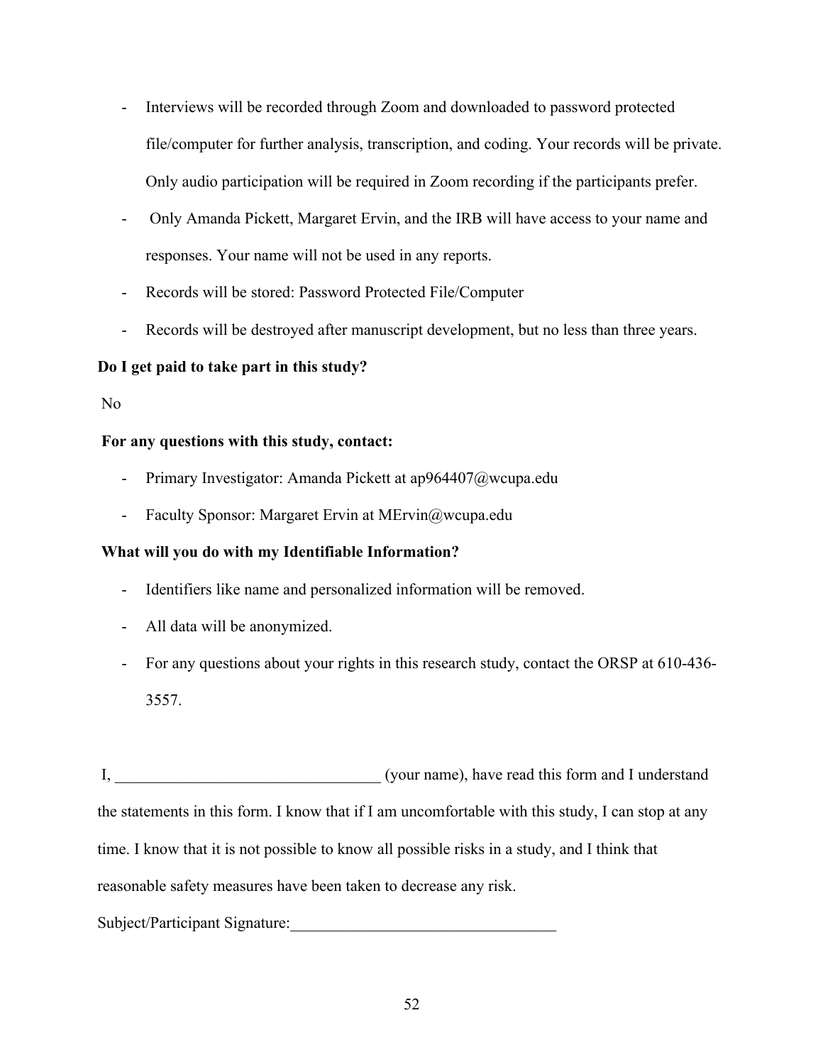- Interviews will be recorded through Zoom and downloaded to password protected file/computer for further analysis, transcription, and coding. Your records will be private. Only audio participation will be required in Zoom recording if the participants prefer.
- Only Amanda Pickett, Margaret Ervin, and the IRB will have access to your name and responses. Your name will not be used in any reports.
- Records will be stored: Password Protected File/Computer
- Records will be destroyed after manuscript development, but no less than three years.

**Do I get paid to take part in this study?**

No

**For any questions with this study, contact:**

- Primary Investigator: Amanda Pickett at ap964407@wcupa.edu
- Faculty Sponsor: Margaret Ervin at MErvin@wcupa.edu

**What will you do with my Identifiable Information?**

- Identifiers like name and personalized information will be removed.
- All data will be anonymized.
- For any questions about your rights in this research study, contact the ORSP at 610-436-3557.

I, ________________________________ (your name), have read this form and I understand the statements in this form. I know that if I am uncomfortable with this study, I can stop at any time. I know that it is not possible to know all possible risks in a study, and I think that reasonable safety measures have been taken to decrease any risk.

Subject/Participant Signature:________________________________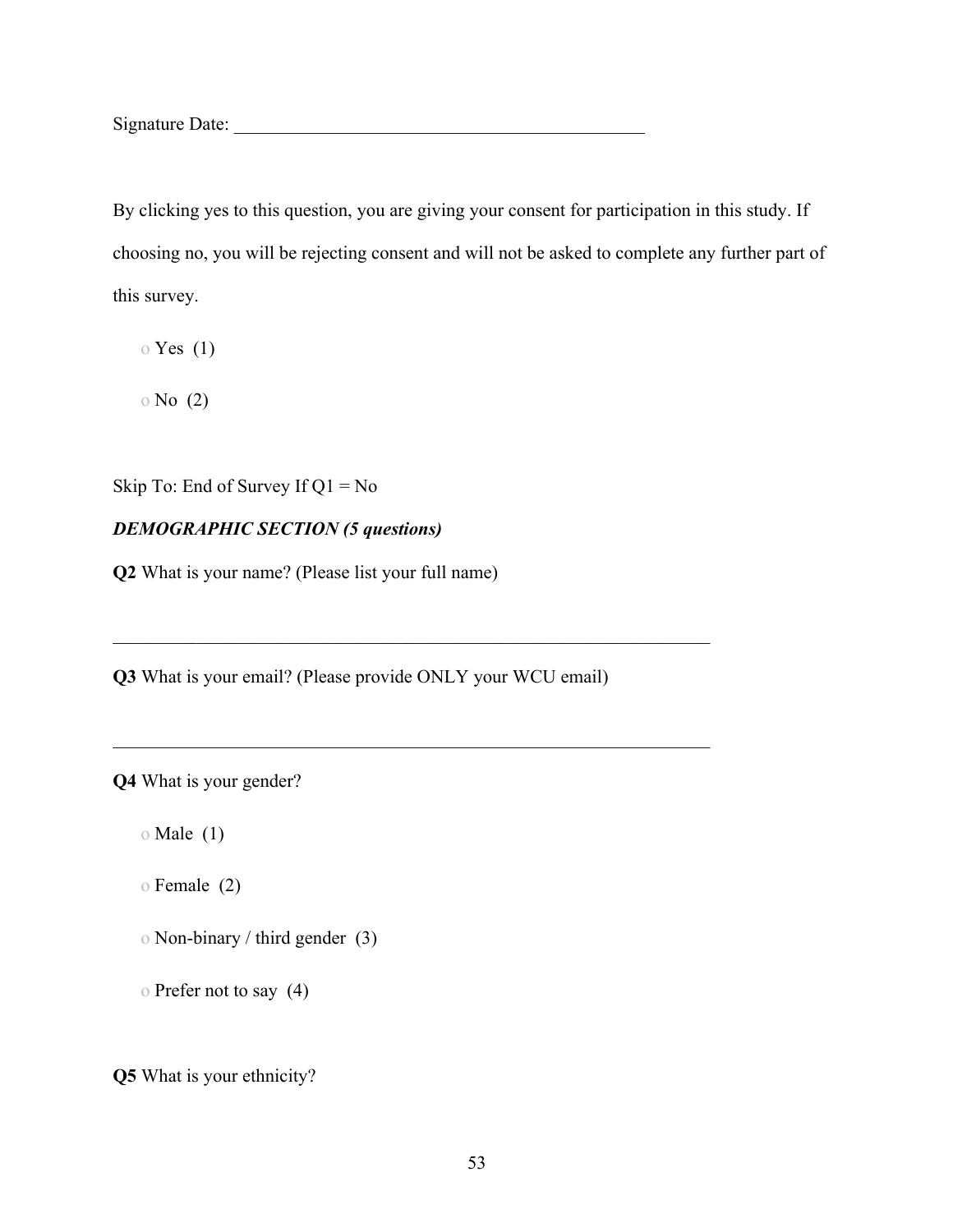Signature Date: _______________________________________________

By clicking yes to this question, you are giving your consent for participation in this study. If choosing no, you will be rejecting consent and will not be asked to complete any further part of this survey.

o Yes (1)

o No (2)

Skip To: End of Survey If Q1 = No

***DEMOGRAPHIC SECTION (5 questions)***

**Q2** What is your name? (Please list your full name)

________________________________________________________________

**Q3** What is your email? (Please provide ONLY your WCU email)

________________________________________________________________

**Q4** What is your gender?

o Male (1)

o Female (2)

o Non-binary / third gender (3)

o Prefer not to say (4)

**Q5** What is your ethnicity?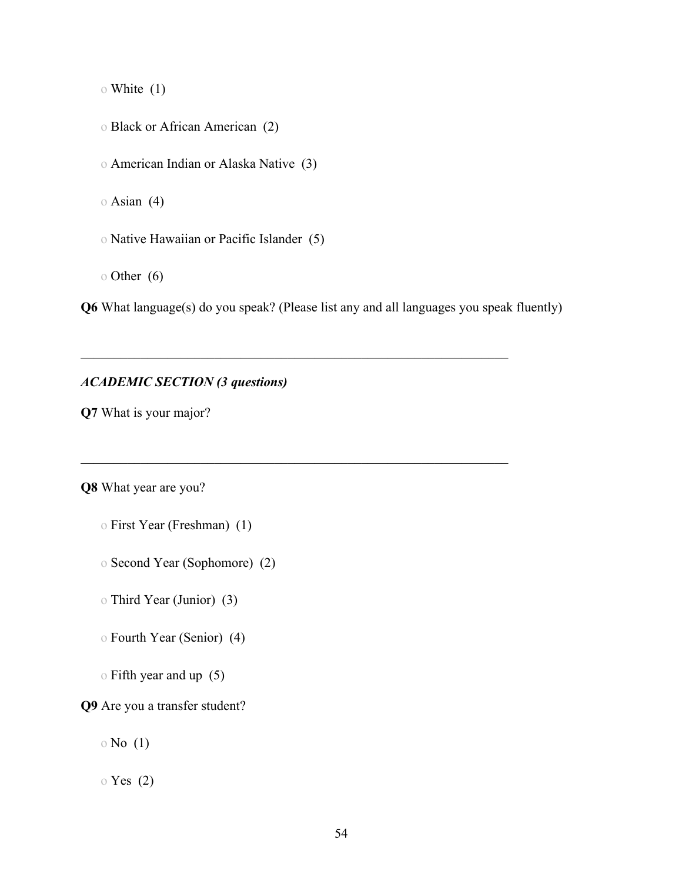o White (1)

o Black or African American (2)

o American Indian or Alaska Native (3)

o Asian (4)

o Native Hawaiian or Pacific Islander (5)

o Other (6)

**Q6** What language(s) do you speak? (Please list any and all languages you speak fluently)

________________________________________________________________

*ACADEMIC SECTION (3 questions)*

**Q7** What is your major?

________________________________________________________________

**Q8** What year are you?

o First Year (Freshman) (1)

o Second Year (Sophomore) (2)

o Third Year (Junior) (3)

o Fourth Year (Senior) (4)

o Fifth year and up (5)

**Q9** Are you a transfer student?

o No (1)

o Yes (2)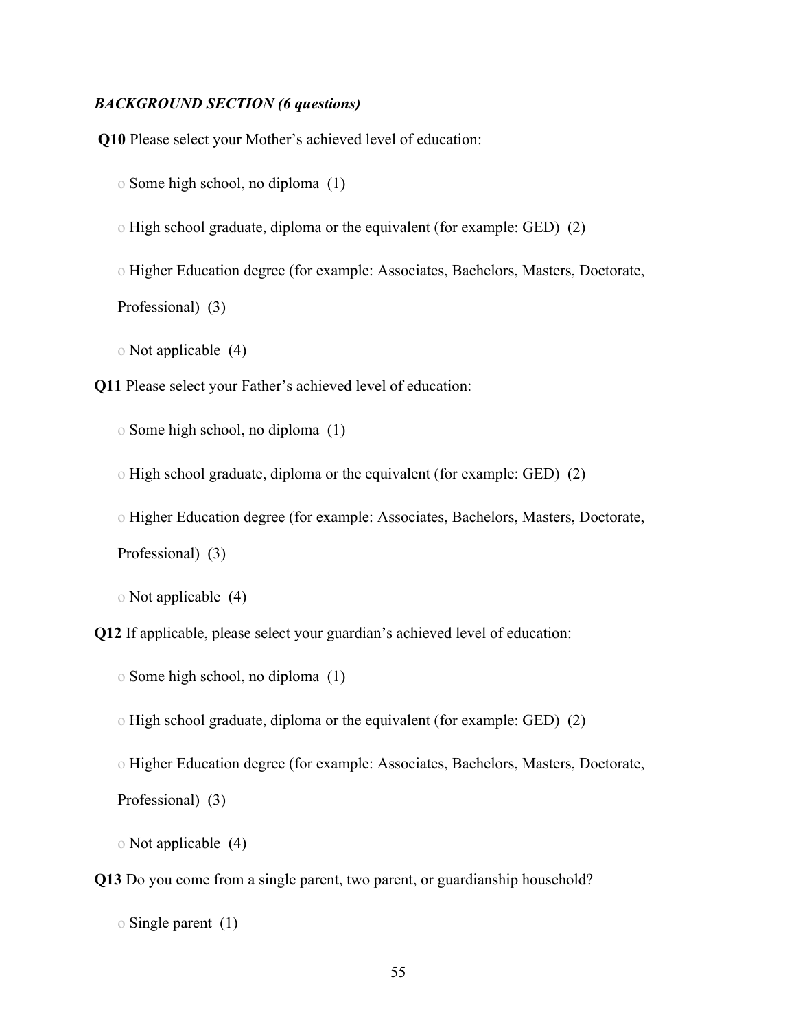***BACKGROUND SECTION (6 questions)***

**Q10** Please select your Mother's achieved level of education:

- o Some high school, no diploma (1)
- o High school graduate, diploma or the equivalent (for example: GED) (2)
- o Higher Education degree (for example: Associates, Bachelors, Masters, Doctorate, Professional) (3)
- o Not applicable (4)

**Q11** Please select your Father's achieved level of education:

- o Some high school, no diploma (1)
- o High school graduate, diploma or the equivalent (for example: GED) (2)
- o Higher Education degree (for example: Associates, Bachelors, Masters, Doctorate, Professional) (3)
- o Not applicable (4)

**Q12** If applicable, please select your guardian's achieved level of education:

- o Some high school, no diploma (1)
- o High school graduate, diploma or the equivalent (for example: GED) (2)
- o Higher Education degree (for example: Associates, Bachelors, Masters, Doctorate, Professional) (3)
- o Not applicable (4)

**Q13** Do you come from a single parent, two parent, or guardianship household?

- o Single parent (1)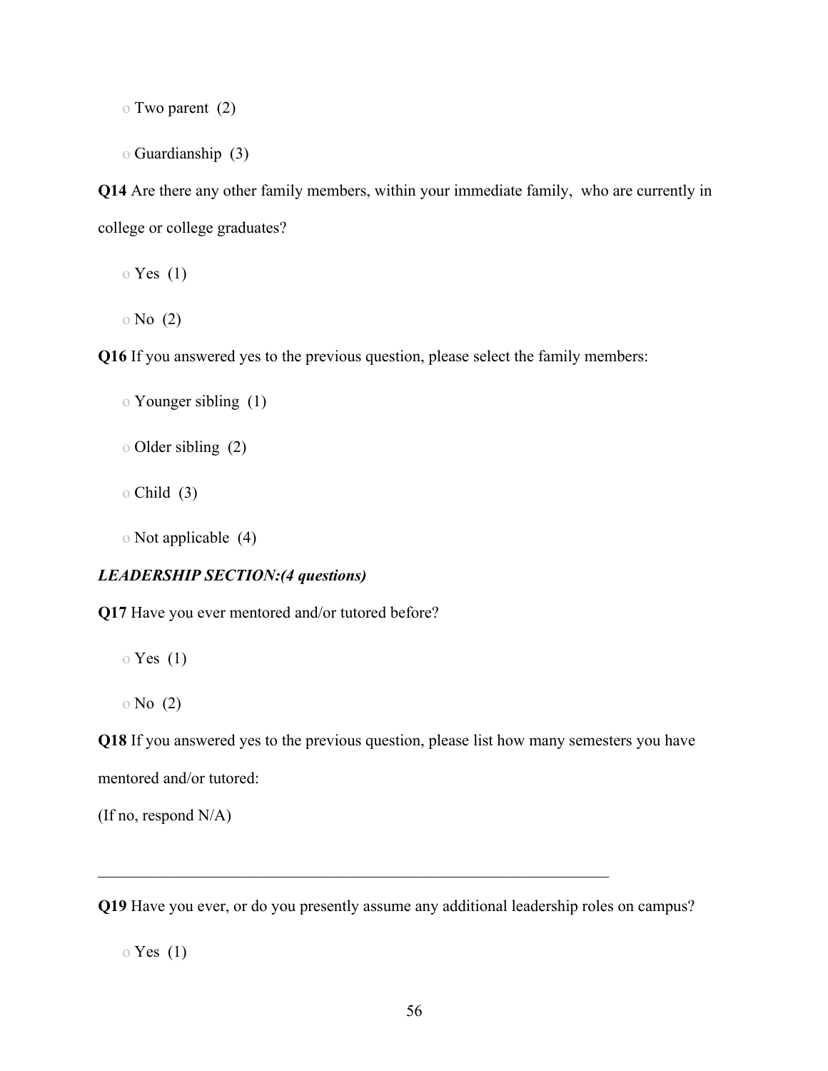o Two parent  (2)

o Guardianship  (3)

**Q14** Are there any other family members, within your immediate family,  who are currently in college or college graduates?

o Yes  (1)

o No  (2)

**Q16** If you answered yes to the previous question, please select the family members:

o Younger sibling  (1)

o Older sibling  (2)

o Child  (3)

o Not applicable  (4)

***LEADERSHIP SECTION:(4 questions)***

**Q17** Have you ever mentored and/or tutored before?

o Yes  (1)

o No  (2)

**Q18** If you answered yes to the previous question, please list how many semesters you have mentored and/or tutored:

(If no, respond N/A)

________________________________________________________________

**Q19** Have you ever, or do you presently assume any additional leadership roles on campus?

o Yes  (1)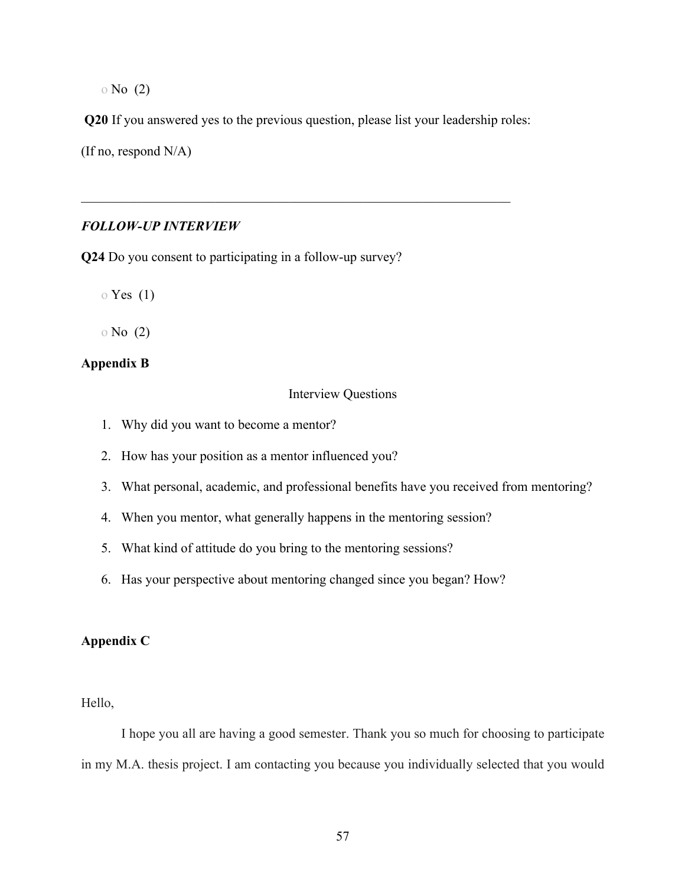o No (2)

**Q20** If you answered yes to the previous question, please list your leadership roles:

(If no, respond N/A)

________________________________________________________________

***FOLLOW-UP INTERVIEW***

**Q24** Do you consent to participating in a follow-up survey?

o Yes (1)

o No (2)

**Appendix B**

Interview Questions

1. Why did you want to become a mentor?
2. How has your position as a mentor influenced you?
3. What personal, academic, and professional benefits have you received from mentoring?
4. When you mentor, what generally happens in the mentoring session?
5. What kind of attitude do you bring to the mentoring sessions?
6. Has your perspective about mentoring changed since you began? How?

**Appendix C**

Hello,

I hope you all are having a good semester. Thank you so much for choosing to participate in my M.A. thesis project. I am contacting you because you individually selected that you would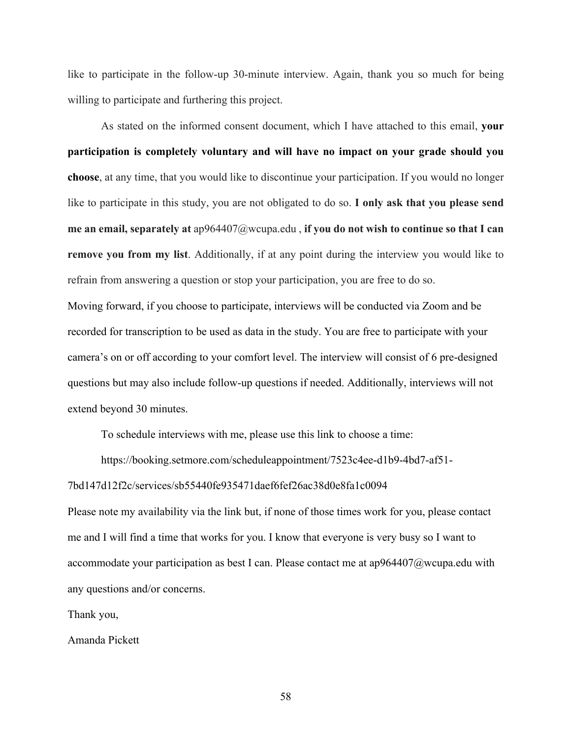like to participate in the follow-up 30-minute interview. Again, thank you so much for being willing to participate and furthering this project.

As stated on the informed consent document, which I have attached to this email, **your participation is completely voluntary and will have no impact on your grade should you choose**, at any time, that you would like to discontinue your participation. If you would no longer like to participate in this study, you are not obligated to do so. **I only ask that you please send me an email, separately at** ap964407@wcupa.edu , **if you do not wish to continue so that I can remove you from my list**. Additionally, if at any point during the interview you would like to refrain from answering a question or stop your participation, you are free to do so.

Moving forward, if you choose to participate, interviews will be conducted via Zoom and be recorded for transcription to be used as data in the study. You are free to participate with your camera's on or off according to your comfort level. The interview will consist of 6 pre-designed questions but may also include follow-up questions if needed. Additionally, interviews will not extend beyond 30 minutes.

To schedule interviews with me, please use this link to choose a time:

https://booking.setmore.com/scheduleappointment/7523c4ee-d1b9-4bd7-af51-7bd147d12f2c/services/sb55440fe935471daef6fef26ac38d0e8fa1c0094

Please note my availability via the link but, if none of those times work for you, please contact me and I will find a time that works for you. I know that everyone is very busy so I want to accommodate your participation as best I can. Please contact me at ap964407@wcupa.edu with any questions and/or concerns.

Thank you,

Amanda Pickett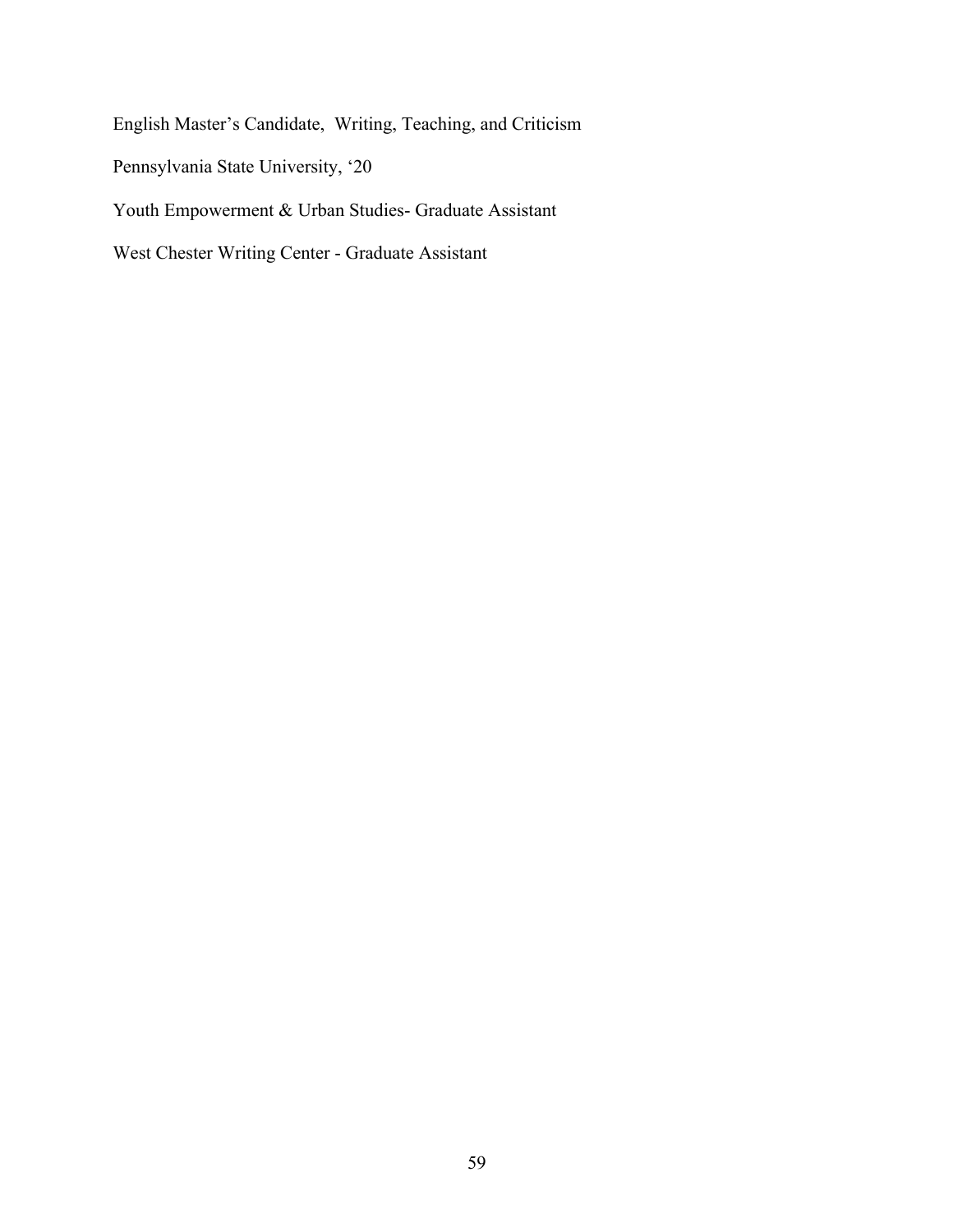English Master’s Candidate,  Writing, Teaching, and Criticism

Pennsylvania State University, ‘20

Youth Empowerment & Urban Studies- Graduate Assistant

West Chester Writing Center - Graduate Assistant